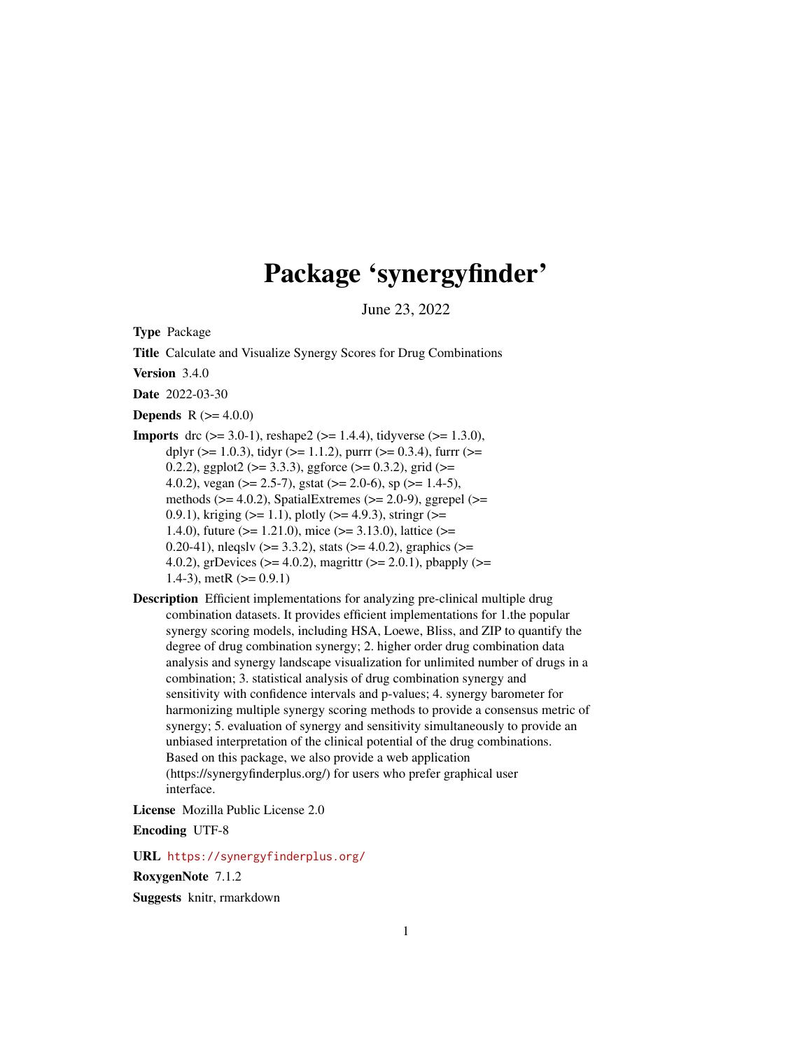# Package 'synergyfinder'

June 23, 2022

**Type** Package

**Title** Calculate and Visualize Synergy Scores for Drug Combinations

**Version** 3.4.0

**Date** 2022-03-30

**Depends** R (>= 4.0.0)

**Imports** drc (>= 3.0-1), reshape2 (>= 1.4.4), tidyverse (>= 1.3.0), dplyr (>= 1.0.3), tidyr (>= 1.1.2), purrr (>= 0.3.4), furrr (>= 0.2.2), ggplot2 (>= 3.3.3), ggforce (>= 0.3.2), grid (>= 4.0.2), vegan (>= 2.5-7), gstat (>= 2.0-6), sp (>= 1.4-5), methods (>= 4.0.2), SpatialExtremes (>= 2.0-9), ggrepel (>= 0.9.1), kriging (>= 1.1), plotly (>= 4.9.3), stringr (>= 1.4.0), future (>= 1.21.0), mice (>= 3.13.0), lattice (>= 0.20-41), nleqslv (>= 3.3.2), stats (>= 4.0.2), graphics (>= 4.0.2), grDevices (>= 4.0.2), magrittr (>= 2.0.1), pbapply (>= 1.4-3), metR (>= 0.9.1)

**Description** Efficient implementations for analyzing pre-clinical multiple drug combination datasets. It provides efficient implementations for 1.the popular synergy scoring models, including HSA, Loewe, Bliss, and ZIP to quantify the degree of drug combination synergy; 2. higher order drug combination data analysis and synergy landscape visualization for unlimited number of drugs in a combination; 3. statistical analysis of drug combination synergy and sensitivity with confidence intervals and p-values; 4. synergy barometer for harmonizing multiple synergy scoring methods to provide a consensus metric of synergy; 5. evaluation of synergy and sensitivity simultaneously to provide an unbiased interpretation of the clinical potential of the drug combinations. Based on this package, we also provide a web application (https://synergyfinderplus.org/) for users who prefer graphical user interface.

**License** Mozilla Public License 2.0

**Encoding** UTF-8

**URL** https://synergyfinderplus.org/

**RoxygenNote** 7.1.2

**Suggests** knitr, rmarkdown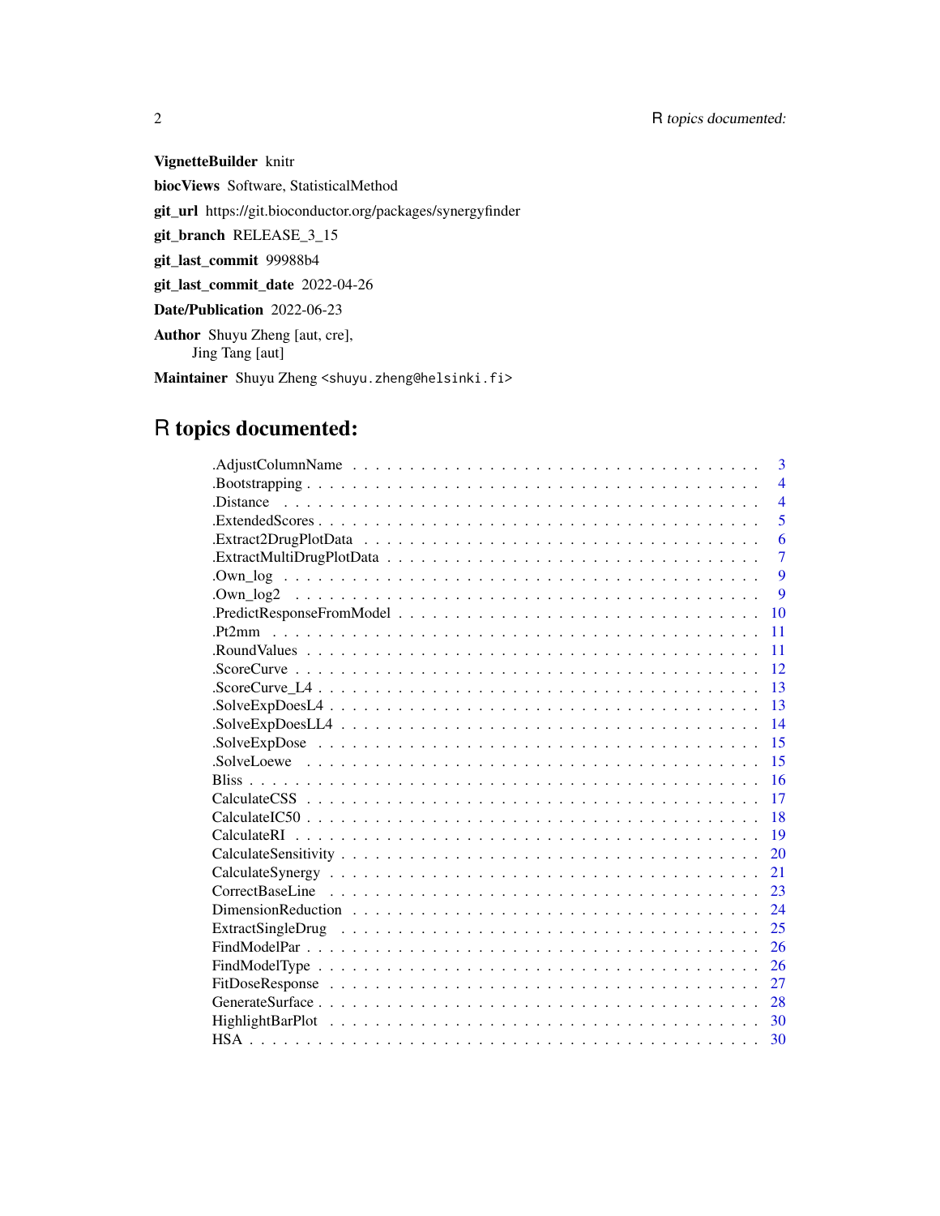**VignetteBuilder** knitr

**biocViews** Software, StatisticalMethod

**git_url** https://git.bioconductor.org/packages/synergyfinder

**git_branch** RELEASE_3_15

**git_last_commit** 99988b4

**git_last_commit_date** 2022-04-26

**Date/Publication** 2022-06-23

**Author** Shuyu Zheng [aut, cre],
Jing Tang [aut]

**Maintainer** Shuyu Zheng <shuyu.zheng@helsinki.fi>

# R topics documented:

| | |
|---|---|
| .AdjustColumnName | 3 |
| .Bootstrapping | 4 |
| .Distance | 4 |
| .ExtendedScores | 5 |
| .Extract2DrugPlotData | 6 |
| .ExtractMultiDrugPlotData | 7 |
| .Own_log | 9 |
| .Own_log2 | 9 |
| .PredictResponseFromModel | 10 |
| .Pt2mm | 11 |
| .RoundValues | 11 |
| .ScoreCurve | 12 |
| .ScoreCurve_L4 | 13 |
| .SolveExpDoesL4 | 13 |
| .SolveExpDoesLL4 | 14 |
| .SolveExpDose | 15 |
| .SolveLoewe | 15 |
| Bliss | 16 |
| CalculateCSS | 17 |
| CalculateIC50 | 18 |
| CalculateRI | 19 |
| CalculateSensitivity | 20 |
| CalculateSynergy | 21 |
| CorrectBaseLine | 23 |
| DimensionReduction | 24 |
| ExtractSingleDrug | 25 |
| FindModelPar | 26 |
| FindModelType | 26 |
| FitDoseResponse | 27 |
| GenerateSurface | 28 |
| HighlightBarPlot | 30 |
| HSA | 30 |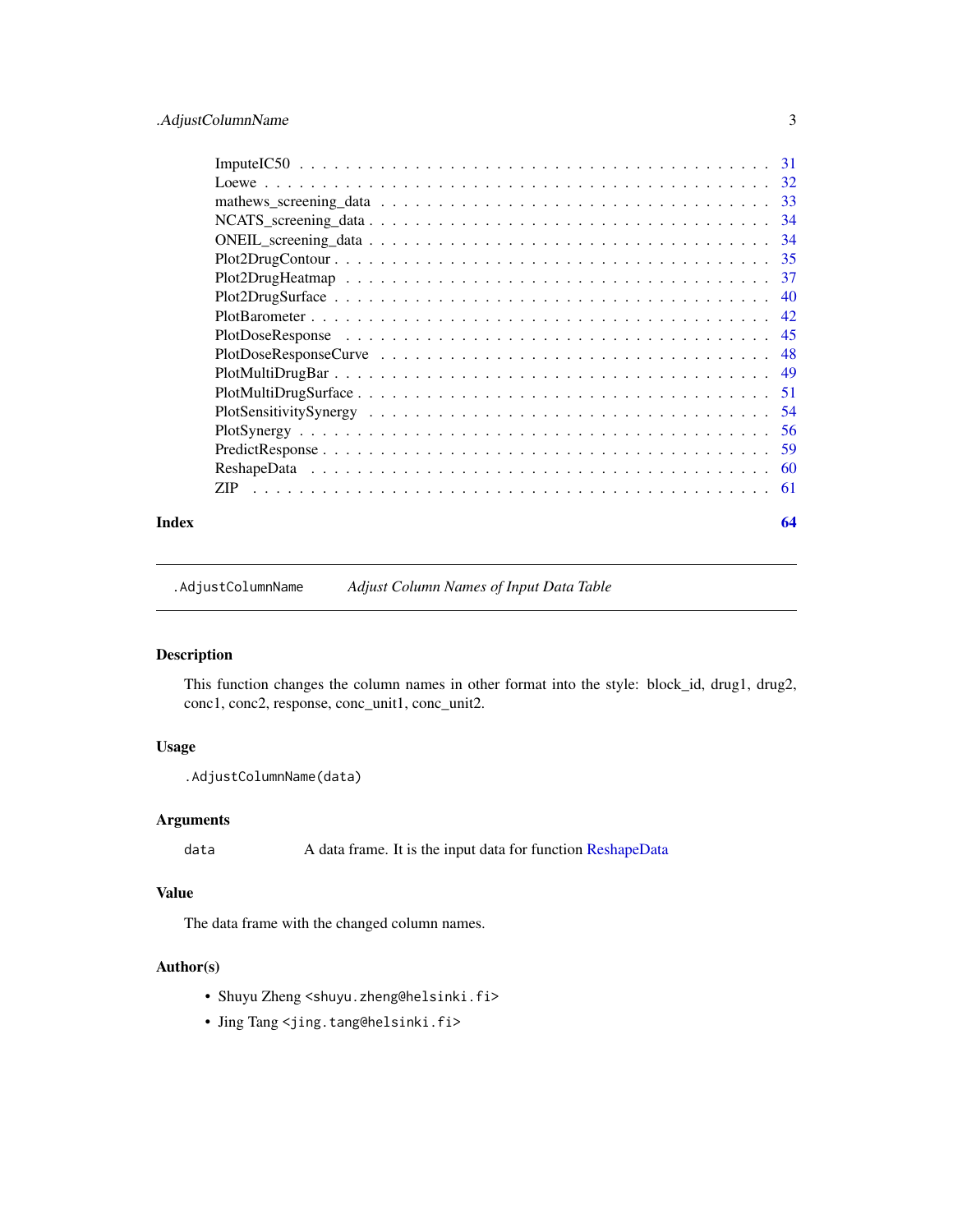| | |
|---|---|
| ImputeIC50 | 31 |
| Loewe | 32 |
| mathews_screening_data | 33 |
| NCATS_screening_data | 34 |
| ONEIL_screening_data | 34 |
| Plot2DrugContour | 35 |
| Plot2DrugHeatmap | 37 |
| Plot2DrugSurface | 40 |
| PlotBarometer | 42 |
| PlotDoseResponse | 45 |
| PlotDoseResponseCurve | 48 |
| PlotMultiDrugBar | 49 |
| PlotMultiDrugSurface | 51 |
| PlotSensitivitySynergy | 54 |
| PlotSynergy | 56 |
| PredictResponse | 59 |
| ReshapeData | 60 |
| ZIP | 61 |

**Index** **64**

---

`.AdjustColumnName` *Adjust Column Names of Input Data Table*

---

## Description

This function changes the column names in other format into the style: block_id, drug1, drug2, conc1, conc2, response, conc_unit1, conc_unit2.

## Usage

```
.AdjustColumnName(data)
```

## Arguments

| | |
|---|---|
| `data` | A data frame. It is the input data for function ReshapeData |

## Value

The data frame with the changed column names.

## Author(s)

- Shuyu Zheng <shuyu.zheng@helsinki.fi>
- Jing Tang <jing.tang@helsinki.fi>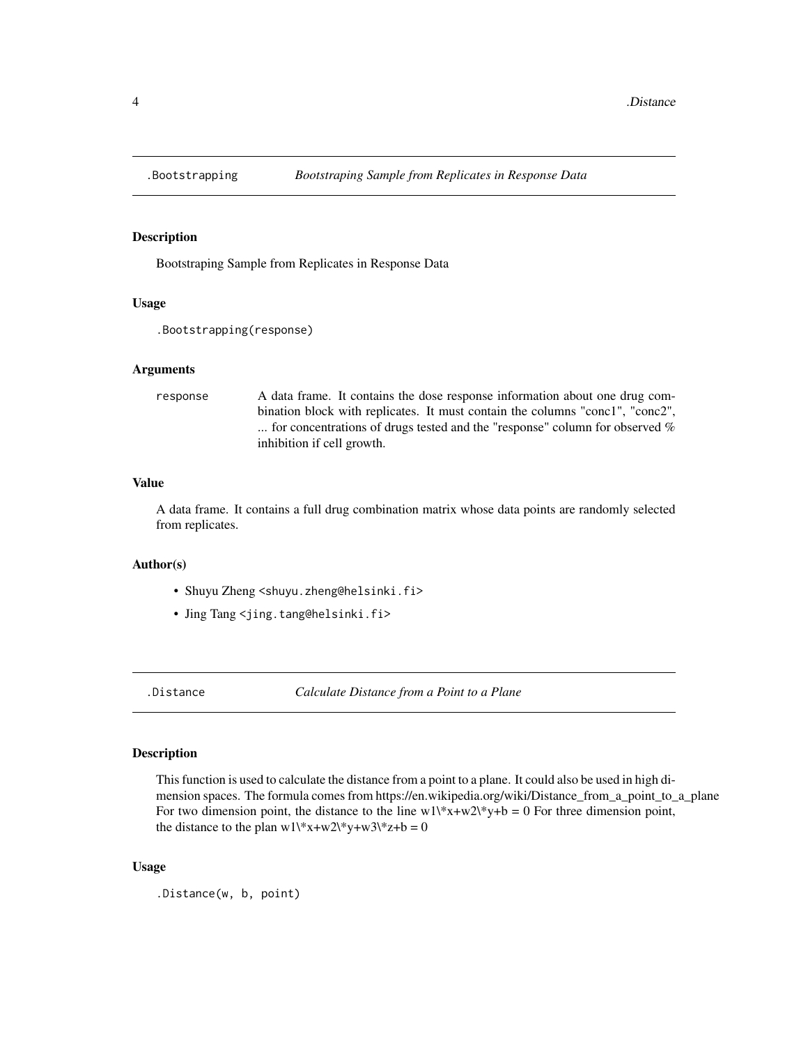## .Bootstrapping    *Bootstraping Sample from Replicates in Response Data*

### Description

Bootstraping Sample from Replicates in Response Data

### Usage

```
.Bootstrapping(response)
```

### Arguments

| | |
|---|---|
| response | A data frame. It contains the dose response information about one drug combination block with replicates. It must contain the columns "conc1", "conc2", ... for concentrations of drugs tested and the "response" column for observed % inhibition if cell growth. |

### Value

A data frame. It contains a full drug combination matrix whose data points are randomly selected from replicates.

### Author(s)

- Shuyu Zheng <shuyu.zheng@helsinki.fi>
- Jing Tang <jing.tang@helsinki.fi>

## .Distance    *Calculate Distance from a Point to a Plane*

### Description

This function is used to calculate the distance from a point to a plane. It could also be used in high dimension spaces. The formula comes from https://en.wikipedia.org/wiki/Distance_from_a_point_to_a_plane For two dimension point, the distance to the line w1\*x+w2\*y+b = 0 For three dimension point, the distance to the plan w1\*x+w2\*y+w3\*z+b = 0

### Usage

```
.Distance(w, b, point)
```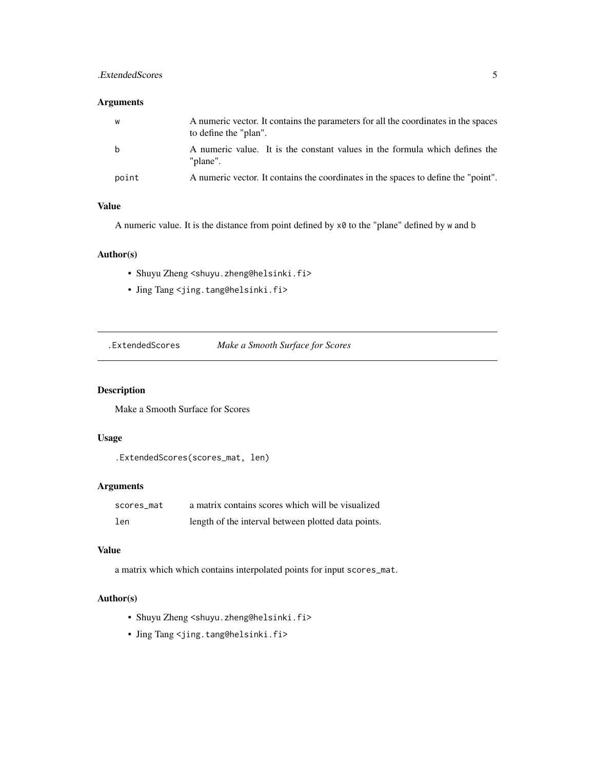## Arguments

| | |
|---|---|
| `w` | A numeric vector. It contains the parameters for all the coordinates in the spaces to define the "plan". |
| `b` | A numeric value. It is the constant values in the formula which defines the "plane". |
| `point` | A numeric vector. It contains the coordinates in the spaces to define the "point". |

## Value

A numeric value. It is the distance from point defined by `x0` to the "plane" defined by `w` and `b`

## Author(s)

- Shuyu Zheng `<shuyu.zheng@helsinki.fi>`
- Jing Tang `<jing.tang@helsinki.fi>`

---

# `.ExtendedScores` *Make a Smooth Surface for Scores*

## Description

Make a Smooth Surface for Scores

## Usage

```
.ExtendedScores(scores_mat, len)
```

## Arguments

| | |
|---|---|
| `scores_mat` | a matrix contains scores which will be visualized |
| `len` | length of the interval between plotted data points. |

## Value

a matrix which which contains interpolated points for input `scores_mat`.

## Author(s)

- Shuyu Zheng `<shuyu.zheng@helsinki.fi>`
- Jing Tang `<jing.tang@helsinki.fi>`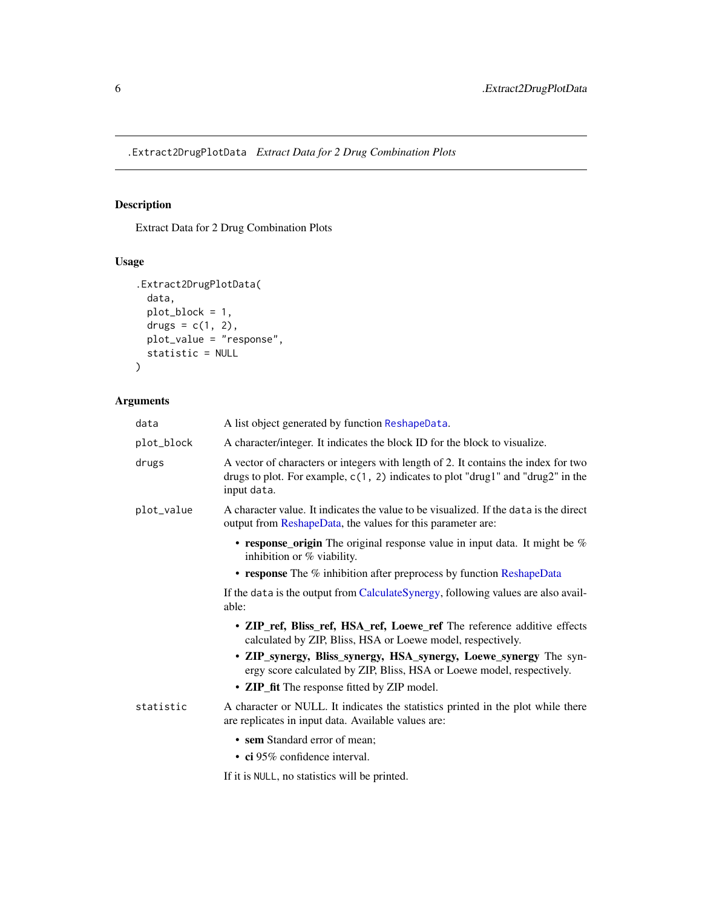# .Extract2DrugPlotData *Extract Data for 2 Drug Combination Plots*

## Description

Extract Data for 2 Drug Combination Plots

## Usage

```
.Extract2DrugPlotData(
  data,
  plot_block = 1,
  drugs = c(1, 2),
  plot_value = "response",
  statistic = NULL
)
```

## Arguments

| | |
|---|---|
| data | A list object generated by function ReshapeData. |
| plot_block | A character/integer. It indicates the block ID for the block to visualize. |
| drugs | A vector of characters or integers with length of 2. It contains the index for two drugs to plot. For example, c(1, 2) indicates to plot "drug1" and "drug2" in the input data. |
| plot_value | A character value. It indicates the value to be visualized. If the data is the direct output from ReshapeData, the values for this parameter are: <br>• **response_origin** The original response value in input data. It might be % inhibition or % viability. <br>• **response** The % inhibition after preprocess by function ReshapeData <br>If the data is the output from CalculateSynergy, following values are also available: <br>• **ZIP_ref, Bliss_ref, HSA_ref, Loewe_ref** The reference additive effects calculated by ZIP, Bliss, HSA or Loewe model, respectively. <br>• **ZIP_synergy, Bliss_synergy, HSA_synergy, Loewe_synergy** The synergy score calculated by ZIP, Bliss, HSA or Loewe model, respectively. <br>• **ZIP_fit** The response fitted by ZIP model. |
| statistic | A character or NULL. It indicates the statistics printed in the plot while there are replicates in input data. Available values are: <br>• **sem** Standard error of mean; <br>• **ci** 95% confidence interval. <br>If it is NULL, no statistics will be printed. |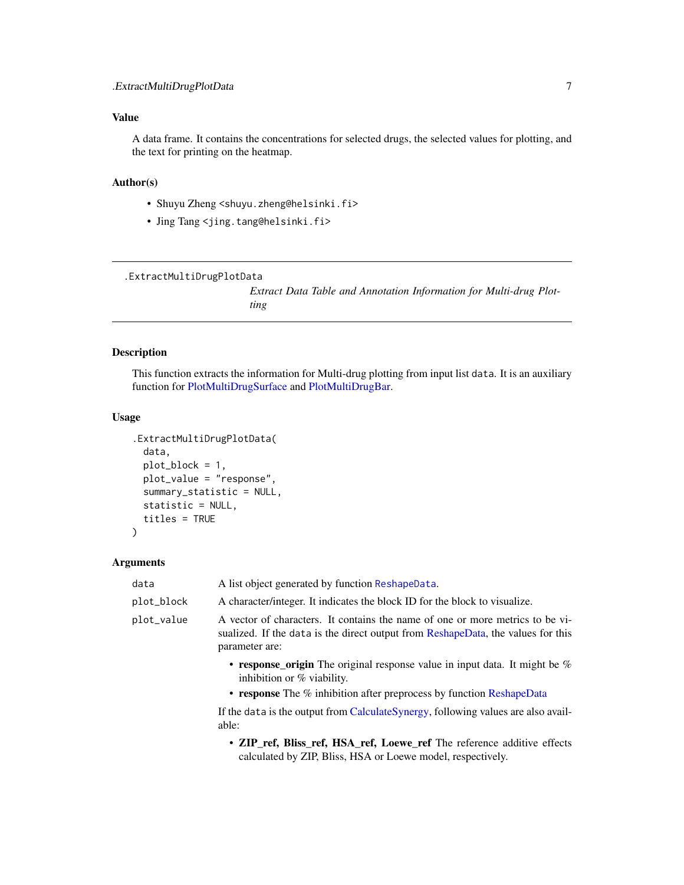## Value

A data frame. It contains the concentrations for selected drugs, the selected values for plotting, and the text for printing on the heatmap.

## Author(s)

- Shuyu Zheng <shuyu.zheng@helsinki.fi>
- Jing Tang <jing.tang@helsinki.fi>

---

# .ExtractMultiDrugPlotData — *Extract Data Table and Annotation Information for Multi-drug Plotting*

---

## Description

This function extracts the information for Multi-drug plotting from input list `data`. It is an auxiliary function for PlotMultiDrugSurface and PlotMultiDrugBar.

## Usage

```
.ExtractMultiDrugPlotData(
  data,
  plot_block = 1,
  plot_value = "response",
  summary_statistic = NULL,
  statistic = NULL,
  titles = TRUE
)
```

## Arguments

`data` — A list object generated by function `ReshapeData`.

`plot_block` — A character/integer. It indicates the block ID for the block to visualize.

`plot_value` — A vector of characters. It contains the name of one or more metrics to be visualized. If the `data` is the direct output from ReshapeData, the values for this parameter are:

- **response_origin** The original response value in input data. It might be % inhibition or % viability.
- **response** The % inhibition after preprocess by function ReshapeData

If the `data` is the output from CalculateSynergy, following values are also available:

- **ZIP_ref, Bliss_ref, HSA_ref, Loewe_ref** The reference additive effects calculated by ZIP, Bliss, HSA or Loewe model, respectively.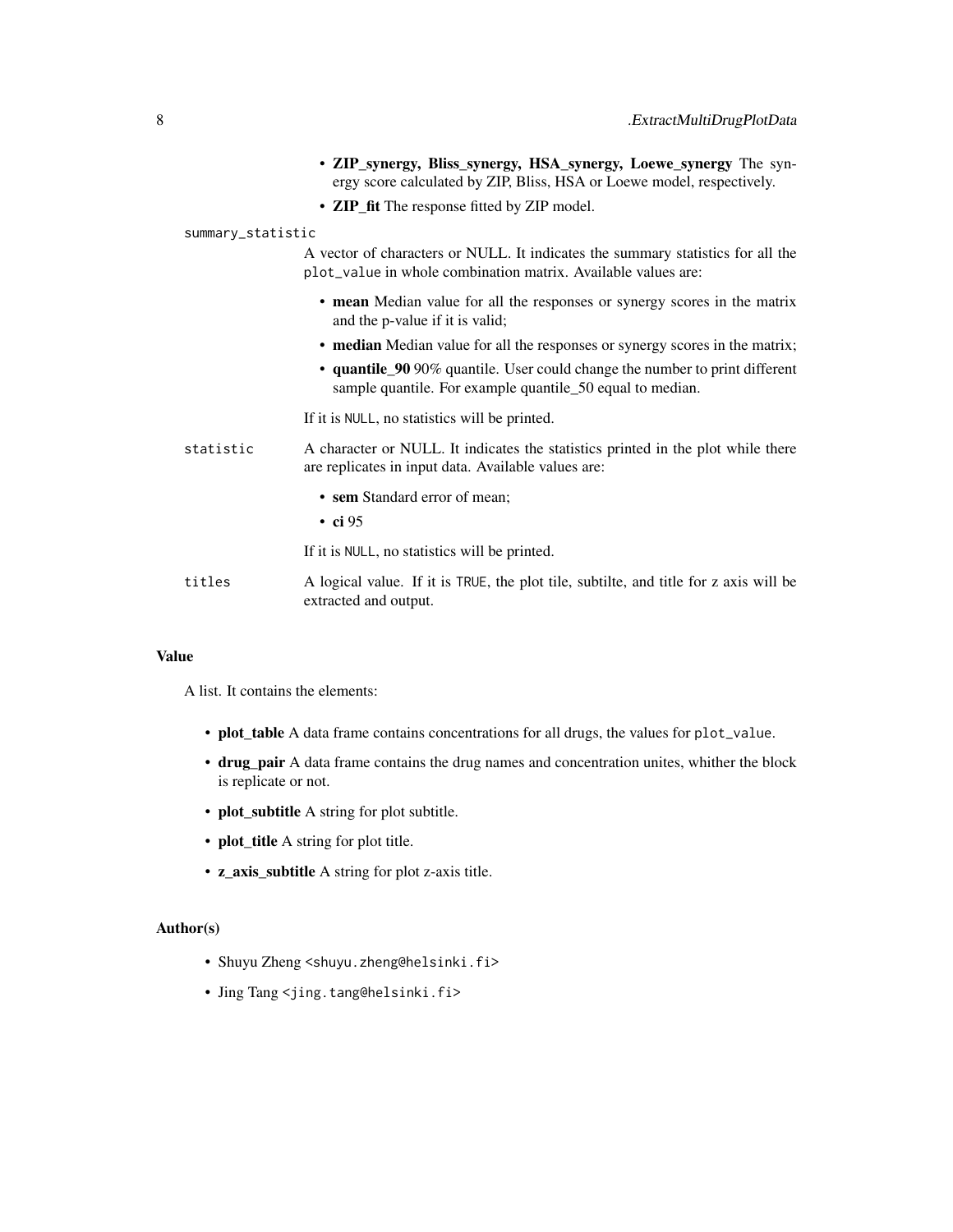- **ZIP_synergy, Bliss_synergy, HSA_synergy, Loewe_synergy** The synergy score calculated by ZIP, Bliss, HSA or Loewe model, respectively.
- **ZIP_fit** The response fitted by ZIP model.

summary_statistic
: A vector of characters or NULL. It indicates the summary statistics for all the `plot_value` in whole combination matrix. Available values are:

  - **mean** Median value for all the responses or synergy scores in the matrix and the p-value if it is valid;
  - **median** Median value for all the responses or synergy scores in the matrix;
  - **quantile_90** 90% quantile. User could change the number to print different sample quantile. For example quantile_50 equal to median.

  If it is `NULL`, no statistics will be printed.

statistic
: A character or NULL. It indicates the statistics printed in the plot while there are replicates in input data. Available values are:

  - **sem** Standard error of mean;
  - **ci** 95

  If it is `NULL`, no statistics will be printed.

titles
: A logical value. If it is `TRUE`, the plot tile, subtilte, and title for z axis will be extracted and output.

## Value

A list. It contains the elements:

- **plot_table** A data frame contains concentrations for all drugs, the values for `plot_value`.
- **drug_pair** A data frame contains the drug names and concentration unites, whither the block is replicate or not.
- **plot_subtitle** A string for plot subtitle.
- **plot_title** A string for plot title.
- **z_axis_subtitle** A string for plot z-axis title.

## Author(s)

- Shuyu Zheng <shuyu.zheng@helsinki.fi>
- Jing Tang <jing.tang@helsinki.fi>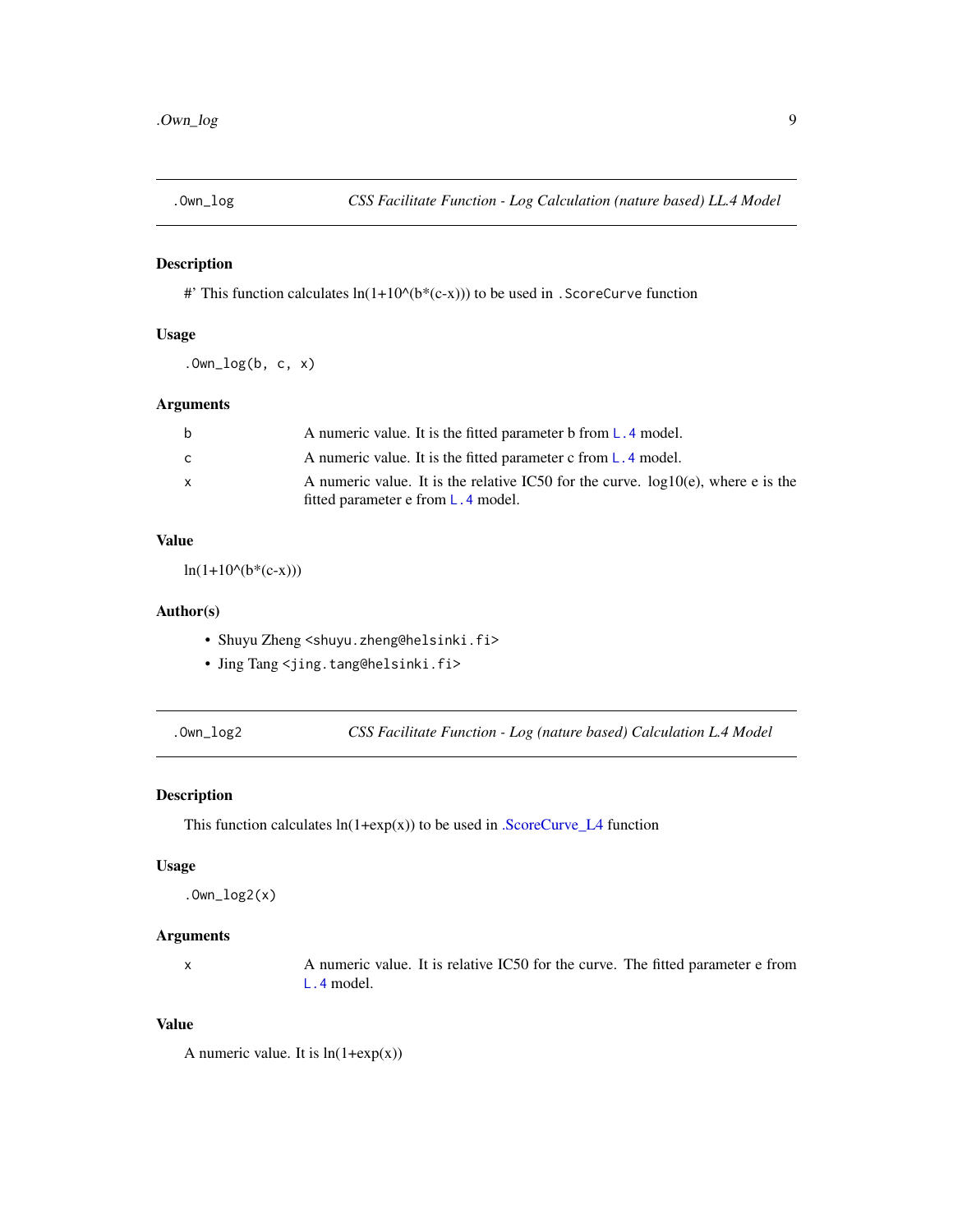## .Own_log — *CSS Facilitate Function - Log Calculation (nature based) LL.4 Model*

### Description

#' This function calculates ln(1+10^(b*(c-x))) to be used in `.ScoreCurve` function

### Usage

```
.Own_log(b, c, x)
```

### Arguments

| | |
|---|---|
| b | A numeric value. It is the fitted parameter b from `L.4` model. |
| c | A numeric value. It is the fitted parameter c from `L.4` model. |
| x | A numeric value. It is the relative IC50 for the curve. log10(e), where e is the fitted parameter e from `L.4` model. |

### Value

ln(1+10^(b*(c-x)))

### Author(s)

- Shuyu Zheng <shuyu.zheng@helsinki.fi>
- Jing Tang <jing.tang@helsinki.fi>

## .Own_log2 — *CSS Facilitate Function - Log (nature based) Calculation L.4 Model*

### Description

This function calculates ln(1+exp(x)) to be used in .ScoreCurve_L4 function

### Usage

```
.Own_log2(x)
```

### Arguments

| | |
|---|---|
| x | A numeric value. It is relative IC50 for the curve. The fitted parameter e from `L.4` model. |

### Value

A numeric value. It is ln(1+exp(x))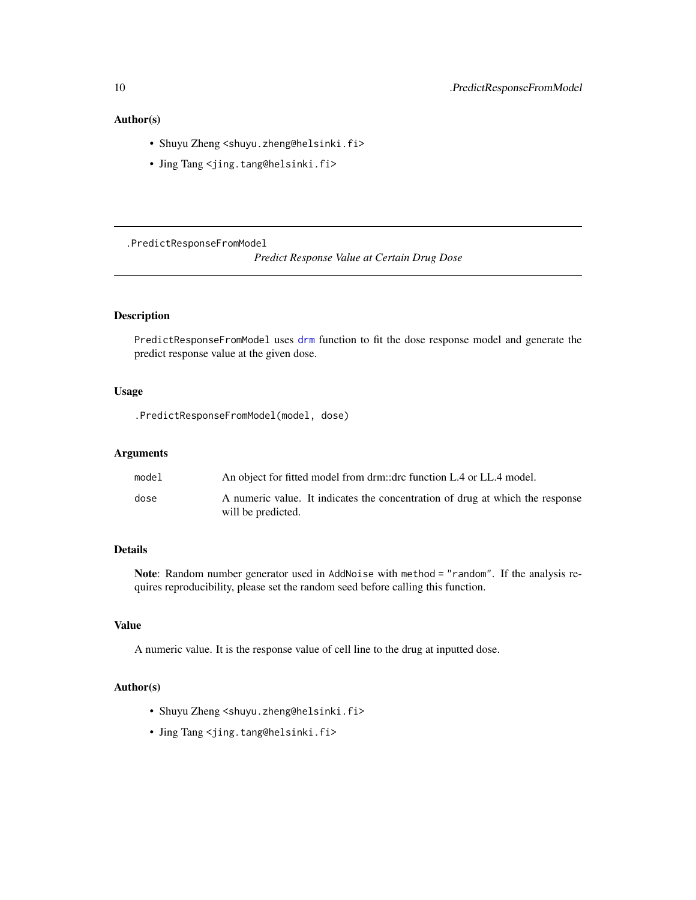## Author(s)

- Shuyu Zheng <shuyu.zheng@helsinki.fi>
- Jing Tang <jing.tang@helsinki.fi>

---

`.PredictResponseFromModel`

*Predict Response Value at Certain Drug Dose*

---

### Description

`PredictResponseFromModel` uses `drm` function to fit the dose response model and generate the predict response value at the given dose.

### Usage

```
.PredictResponseFromModel(model, dose)
```

### Arguments

| | |
|---|---|
| `model` | An object for fitted model from drm::drc function L.4 or LL.4 model. |
| `dose` | A numeric value. It indicates the concentration of drug at which the response will be predicted. |

### Details

**Note**: Random number generator used in `AddNoise` with `method = "random"`. If the analysis requires reproducibility, please set the random seed before calling this function.

### Value

A numeric value. It is the response value of cell line to the drug at inputted dose.

### Author(s)

- Shuyu Zheng <shuyu.zheng@helsinki.fi>
- Jing Tang <jing.tang@helsinki.fi>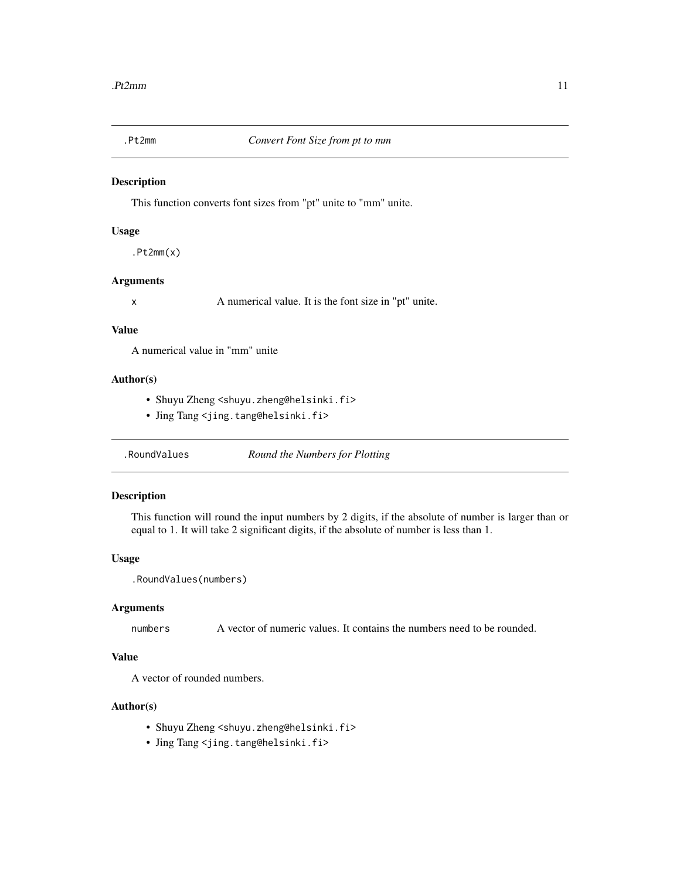## .Pt2mm — *Convert Font Size from pt to mm*

### Description

This function converts font sizes from "pt" unite to "mm" unite.

### Usage

```
.Pt2mm(x)
```

### Arguments

| | |
|---|---|
| `x` | A numerical value. It is the font size in "pt" unite. |

### Value

A numerical value in "mm" unite

### Author(s)

- Shuyu Zheng <shuyu.zheng@helsinki.fi>
- Jing Tang <jing.tang@helsinki.fi>

## .RoundValues — *Round the Numbers for Plotting*

### Description

This function will round the input numbers by 2 digits, if the absolute of number is larger than or equal to 1. It will take 2 significant digits, if the absolute of number is less than 1.

### Usage

```
.RoundValues(numbers)
```

### Arguments

| | |
|---|---|
| `numbers` | A vector of numeric values. It contains the numbers need to be rounded. |

### Value

A vector of rounded numbers.

### Author(s)

- Shuyu Zheng <shuyu.zheng@helsinki.fi>
- Jing Tang <jing.tang@helsinki.fi>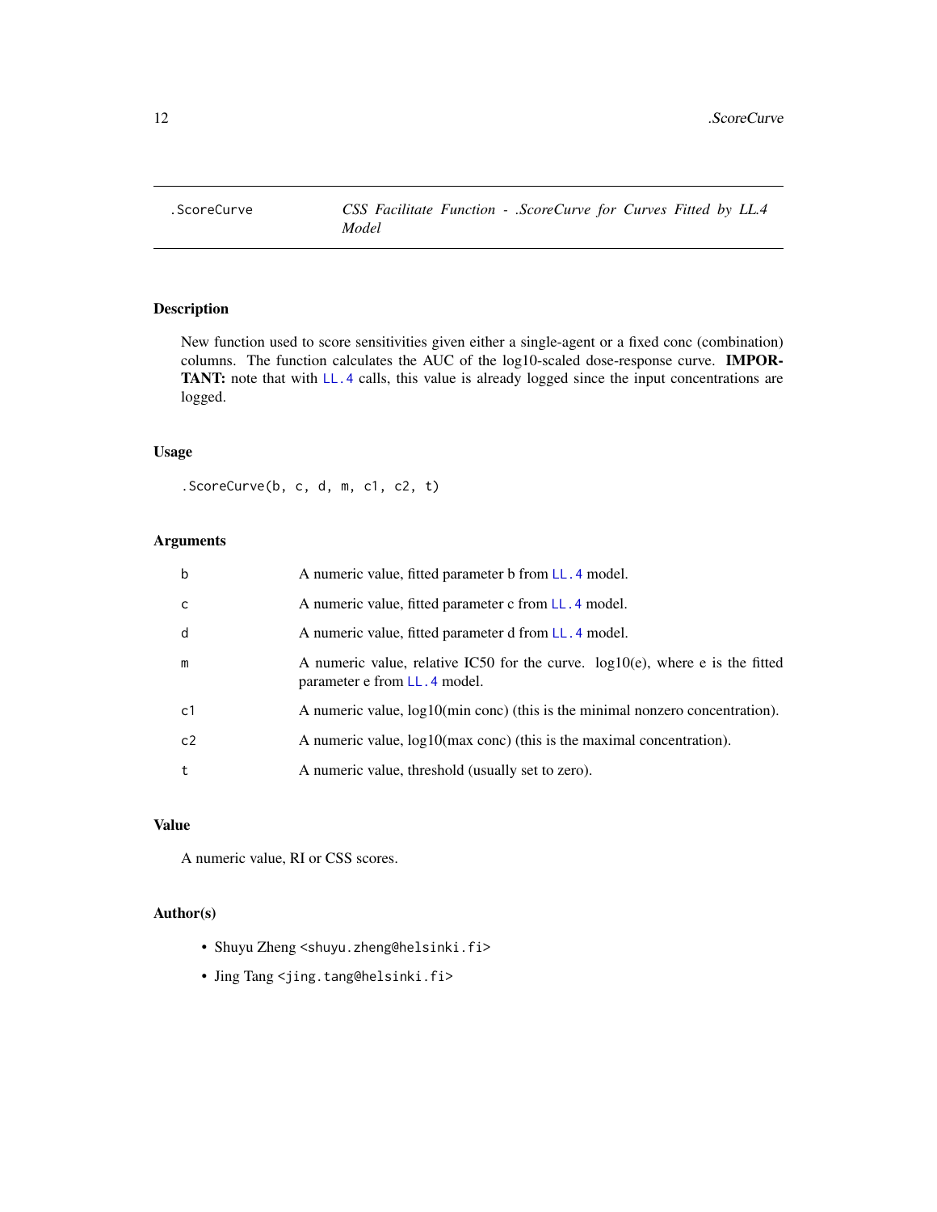# .ScoreCurve — CSS Facilitate Function - .ScoreCurve for Curves Fitted by LL.4 Model

## Description

New function used to score sensitivities given either a single-agent or a fixed conc (combination) columns. The function calculates the AUC of the log10-scaled dose-response curve. **IMPORTANT:** note that with `LL.4` calls, this value is already logged since the input concentrations are logged.

## Usage

```
.ScoreCurve(b, c, d, m, c1, c2, t)
```

## Arguments

| | |
|---|---|
| `b` | A numeric value, fitted parameter b from `LL.4` model. |
| `c` | A numeric value, fitted parameter c from `LL.4` model. |
| `d` | A numeric value, fitted parameter d from `LL.4` model. |
| `m` | A numeric value, relative IC50 for the curve. log10(e), where e is the fitted parameter e from `LL.4` model. |
| `c1` | A numeric value, log10(min conc) (this is the minimal nonzero concentration). |
| `c2` | A numeric value, log10(max conc) (this is the maximal concentration). |
| `t` | A numeric value, threshold (usually set to zero). |

## Value

A numeric value, RI or CSS scores.

## Author(s)

- Shuyu Zheng <shuyu.zheng@helsinki.fi>
- Jing Tang <jing.tang@helsinki.fi>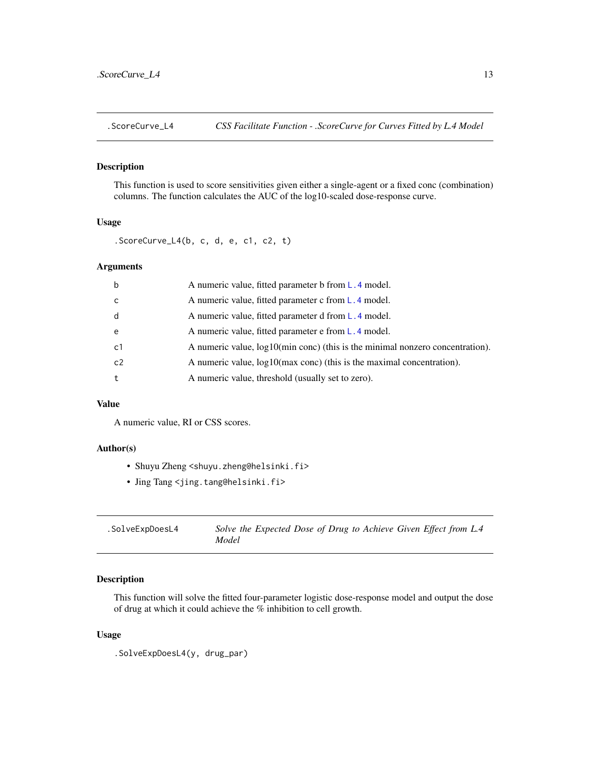## .ScoreCurve_L4 — *CSS Facilitate Function - .ScoreCurve for Curves Fitted by L.4 Model*

### Description

This function is used to score sensitivities given either a single-agent or a fixed conc (combination) columns. The function calculates the AUC of the log10-scaled dose-response curve.

### Usage

```
.ScoreCurve_L4(b, c, d, e, c1, c2, t)
```

### Arguments

| | |
|---|---|
| b | A numeric value, fitted parameter b from L.4 model. |
| c | A numeric value, fitted parameter c from L.4 model. |
| d | A numeric value, fitted parameter d from L.4 model. |
| e | A numeric value, fitted parameter e from L.4 model. |
| c1 | A numeric value, log10(min conc) (this is the minimal nonzero concentration). |
| c2 | A numeric value, log10(max conc) (this is the maximal concentration). |
| t | A numeric value, threshold (usually set to zero). |

### Value

A numeric value, RI or CSS scores.

### Author(s)

- Shuyu Zheng <shuyu.zheng@helsinki.fi>
- Jing Tang <jing.tang@helsinki.fi>

## .SolveExpDoesL4 — *Solve the Expected Dose of Drug to Achieve Given Effect from L.4 Model*

### Description

This function will solve the fitted four-parameter logistic dose-response model and output the dose of drug at which it could achieve the % inhibition to cell growth.

### Usage

```
.SolveExpDoesL4(y, drug_par)
```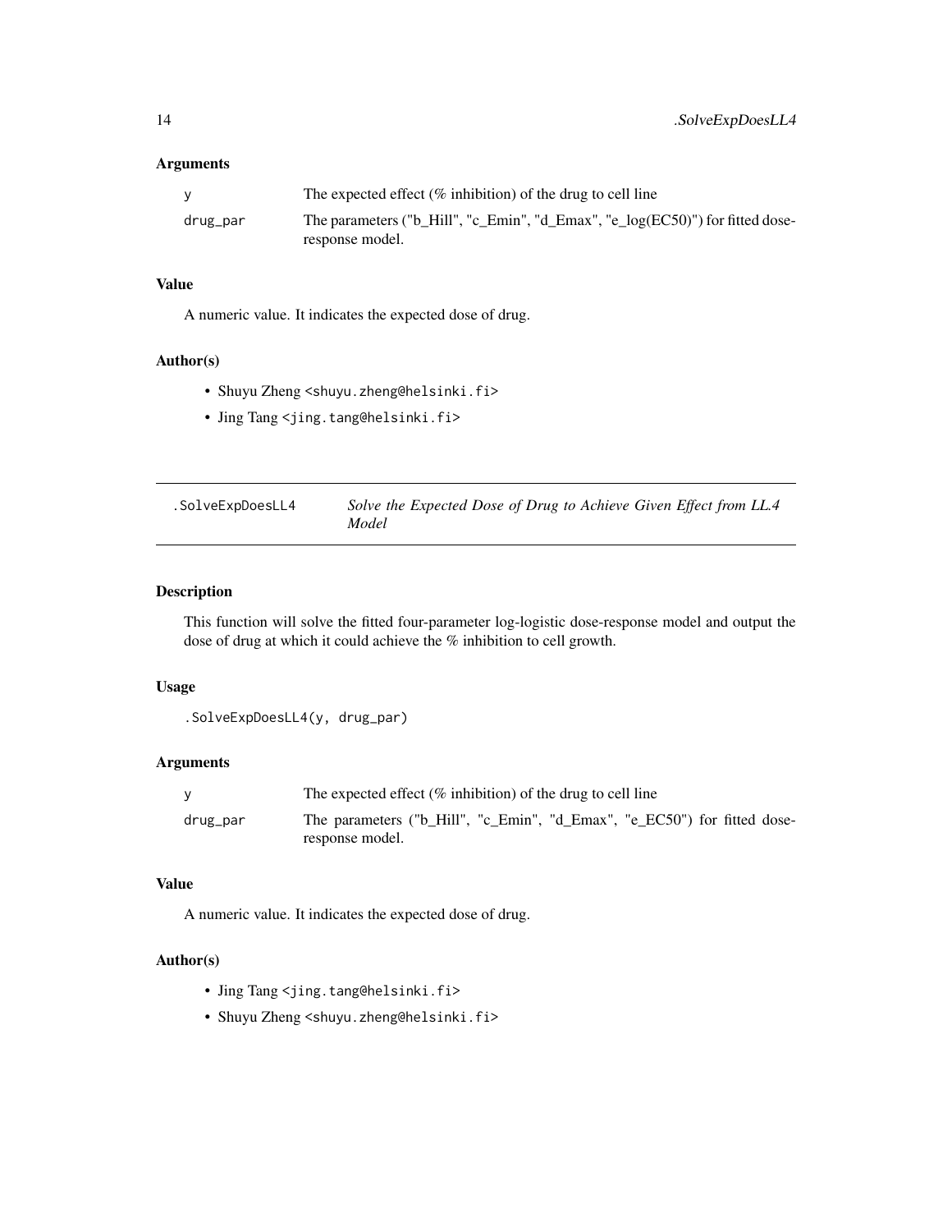### Arguments

| | |
|---|---|
| y | The expected effect (% inhibition) of the drug to cell line |
| drug_par | The parameters ("b_Hill", "c_Emin", "d_Emax", "e_log(EC50)") for fitted dose-response model. |

### Value

A numeric value. It indicates the expected dose of drug.

### Author(s)

- Shuyu Zheng <shuyu.zheng@helsinki.fi>
- Jing Tang <jing.tang@helsinki.fi>

---

## .SolveExpDoesLL4 — *Solve the Expected Dose of Drug to Achieve Given Effect from LL.4 Model*

### Description

This function will solve the fitted four-parameter log-logistic dose-response model and output the dose of drug at which it could achieve the % inhibition to cell growth.

### Usage

```
.SolveExpDoesLL4(y, drug_par)
```

### Arguments

| | |
|---|---|
| y | The expected effect (% inhibition) of the drug to cell line |
| drug_par | The parameters ("b_Hill", "c_Emin", "d_Emax", "e_EC50") for fitted dose-response model. |

### Value

A numeric value. It indicates the expected dose of drug.

### Author(s)

- Jing Tang <jing.tang@helsinki.fi>
- Shuyu Zheng <shuyu.zheng@helsinki.fi>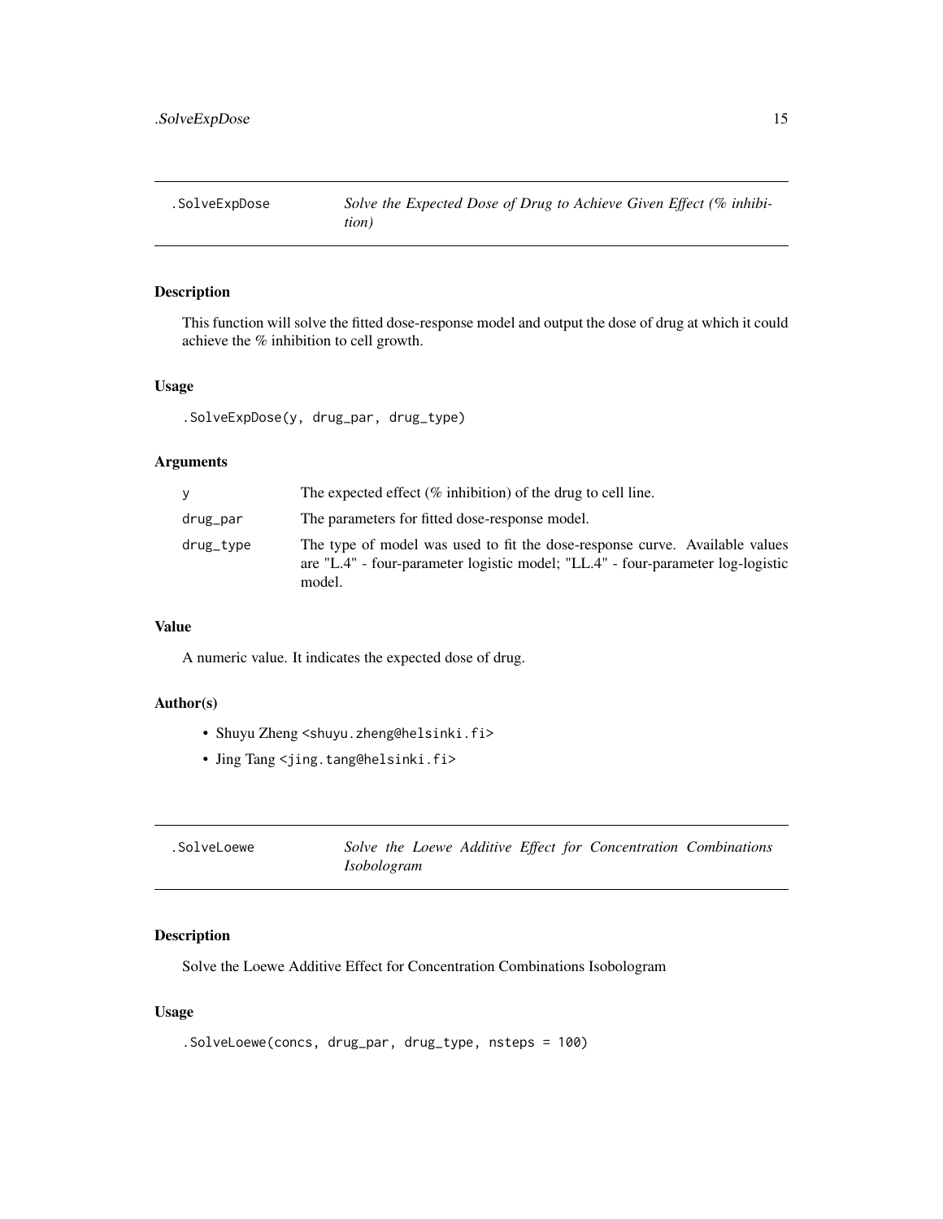## .SolveExpDose — *Solve the Expected Dose of Drug to Achieve Given Effect (% inhibition)*

### Description

This function will solve the fitted dose-response model and output the dose of drug at which it could achieve the % inhibition to cell growth.

### Usage

```
.SolveExpDose(y, drug_par, drug_type)
```

### Arguments

| | |
|---|---|
| y | The expected effect (% inhibition) of the drug to cell line. |
| drug_par | The parameters for fitted dose-response model. |
| drug_type | The type of model was used to fit the dose-response curve. Available values are "L.4" - four-parameter logistic model; "LL.4" - four-parameter log-logistic model. |

### Value

A numeric value. It indicates the expected dose of drug.

### Author(s)

- Shuyu Zheng <shuyu.zheng@helsinki.fi>
- Jing Tang <jing.tang@helsinki.fi>

## .SolveLoewe — *Solve the Loewe Additive Effect for Concentration Combinations Isobologram*

### Description

Solve the Loewe Additive Effect for Concentration Combinations Isobologram

### Usage

```
.SolveLoewe(concs, drug_par, drug_type, nsteps = 100)
```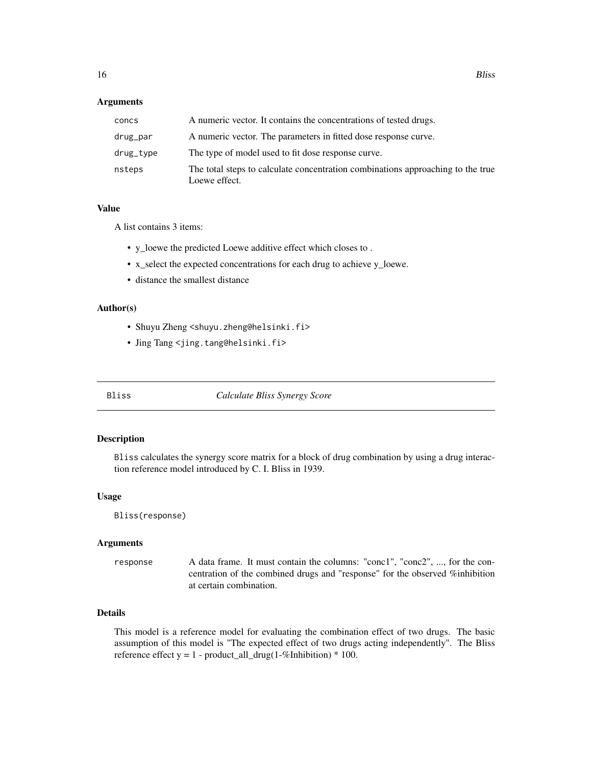### Arguments

| | |
|---|---|
| concs | A numeric vector. It contains the concentrations of tested drugs. |
| drug_par | A numeric vector. The parameters in fitted dose response curve. |
| drug_type | The type of model used to fit dose response curve. |
| nsteps | The total steps to calculate concentration combinations approaching to the true Loewe effect. |

### Value

A list contains 3 items:

- y_loewe the predicted Loewe additive effect which closes to .
- x_select the expected concentrations for each drug to achieve y_loewe.
- distance the smallest distance

### Author(s)

- Shuyu Zheng <shuyu.zheng@helsinki.fi>
- Jing Tang <jing.tang@helsinki.fi>

---

## Bliss *Calculate Bliss Synergy Score*

### Description

Bliss calculates the synergy score matrix for a block of drug combination by using a drug interaction reference model introduced by C. I. Bliss in 1939.

### Usage

```
Bliss(response)
```

### Arguments

| | |
|---|---|
| response | A data frame. It must contain the columns: "conc1", "conc2", ..., for the concentration of the combined drugs and "response" for the observed %inhibition at certain combination. |

### Details

This model is a reference model for evaluating the combination effect of two drugs. The basic assumption of this model is "The expected effect of two drugs acting independently". The Bliss reference effect y = 1 - product_all_drug(1-%Inhibition) * 100.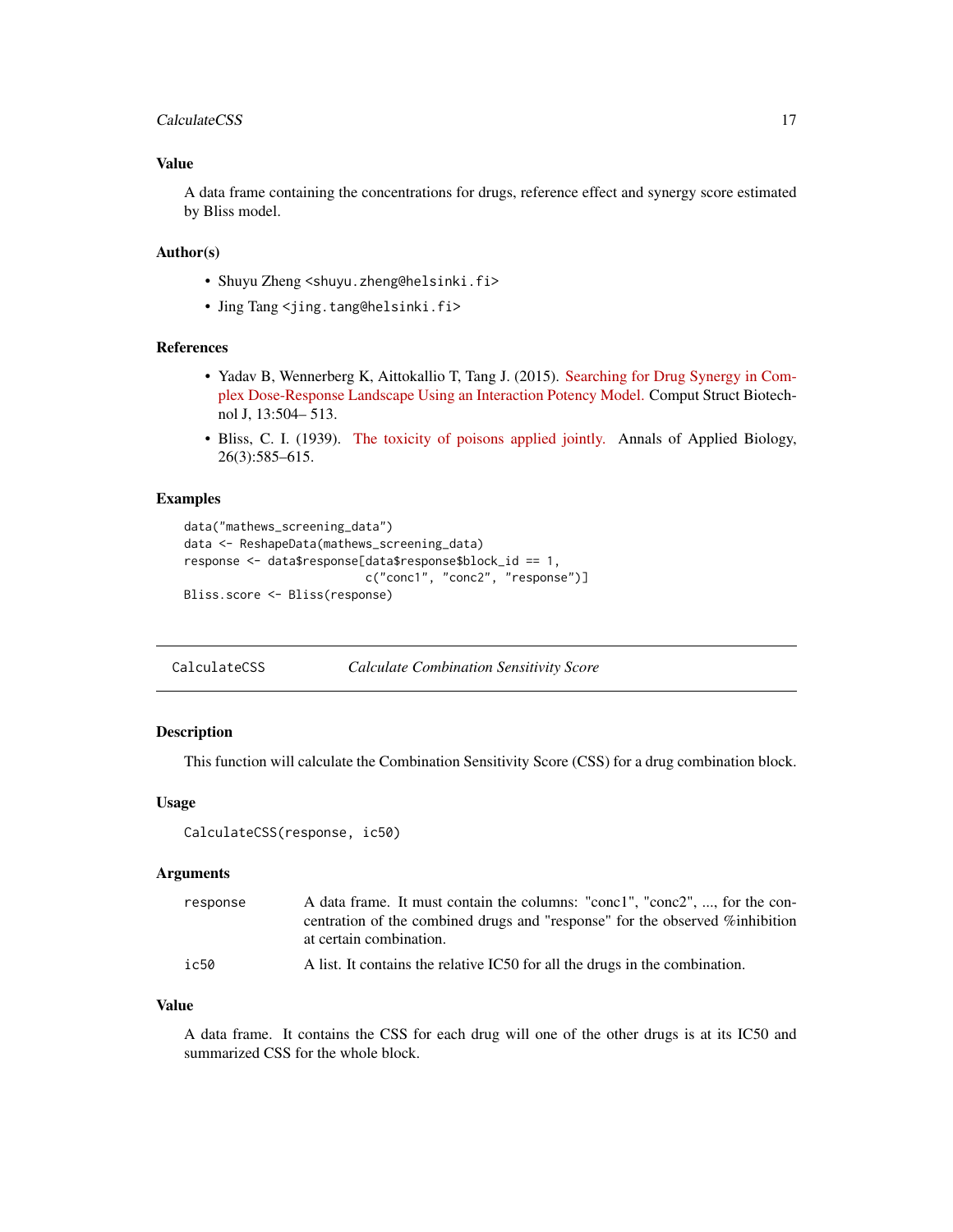### Value

A data frame containing the concentrations for drugs, reference effect and synergy score estimated by Bliss model.

### Author(s)

- Shuyu Zheng <shuyu.zheng@helsinki.fi>
- Jing Tang <jing.tang@helsinki.fi>

### References

- Yadav B, Wennerberg K, Aittokallio T, Tang J. (2015). Searching for Drug Synergy in Complex Dose-Response Landscape Using an Interaction Potency Model. Comput Struct Biotechnol J, 13:504– 513.
- Bliss, C. I. (1939). The toxicity of poisons applied jointly. Annals of Applied Biology, 26(3):585–615.

### Examples

```
data("mathews_screening_data")
data <- ReshapeData(mathews_screening_data)
response <- data$response[data$response$block_id == 1,
                          c("conc1", "conc2", "response")]
Bliss.score <- Bliss(response)
```

---

## CalculateCSS — *Calculate Combination Sensitivity Score*

### Description

This function will calculate the Combination Sensitivity Score (CSS) for a drug combination block.

### Usage

```
CalculateCSS(response, ic50)
```

### Arguments

| | |
|---|---|
| response | A data frame. It must contain the columns: "conc1", "conc2", ..., for the concentration of the combined drugs and "response" for the observed %inhibition at certain combination. |
| ic50 | A list. It contains the relative IC50 for all the drugs in the combination. |

### Value

A data frame. It contains the CSS for each drug will one of the other drugs is at its IC50 and summarized CSS for the whole block.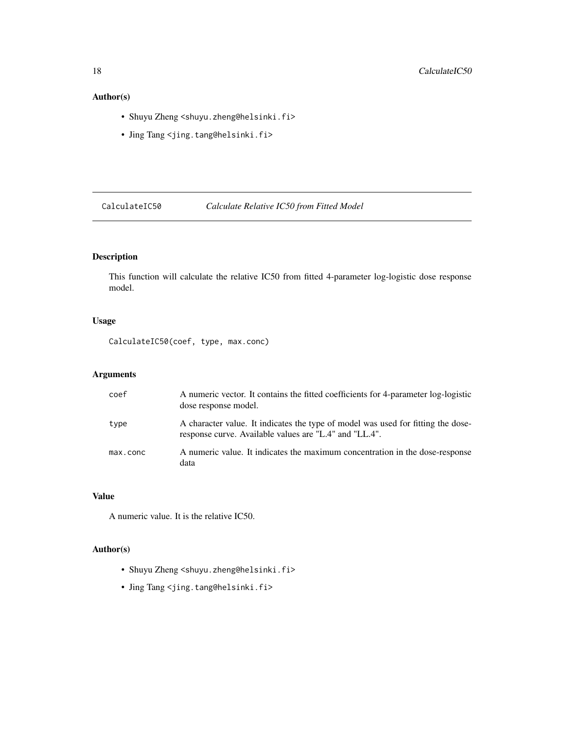## Author(s)

- Shuyu Zheng <shuyu.zheng@helsinki.fi>
- Jing Tang <jing.tang@helsinki.fi>

---

# CalculateIC50 *Calculate Relative IC50 from Fitted Model*

---

## Description

This function will calculate the relative IC50 from fitted 4-parameter log-logistic dose response model.

## Usage

```
CalculateIC50(coef, type, max.conc)
```

## Arguments

| | |
|---|---|
| coef | A numeric vector. It contains the fitted coefficients for 4-parameter log-logistic dose response model. |
| type | A character value. It indicates the type of model was used for fitting the dose-response curve. Available values are "L.4" and "LL.4". |
| max.conc | A numeric value. It indicates the maximum concentration in the dose-response data |

## Value

A numeric value. It is the relative IC50.

## Author(s)

- Shuyu Zheng <shuyu.zheng@helsinki.fi>
- Jing Tang <jing.tang@helsinki.fi>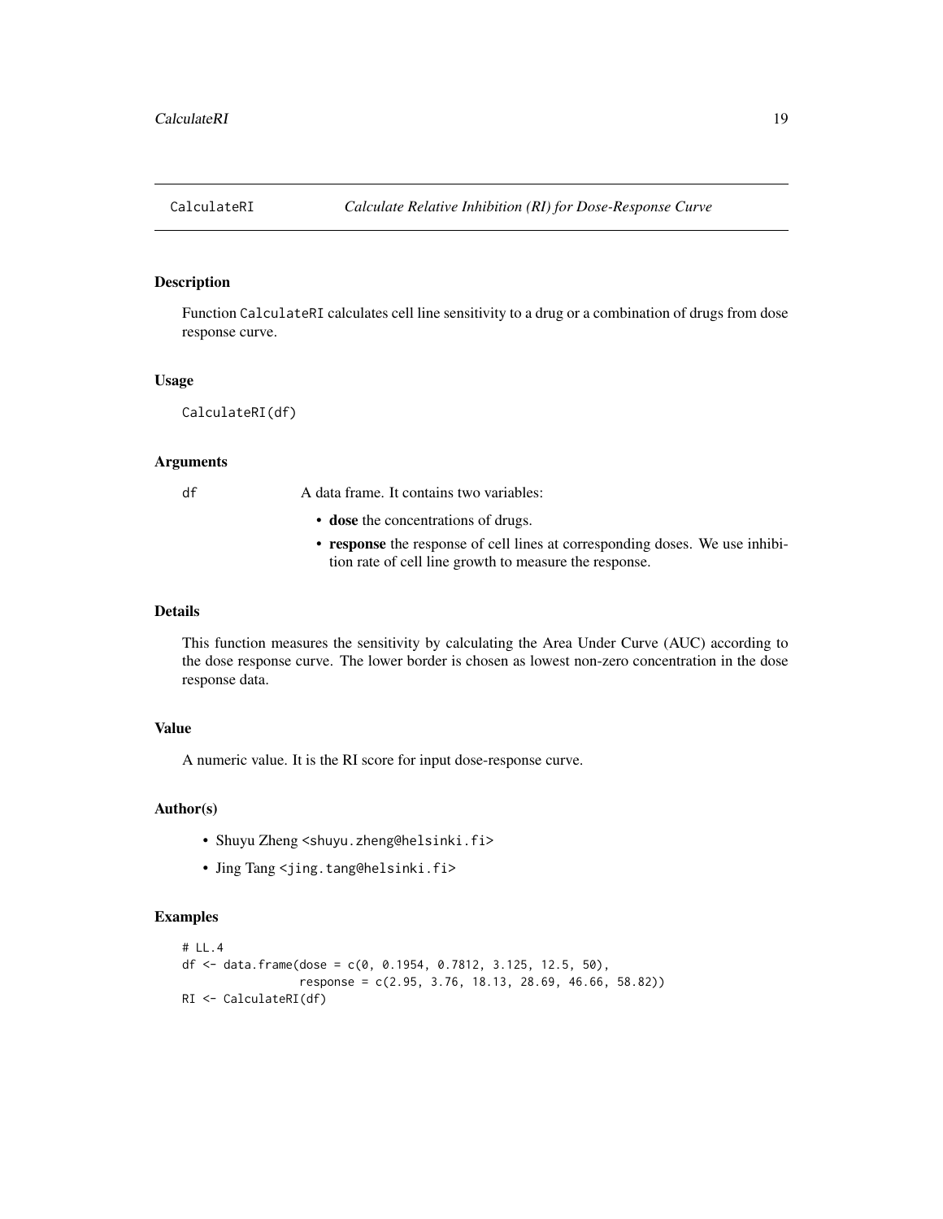# CalculateRI — *Calculate Relative Inhibition (RI) for Dose-Response Curve*

## Description

Function CalculateRI calculates cell line sensitivity to a drug or a combination of drugs from dose response curve.

## Usage

```
CalculateRI(df)
```

## Arguments

df — A data frame. It contains two variables:

- **dose** the concentrations of drugs.
- **response** the response of cell lines at corresponding doses. We use inhibition rate of cell line growth to measure the response.

## Details

This function measures the sensitivity by calculating the Area Under Curve (AUC) according to the dose response curve. The lower border is chosen as lowest non-zero concentration in the dose response data.

## Value

A numeric value. It is the RI score for input dose-response curve.

## Author(s)

- Shuyu Zheng <shuyu.zheng@helsinki.fi>
- Jing Tang <jing.tang@helsinki.fi>

## Examples

```
# LL.4
df <- data.frame(dose = c(0, 0.1954, 0.7812, 3.125, 12.5, 50),
                 response = c(2.95, 3.76, 18.13, 28.69, 46.66, 58.82))
RI <- CalculateRI(df)
```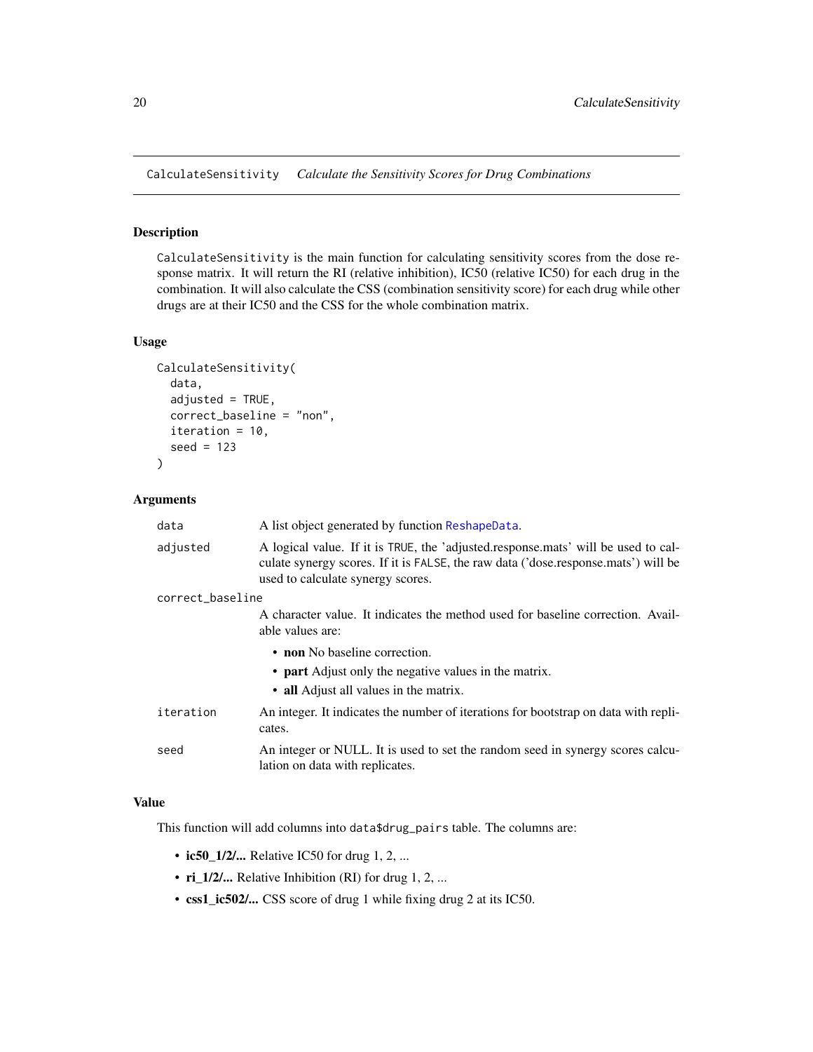## CalculateSensitivity *Calculate the Sensitivity Scores for Drug Combinations*

### Description

CalculateSensitivity is the main function for calculating sensitivity scores from the dose response matrix. It will return the RI (relative inhibition), IC50 (relative IC50) for each drug in the combination. It will also calculate the CSS (combination sensitivity score) for each drug while other drugs are at their IC50 and the CSS for the whole combination matrix.

### Usage

```
CalculateSensitivity(
  data,
  adjusted = TRUE,
  correct_baseline = "non",
  iteration = 10,
  seed = 123
)
```

### Arguments

| | |
|---|---|
| data | A list object generated by function ReshapeData. |
| adjusted | A logical value. If it is TRUE, the 'adjusted.response.mats' will be used to calculate synergy scores. If it is FALSE, the raw data ('dose.response.mats') will be used to calculate synergy scores. |
| correct_baseline | A character value. It indicates the method used for baseline correction. Available values are: <br>• **non** No baseline correction. <br>• **part** Adjust only the negative values in the matrix. <br>• **all** Adjust all values in the matrix. |
| iteration | An integer. It indicates the number of iterations for bootstrap on data with replicates. |
| seed | An integer or NULL. It is used to set the random seed in synergy scores calculation on data with replicates. |

### Value

This function will add columns into data$drug_pairs table. The columns are:

- **ic50_1/2/...** Relative IC50 for drug 1, 2, ...
- **ri_1/2/...** Relative Inhibition (RI) for drug 1, 2, ...
- **css1_ic502/...** CSS score of drug 1 while fixing drug 2 at its IC50.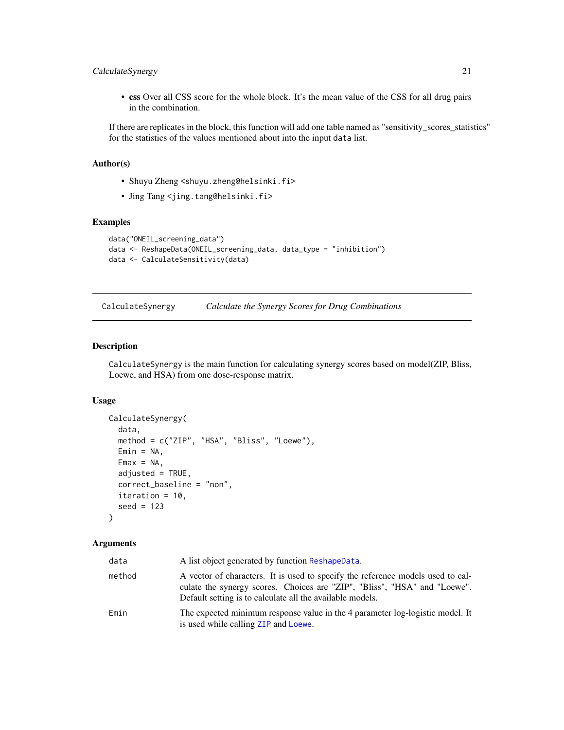- **css** Over all CSS score for the whole block. It's the mean value of the CSS for all drug pairs in the combination.

If there are replicates in the block, this function will add one table named as "sensitivity_scores_statistics" for the statistics of the values mentioned about into the input `data` list.

### Author(s)

- Shuyu Zheng <shuyu.zheng@helsinki.fi>
- Jing Tang <jing.tang@helsinki.fi>

### Examples

```
data("ONEIL_screening_data")
data <- ReshapeData(ONEIL_screening_data, data_type = "inhibition")
data <- CalculateSensitivity(data)
```

---

## CalculateSynergy *Calculate the Synergy Scores for Drug Combinations*

### Description

`CalculateSynergy` is the main function for calculating synergy scores based on model(ZIP, Bliss, Loewe, and HSA) from one dose-response matrix.

### Usage

```
CalculateSynergy(
  data,
  method = c("ZIP", "HSA", "Bliss", "Loewe"),
  Emin = NA,
  Emax = NA,
  adjusted = TRUE,
  correct_baseline = "non",
  iteration = 10,
  seed = 123
)
```

### Arguments

| | |
|---|---|
| `data` | A list object generated by function `ReshapeData`. |
| `method` | A vector of characters. It is used to specify the reference models used to calculate the synergy scores. Choices are "ZIP", "Bliss", "HSA" and "Loewe". Default setting is to calculate all the available models. |
| `Emin` | The expected minimum response value in the 4 parameter log-logistic model. It is used while calling `ZIP` and `Loewe`. |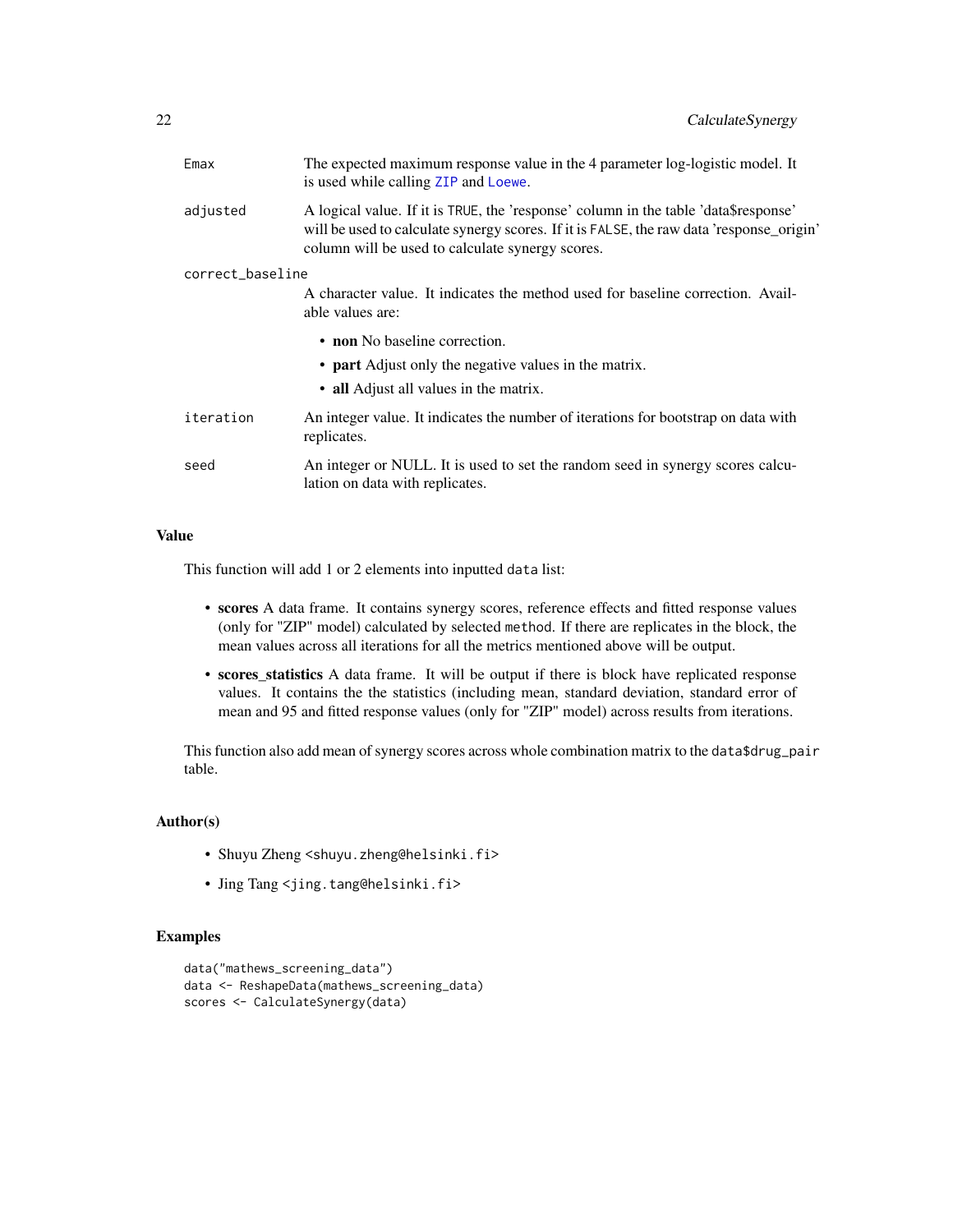Emax
: The expected maximum response value in the 4 parameter log-logistic model. It is used while calling `ZIP` and `Loewe`.

adjusted
: A logical value. If it is `TRUE`, the 'response' column in the table 'data$response' will be used to calculate synergy scores. If it is `FALSE`, the raw data 'response_origin' column will be used to calculate synergy scores.

correct_baseline
: A character value. It indicates the method used for baseline correction. Available values are:

  - **non** No baseline correction.
  - **part** Adjust only the negative values in the matrix.
  - **all** Adjust all values in the matrix.

iteration
: An integer value. It indicates the number of iterations for bootstrap on data with replicates.

seed
: An integer or NULL. It is used to set the random seed in synergy scores calculation on data with replicates.

### Value

This function will add 1 or 2 elements into inputted `data` list:

- **scores** A data frame. It contains synergy scores, reference effects and fitted response values (only for "ZIP" model) calculated by selected `method`. If there are replicates in the block, the mean values across all iterations for all the metrics mentioned above will be output.
- **scores_statistics** A data frame. It will be output if there is block have replicated response values. It contains the the statistics (including mean, standard deviation, standard error of mean and 95 and fitted response values (only for "ZIP" model) across results from iterations.

This function also add mean of synergy scores across whole combination matrix to the `data$drug_pair` table.

### Author(s)

- Shuyu Zheng <shuyu.zheng@helsinki.fi>
- Jing Tang <jing.tang@helsinki.fi>

### Examples

```
data("mathews_screening_data")
data <- ReshapeData(mathews_screening_data)
scores <- CalculateSynergy(data)
```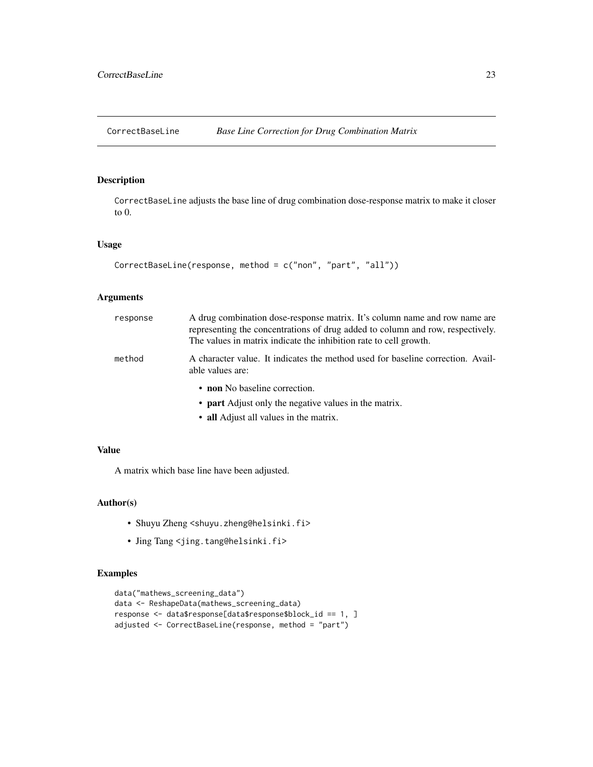# CorrectBaseLine — *Base Line Correction for Drug Combination Matrix*

## Description

CorrectBaseLine adjusts the base line of drug combination dose-response matrix to make it closer to 0.

## Usage

```
CorrectBaseLine(response, method = c("non", "part", "all"))
```

## Arguments

| | |
|---|---|
| response | A drug combination dose-response matrix. It's column name and row name are representing the concentrations of drug added to column and row, respectively. The values in matrix indicate the inhibition rate to cell growth. |
| method | A character value. It indicates the method used for baseline correction. Available values are: <br>• **non** No baseline correction.<br>• **part** Adjust only the negative values in the matrix.<br>• **all** Adjust all values in the matrix. |

## Value

A matrix which base line have been adjusted.

## Author(s)

- Shuyu Zheng <shuyu.zheng@helsinki.fi>
- Jing Tang <jing.tang@helsinki.fi>

## Examples

```
data("mathews_screening_data")
data <- ReshapeData(mathews_screening_data)
response <- data$response[data$response$block_id == 1, ]
adjusted <- CorrectBaseLine(response, method = "part")
```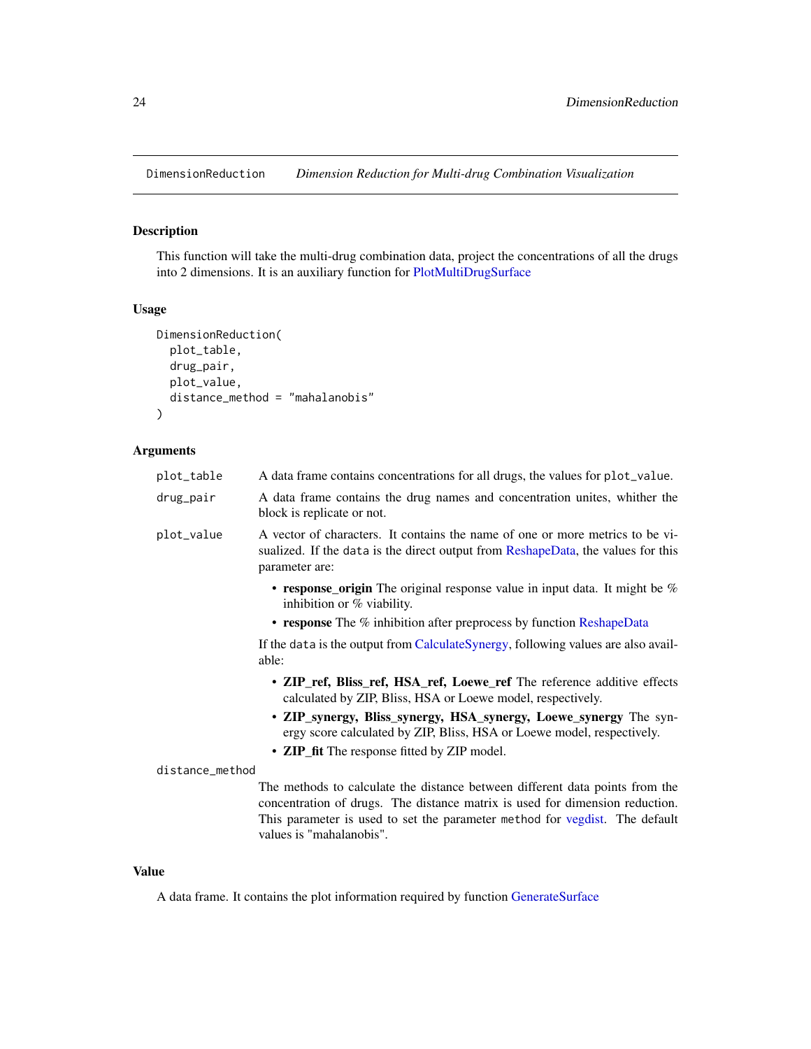# DimensionReduction *Dimension Reduction for Multi-drug Combination Visualization*

## Description

This function will take the multi-drug combination data, project the concentrations of all the drugs into 2 dimensions. It is an auxiliary function for PlotMultiDrugSurface

## Usage

```
DimensionReduction(
  plot_table,
  drug_pair,
  plot_value,
  distance_method = "mahalanobis"
)
```

## Arguments

**plot_table** A data frame contains concentrations for all drugs, the values for `plot_value`.

**drug_pair** A data frame contains the drug names and concentration unites, whither the block is replicate or not.

**plot_value** A vector of characters. It contains the name of one or more metrics to be visualized. If the `data` is the direct output from ReshapeData, the values for this parameter are:

- **response_origin** The original response value in input data. It might be % inhibition or % viability.
- **response** The % inhibition after preprocess by function ReshapeData

If the `data` is the output from CalculateSynergy, following values are also available:

- **ZIP_ref, Bliss_ref, HSA_ref, Loewe_ref** The reference additive effects calculated by ZIP, Bliss, HSA or Loewe model, respectively.
- **ZIP_synergy, Bliss_synergy, HSA_synergy, Loewe_synergy** The synergy score calculated by ZIP, Bliss, HSA or Loewe model, respectively.
- **ZIP_fit** The response fitted by ZIP model.

**distance_method** The methods to calculate the distance between different data points from the concentration of drugs. The distance matrix is used for dimension reduction. This parameter is used to set the parameter `method` for vegdist. The default values is "mahalanobis".

## Value

A data frame. It contains the plot information required by function GenerateSurface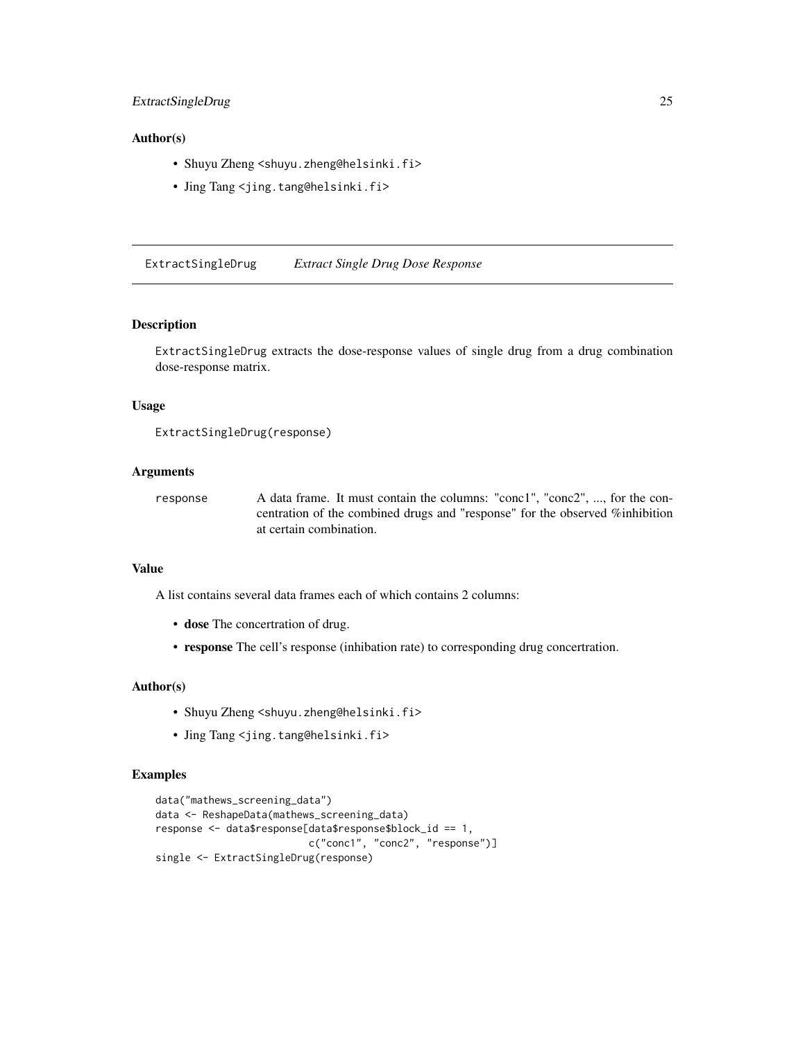## Author(s)

- Shuyu Zheng <shuyu.zheng@helsinki.fi>
- Jing Tang <jing.tang@helsinki.fi>

---

# ExtractSingleDrug *Extract Single Drug Dose Response*

---

### Description

ExtractSingleDrug extracts the dose-response values of single drug from a drug combination dose-response matrix.

### Usage

```
ExtractSingleDrug(response)
```

### Arguments

| | |
|---|---|
| response | A data frame. It must contain the columns: "conc1", "conc2", ..., for the concentration of the combined drugs and "response" for the observed %inhibition at certain combination. |

### Value

A list contains several data frames each of which contains 2 columns:

- **dose** The concertration of drug.
- **response** The cell's response (inhibation rate) to corresponding drug concertration.

### Author(s)

- Shuyu Zheng <shuyu.zheng@helsinki.fi>
- Jing Tang <jing.tang@helsinki.fi>

### Examples

```
data("mathews_screening_data")
data <- ReshapeData(mathews_screening_data)
response <- data$response[data$response$block_id == 1,
                          c("conc1", "conc2", "response")]
single <- ExtractSingleDrug(response)
```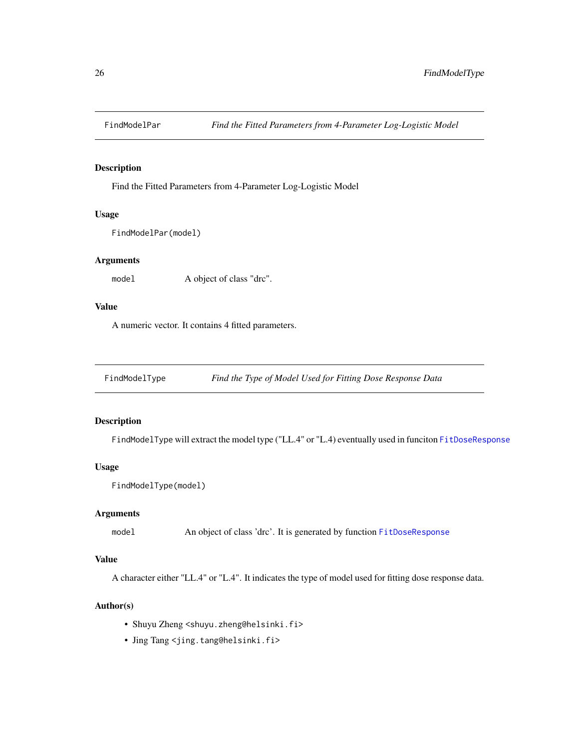## FindModelPar — *Find the Fitted Parameters from 4-Parameter Log-Logistic Model*

### Description

Find the Fitted Parameters from 4-Parameter Log-Logistic Model

### Usage

```
FindModelPar(model)
```

### Arguments

model — A object of class "drc".

### Value

A numeric vector. It contains 4 fitted parameters.

## FindModelType — *Find the Type of Model Used for Fitting Dose Response Data*

### Description

`FindModelType` will extract the model type ("LL.4" or "L.4) eventually used in funciton `FitDoseResponse`

### Usage

```
FindModelType(model)
```

### Arguments

model — An object of class 'drc'. It is generated by function `FitDoseResponse`

### Value

A character either "LL.4" or "L.4". It indicates the type of model used for fitting dose response data.

### Author(s)

- Shuyu Zheng <shuyu.zheng@helsinki.fi>
- Jing Tang <jing.tang@helsinki.fi>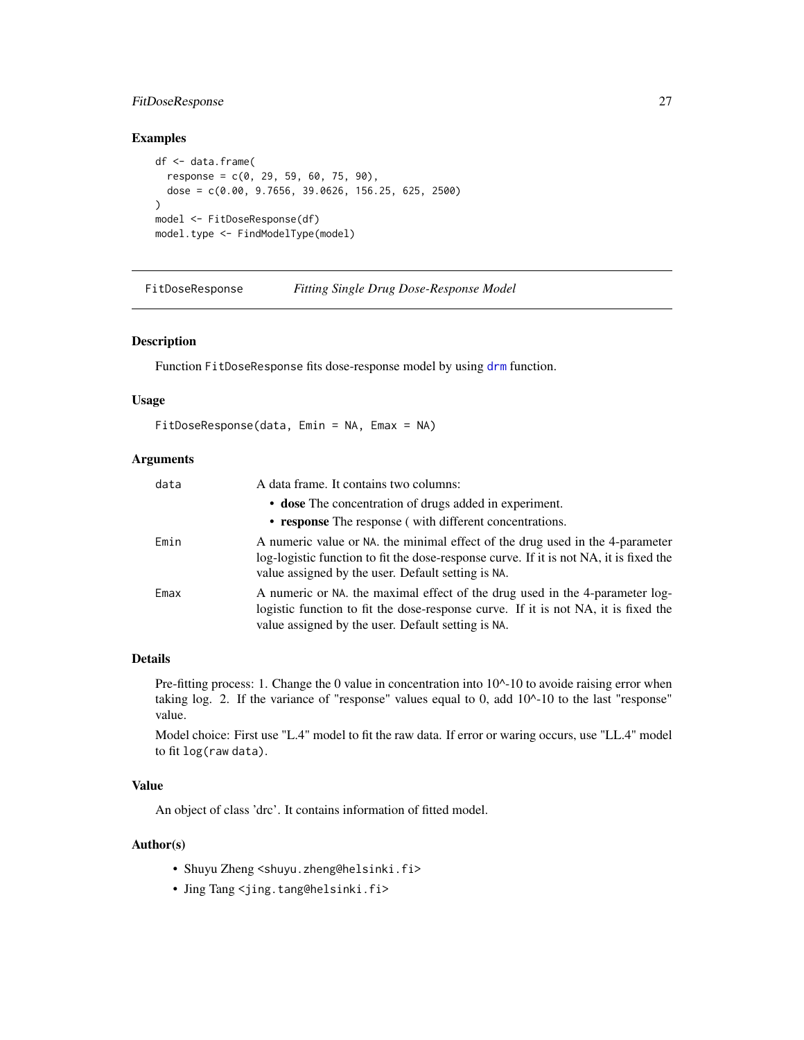## Examples

```
df <- data.frame(
  response = c(0, 29, 59, 60, 75, 90),
  dose = c(0.00, 9.7656, 39.0626, 156.25, 625, 2500)
)
model <- FitDoseResponse(df)
model.type <- FindModelType(model)
```

---

# FitDoseResponse *Fitting Single Drug Dose-Response Model*

---

### Description

Function `FitDoseResponse` fits dose-response model by using `drm` function.

### Usage

```
FitDoseResponse(data, Emin = NA, Emax = NA)
```

### Arguments

| | |
|---|---|
| `data` | A data frame. It contains two columns:<br>• **dose** The concentration of drugs added in experiment.<br>• **response** The response ( with different concentrations. |
| `Emin` | A numeric value or `NA`. the minimal effect of the drug used in the 4-parameter log-logistic function to fit the dose-response curve. If it is not NA, it is fixed the value assigned by the user. Default setting is `NA`. |
| `Emax` | A numeric or `NA`. the maximal effect of the drug used in the 4-parameter log-logistic function to fit the dose-response curve. If it is not NA, it is fixed the value assigned by the user. Default setting is `NA`. |

### Details

Pre-fitting process: 1. Change the 0 value in concentration into 10^-10 to avoide raising error when taking log. 2. If the variance of "response" values equal to 0, add 10^-10 to the last "response" value.

Model choice: First use "L.4" model to fit the raw data. If error or waring occurs, use "LL.4" model to fit `log(raw data)`.

### Value

An object of class 'drc'. It contains information of fitted model.

### Author(s)

- Shuyu Zheng <shuyu.zheng@helsinki.fi>
- Jing Tang <jing.tang@helsinki.fi>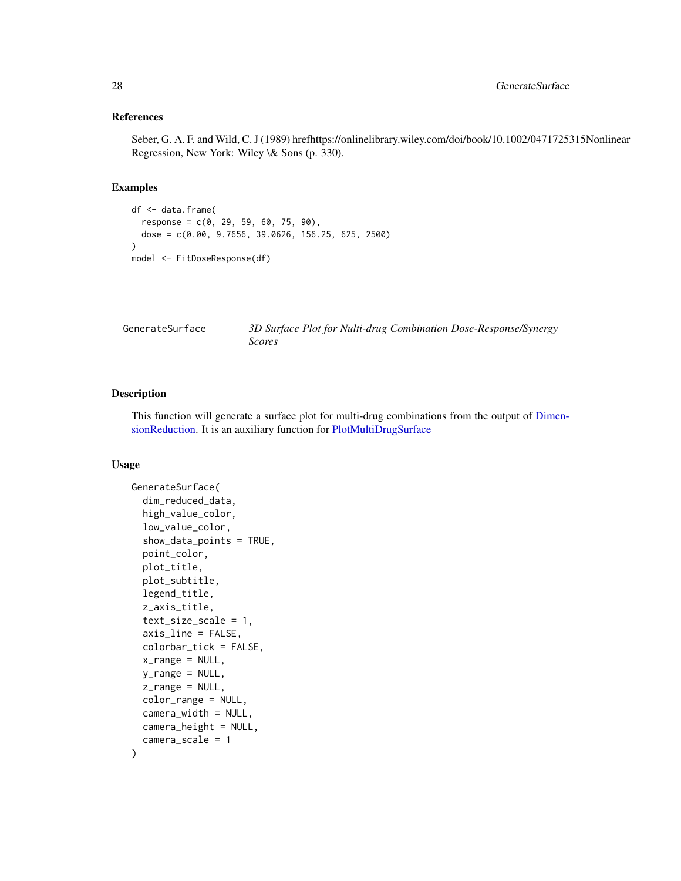### References

Seber, G. A. F. and Wild, C. J (1989) hrefhttps://onlinelibrary.wiley.com/doi/book/10.1002/0471725315Nonlinear Regression, New York: Wiley \& Sons (p. 330).

### Examples

```
df <- data.frame(
  response = c(0, 29, 59, 60, 75, 90),
  dose = c(0.00, 9.7656, 39.0626, 156.25, 625, 2500)
)
model <- FitDoseResponse(df)
```

---

## GenerateSurface — *3D Surface Plot for Nulti-drug Combination Dose-Response/Synergy Scores*

---

### Description

This function will generate a surface plot for multi-drug combinations from the output of DimensionReduction. It is an auxiliary function for PlotMultiDrugSurface

### Usage

```
GenerateSurface(
  dim_reduced_data,
  high_value_color,
  low_value_color,
  show_data_points = TRUE,
  point_color,
  plot_title,
  plot_subtitle,
  legend_title,
  z_axis_title,
  text_size_scale = 1,
  axis_line = FALSE,
  colorbar_tick = FALSE,
  x_range = NULL,
  y_range = NULL,
  z_range = NULL,
  color_range = NULL,
  camera_width = NULL,
  camera_height = NULL,
  camera_scale = 1
)
```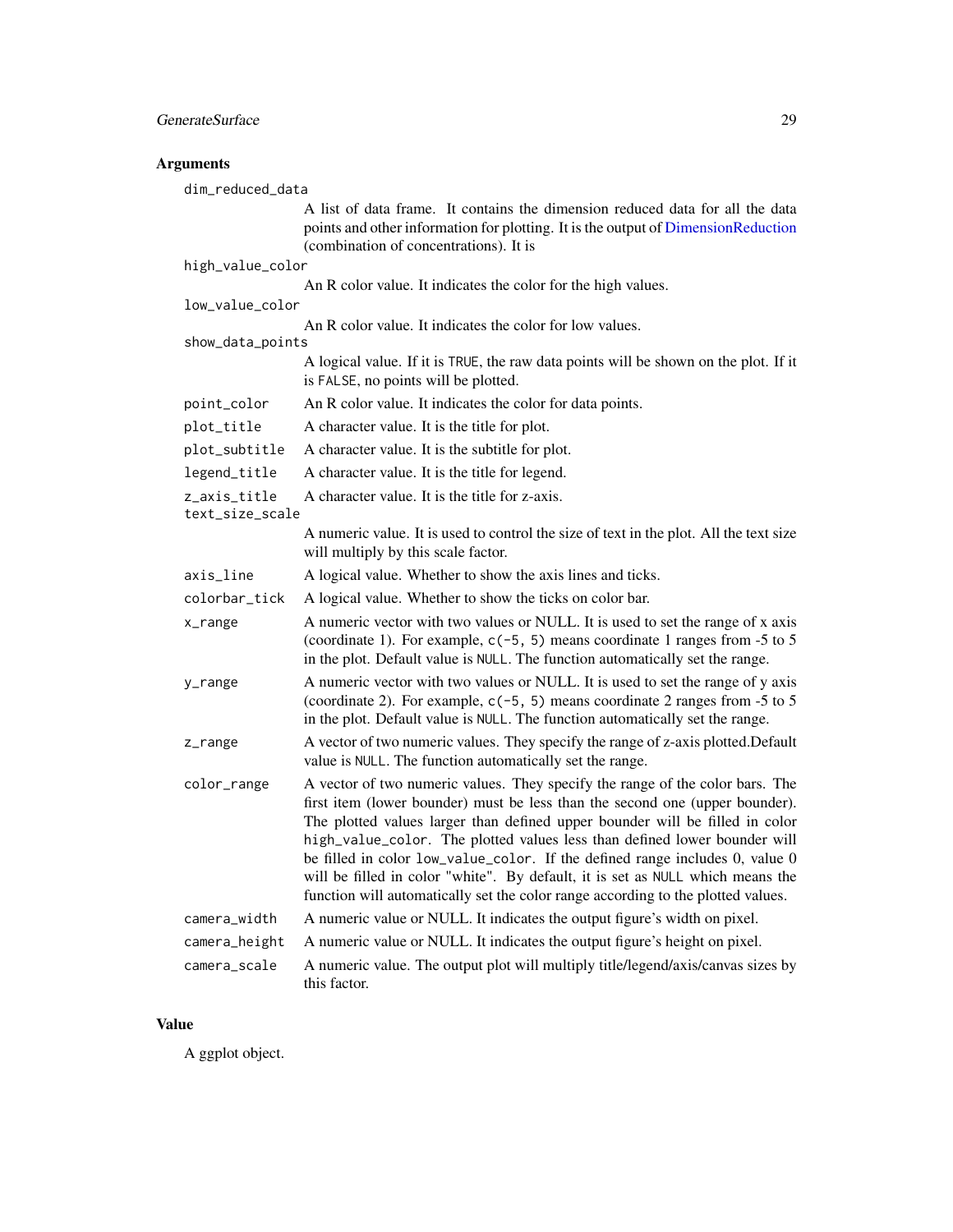## Arguments

**dim_reduced_data**
: A list of data frame. It contains the dimension reduced data for all the data points and other information for plotting. It is the output of DimensionReduction (combination of concentrations). It is

**high_value_color**
: An R color value. It indicates the color for the high values.

**low_value_color**
: An R color value. It indicates the color for low values.

**show_data_points**
: A logical value. If it is `TRUE`, the raw data points will be shown on the plot. If it is `FALSE`, no points will be plotted.

**point_color**
: An R color value. It indicates the color for data points.

**plot_title**
: A character value. It is the title for plot.

**plot_subtitle**
: A character value. It is the subtitle for plot.

**legend_title**
: A character value. It is the title for legend.

**z_axis_title**
: A character value. It is the title for z-axis.

**text_size_scale**
: A numeric value. It is used to control the size of text in the plot. All the text size will multiply by this scale factor.

**axis_line**
: A logical value. Whether to show the axis lines and ticks.

**colorbar_tick**
: A logical value. Whether to show the ticks on color bar.

**x_range**
: A numeric vector with two values or NULL. It is used to set the range of x axis (coordinate 1). For example, `c(-5, 5)` means coordinate 1 ranges from -5 to 5 in the plot. Default value is `NULL`. The function automatically set the range.

**y_range**
: A numeric vector with two values or NULL. It is used to set the range of y axis (coordinate 2). For example, `c(-5, 5)` means coordinate 2 ranges from -5 to 5 in the plot. Default value is `NULL`. The function automatically set the range.

**z_range**
: A vector of two numeric values. They specify the range of z-axis plotted.Default value is `NULL`. The function automatically set the range.

**color_range**
: A vector of two numeric values. They specify the range of the color bars. The first item (lower bounder) must be less than the second one (upper bounder). The plotted values larger than defined upper bounder will be filled in color `high_value_color`. The plotted values less than defined lower bounder will be filled in color `low_value_color`. If the defined range includes 0, value 0 will be filled in color "white". By default, it is set as `NULL` which means the function will automatically set the color range according to the plotted values.

**camera_width**
: A numeric value or NULL. It indicates the output figure's width on pixel.

**camera_height**
: A numeric value or NULL. It indicates the output figure's height on pixel.

**camera_scale**
: A numeric value. The output plot will multiply title/legend/axis/canvas sizes by this factor.

## Value

A ggplot object.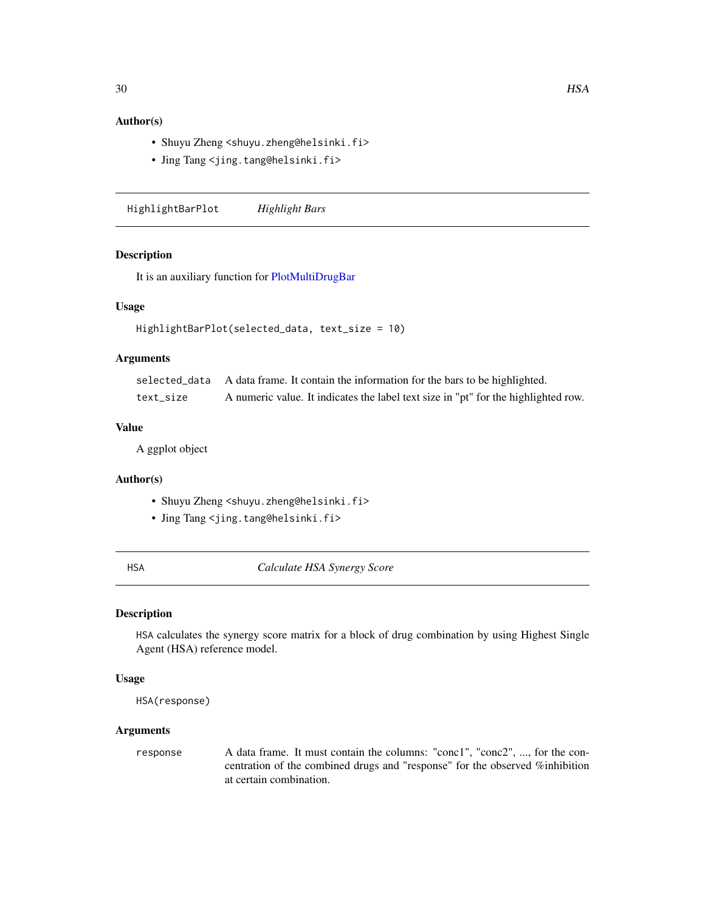### Author(s)

- Shuyu Zheng <shuyu.zheng@helsinki.fi>
- Jing Tang <jing.tang@helsinki.fi>

---

## HighlightBarPlot *Highlight Bars*

### Description

It is an auxiliary function for PlotMultiDrugBar

### Usage

```
HighlightBarPlot(selected_data, text_size = 10)
```

### Arguments

| | |
|---|---|
| selected_data | A data frame. It contain the information for the bars to be highlighted. |
| text_size | A numeric value. It indicates the label text size in "pt" for the highlighted row. |

### Value

A ggplot object

### Author(s)

- Shuyu Zheng <shuyu.zheng@helsinki.fi>
- Jing Tang <jing.tang@helsinki.fi>

---

## HSA *Calculate HSA Synergy Score*

### Description

HSA calculates the synergy score matrix for a block of drug combination by using Highest Single Agent (HSA) reference model.

### Usage

```
HSA(response)
```

### Arguments

| | |
|---|---|
| response | A data frame. It must contain the columns: "conc1", "conc2", ..., for the concentration of the combined drugs and "response" for the observed %inhibition at certain combination. |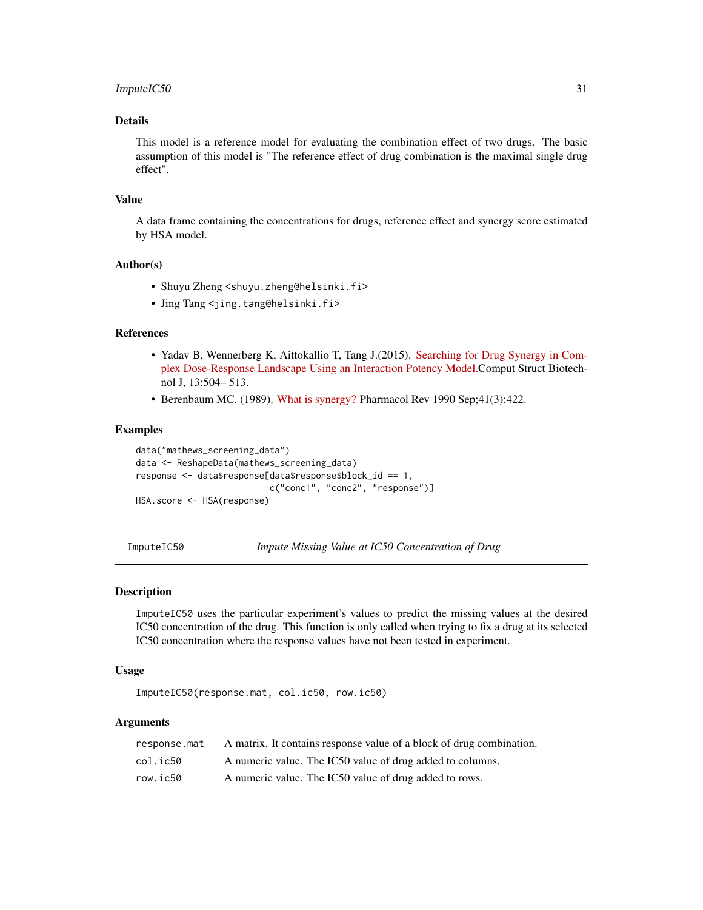## Details

This model is a reference model for evaluating the combination effect of two drugs. The basic assumption of this model is "The reference effect of drug combination is the maximal single drug effect".

## Value

A data frame containing the concentrations for drugs, reference effect and synergy score estimated by HSA model.

## Author(s)

- Shuyu Zheng <shuyu.zheng@helsinki.fi>
- Jing Tang <jing.tang@helsinki.fi>

## References

- Yadav B, Wennerberg K, Aittokallio T, Tang J.(2015). Searching for Drug Synergy in Complex Dose-Response Landscape Using an Interaction Potency Model.Comput Struct Biotechnol J, 13:504– 513.
- Berenbaum MC. (1989). What is synergy? Pharmacol Rev 1990 Sep;41(3):422.

## Examples

```
data("mathews_screening_data")
data <- ReshapeData(mathews_screening_data)
response <- data$response[data$response$block_id == 1,
                          c("conc1", "conc2", "response")]
HSA.score <- HSA(response)
```

---

# ImputeIC50 — *Impute Missing Value at IC50 Concentration of Drug*

---

## Description

ImputeIC50 uses the particular experiment's values to predict the missing values at the desired IC50 concentration of the drug. This function is only called when trying to fix a drug at its selected IC50 concentration where the response values have not been tested in experiment.

## Usage

```
ImputeIC50(response.mat, col.ic50, row.ic50)
```

## Arguments

| | |
|---|---|
| response.mat | A matrix. It contains response value of a block of drug combination. |
| col.ic50 | A numeric value. The IC50 value of drug added to columns. |
| row.ic50 | A numeric value. The IC50 value of drug added to rows. |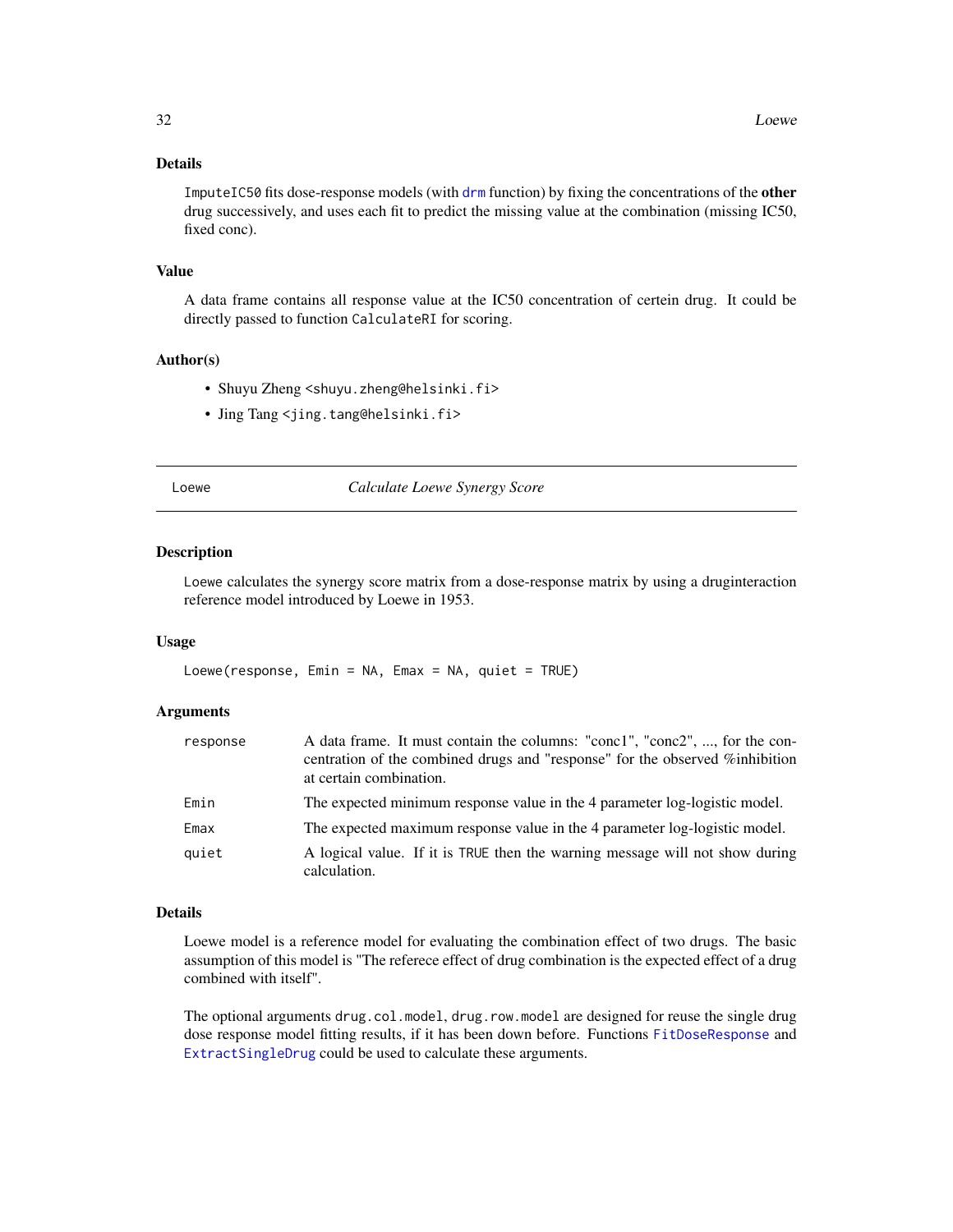### Details

`ImputeIC50` fits dose-response models (with `drm` function) by fixing the concentrations of the **other** drug successively, and uses each fit to predict the missing value at the combination (missing IC50, fixed conc).

### Value

A data frame contains all response value at the IC50 concentration of certein drug. It could be directly passed to function `CalculateRI` for scoring.

### Author(s)

- Shuyu Zheng <shuyu.zheng@helsinki.fi>
- Jing Tang <jing.tang@helsinki.fi>

---

## Loewe — *Calculate Loewe Synergy Score*

---

### Description

`Loewe` calculates the synergy score matrix from a dose-response matrix by using a druginteraction reference model introduced by Loewe in 1953.

### Usage

```
Loewe(response, Emin = NA, Emax = NA, quiet = TRUE)
```

### Arguments

| | |
|---|---|
| `response` | A data frame. It must contain the columns: "conc1", "conc2", ..., for the concentration of the combined drugs and "response" for the observed %inhibition at certain combination. |
| `Emin` | The expected minimum response value in the 4 parameter log-logistic model. |
| `Emax` | The expected maximum response value in the 4 parameter log-logistic model. |
| `quiet` | A logical value. If it is `TRUE` then the warning message will not show during calculation. |

### Details

Loewe model is a reference model for evaluating the combination effect of two drugs. The basic assumption of this model is "The referece effect of drug combination is the expected effect of a drug combined with itself".

The optional arguments `drug.col.model`, `drug.row.model` are designed for reuse the single drug dose response model fitting results, if it has been down before. Functions `FitDoseResponse` and `ExtractSingleDrug` could be used to calculate these arguments.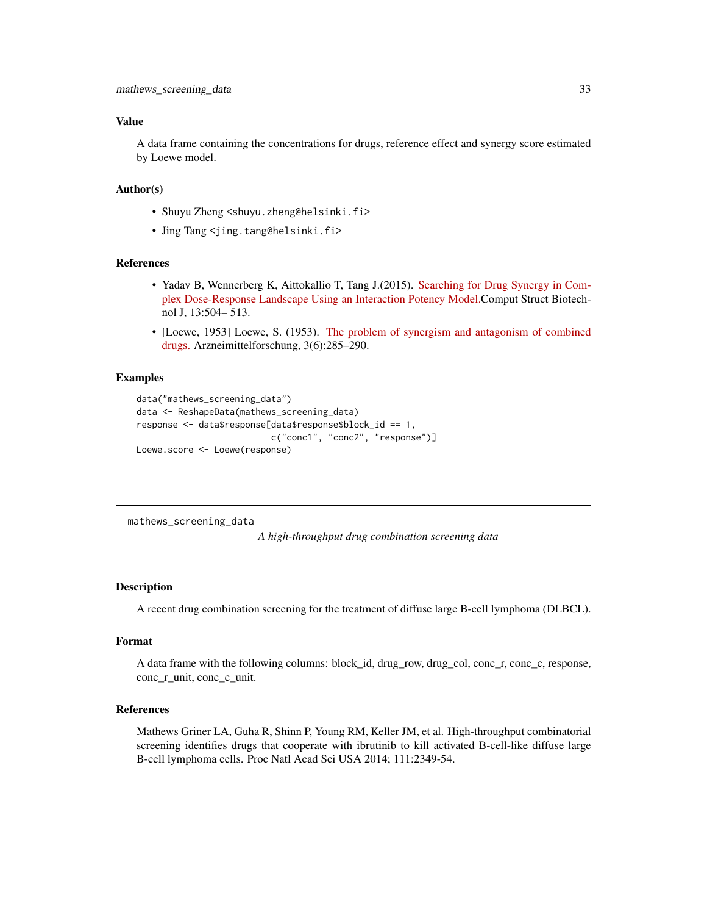## Value

A data frame containing the concentrations for drugs, reference effect and synergy score estimated by Loewe model.

## Author(s)

- Shuyu Zheng <shuyu.zheng@helsinki.fi>
- Jing Tang <jing.tang@helsinki.fi>

## References

- Yadav B, Wennerberg K, Aittokallio T, Tang J.(2015). Searching for Drug Synergy in Complex Dose-Response Landscape Using an Interaction Potency Model.Comput Struct Biotechnol J, 13:504– 513.
- [Loewe, 1953] Loewe, S. (1953). The problem of synergism and antagonism of combined drugs. Arzneimittelforschung, 3(6):285–290.

## Examples

```
data("mathews_screening_data")
data <- ReshapeData(mathews_screening_data)
response <- data$response[data$response$block_id == 1,
                          c("conc1", "conc2", "response")]
Loewe.score <- Loewe(response)
```

---

# mathews_screening_data

*A high-throughput drug combination screening data*

## Description

A recent drug combination screening for the treatment of diffuse large B-cell lymphoma (DLBCL).

## Format

A data frame with the following columns: block_id, drug_row, drug_col, conc_r, conc_c, response, conc_r_unit, conc_c_unit.

## References

Mathews Griner LA, Guha R, Shinn P, Young RM, Keller JM, et al. High-throughput combinatorial screening identifies drugs that cooperate with ibrutinib to kill activated B-cell-like diffuse large B-cell lymphoma cells. Proc Natl Acad Sci USA 2014; 111:2349-54.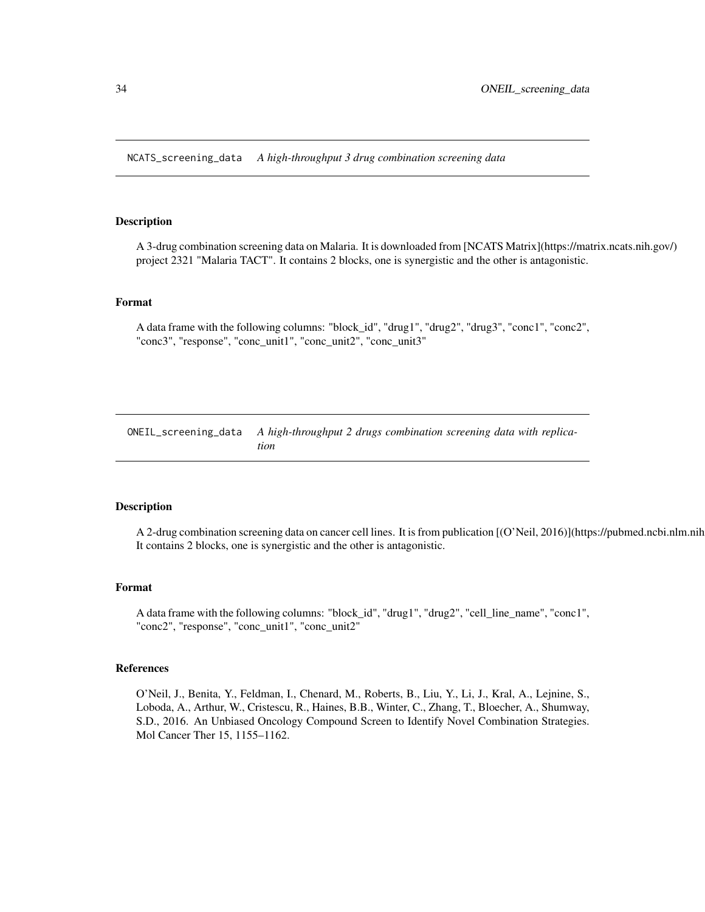## NCATS_screening_data *A high-throughput 3 drug combination screening data*

### Description

A 3-drug combination screening data on Malaria. It is downloaded from [NCATS Matrix](https://matrix.ncats.nih.gov/) project 2321 "Malaria TACT". It contains 2 blocks, one is synergistic and the other is antagonistic.

### Format

A data frame with the following columns: "block_id", "drug1", "drug2", "drug3", "conc1", "conc2", "conc3", "response", "conc_unit1", "conc_unit2", "conc_unit3"

## ONEIL_screening_data *A high-throughput 2 drugs combination screening data with replication*

### Description

A 2-drug combination screening data on cancer cell lines. It is from publication [(O'Neil, 2016)](https://pubmed.ncbi.nlm.nih
It contains 2 blocks, one is synergistic and the other is antagonistic.

### Format

A data frame with the following columns: "block_id", "drug1", "drug2", "cell_line_name", "conc1", "conc2", "response", "conc_unit1", "conc_unit2"

### References

O'Neil, J., Benita, Y., Feldman, I., Chenard, M., Roberts, B., Liu, Y., Li, J., Kral, A., Lejnine, S., Loboda, A., Arthur, W., Cristescu, R., Haines, B.B., Winter, C., Zhang, T., Bloecher, A., Shumway, S.D., 2016. An Unbiased Oncology Compound Screen to Identify Novel Combination Strategies. Mol Cancer Ther 15, 1155–1162.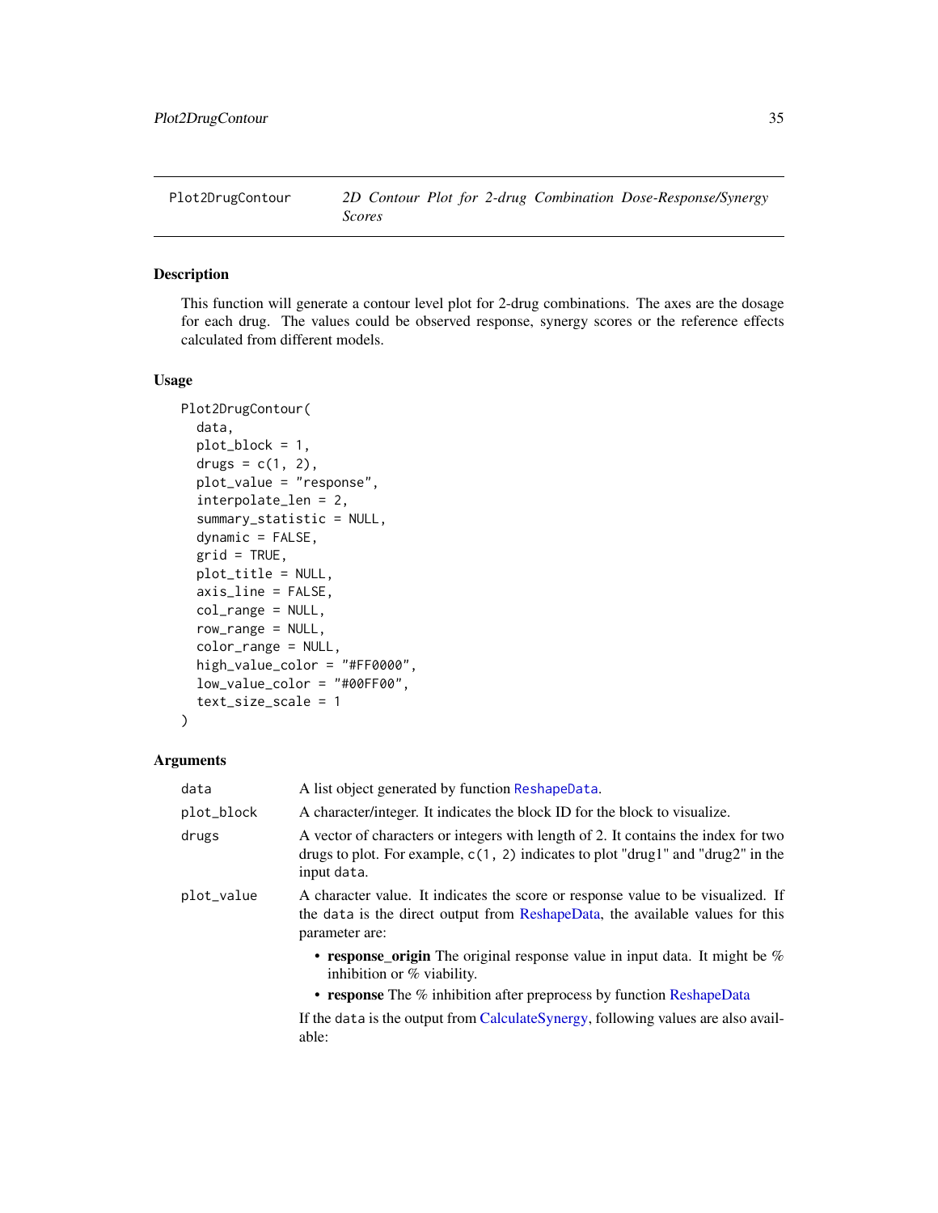| Plot2DrugContour | *2D Contour Plot for 2-drug Combination Dose-Response/Synergy Scores* |
| --- | --- |

## Description

This function will generate a contour level plot for 2-drug combinations. The axes are the dosage for each drug. The values could be observed response, synergy scores or the reference effects calculated from different models.

## Usage

```
Plot2DrugContour(
  data,
  plot_block = 1,
  drugs = c(1, 2),
  plot_value = "response",
  interpolate_len = 2,
  summary_statistic = NULL,
  dynamic = FALSE,
  grid = TRUE,
  plot_title = NULL,
  axis_line = FALSE,
  col_range = NULL,
  row_range = NULL,
  color_range = NULL,
  high_value_color = "#FF0000",
  low_value_color = "#00FF00",
  text_size_scale = 1
)
```

## Arguments

`data` A list object generated by function `ReshapeData`.

`plot_block` A character/integer. It indicates the block ID for the block to visualize.

`drugs` A vector of characters or integers with length of 2. It contains the index for two drugs to plot. For example, `c(1, 2)` indicates to plot "drug1" and "drug2" in the input `data`.

`plot_value` A character value. It indicates the score or response value to be visualized. If the `data` is the direct output from ReshapeData, the available values for this parameter are:

- **response_origin** The original response value in input data. It might be % inhibition or % viability.
- **response** The % inhibition after preprocess by function ReshapeData

If the `data` is the output from CalculateSynergy, following values are also available: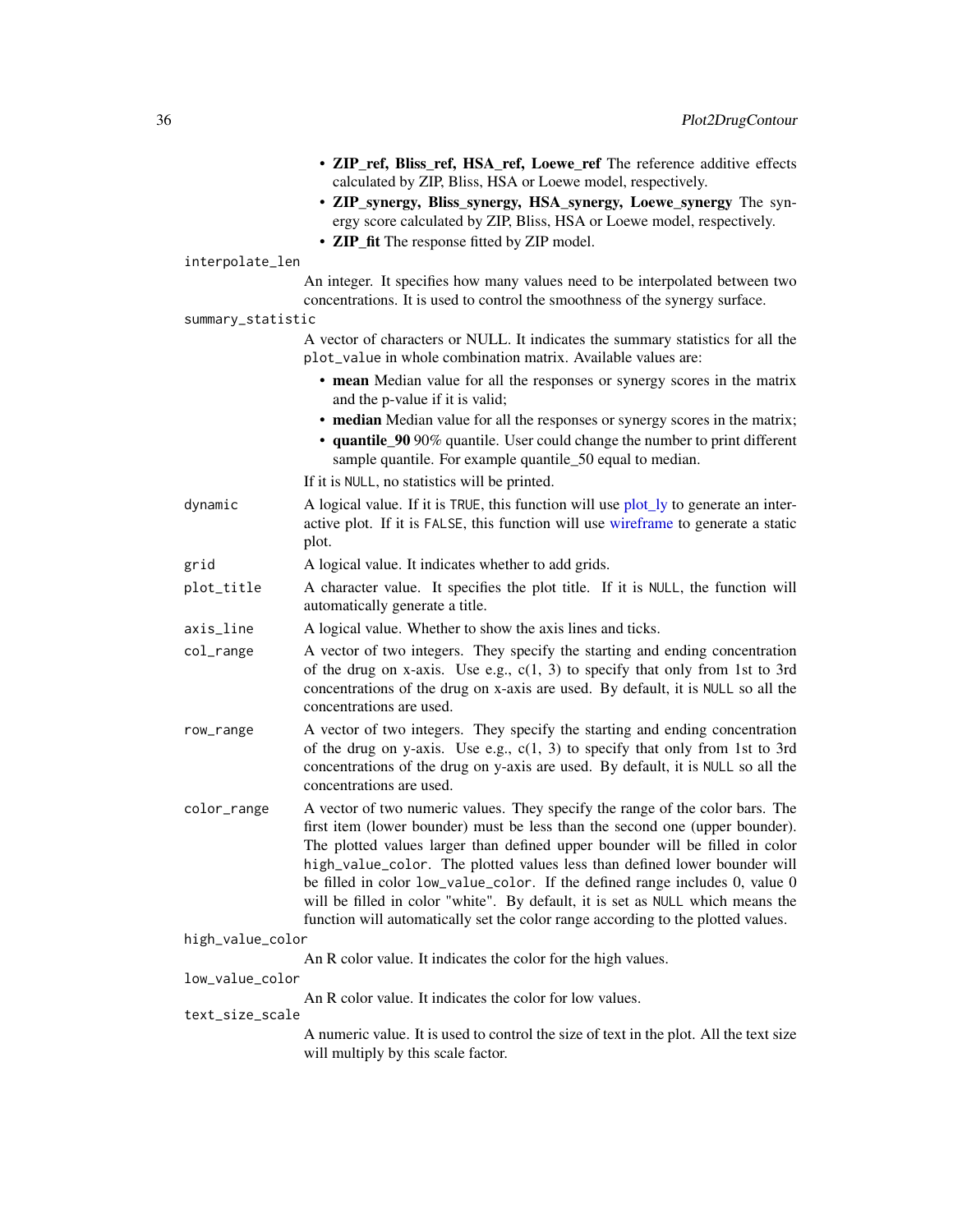- **ZIP_ref, Bliss_ref, HSA_ref, Loewe_ref** The reference additive effects calculated by ZIP, Bliss, HSA or Loewe model, respectively.
- **ZIP_synergy, Bliss_synergy, HSA_synergy, Loewe_synergy** The synergy score calculated by ZIP, Bliss, HSA or Loewe model, respectively.
- **ZIP_fit** The response fitted by ZIP model.

`interpolate_len`
: An integer. It specifies how many values need to be interpolated between two concentrations. It is used to control the smoothness of the synergy surface.

`summary_statistic`
: A vector of characters or NULL. It indicates the summary statistics for all the `plot_value` in whole combination matrix. Available values are:
  - **mean** Median value for all the responses or synergy scores in the matrix and the p-value if it is valid;
  - **median** Median value for all the responses or synergy scores in the matrix;
  - **quantile_90** 90% quantile. User could change the number to print different sample quantile. For example quantile_50 equal to median.

  If it is `NULL`, no statistics will be printed.

`dynamic`
: A logical value. If it is `TRUE`, this function will use plot_ly to generate an interactive plot. If it is `FALSE`, this function will use wireframe to generate a static plot.

`grid`
: A logical value. It indicates whether to add grids.

`plot_title`
: A character value. It specifies the plot title. If it is `NULL`, the function will automatically generate a title.

`axis_line`
: A logical value. Whether to show the axis lines and ticks.

`col_range`
: A vector of two integers. They specify the starting and ending concentration of the drug on x-axis. Use e.g., c(1, 3) to specify that only from 1st to 3rd concentrations of the drug on x-axis are used. By default, it is `NULL` so all the concentrations are used.

`row_range`
: A vector of two integers. They specify the starting and ending concentration of the drug on y-axis. Use e.g., c(1, 3) to specify that only from 1st to 3rd concentrations of the drug on y-axis are used. By default, it is `NULL` so all the concentrations are used.

`color_range`
: A vector of two numeric values. They specify the range of the color bars. The first item (lower bounder) must be less than the second one (upper bounder). The plotted values larger than defined upper bounder will be filled in color `high_value_color`. The plotted values less than defined lower bounder will be filled in color `low_value_color`. If the defined range includes 0, value 0 will be filled in color "white". By default, it is set as `NULL` which means the function will automatically set the color range according to the plotted values.

`high_value_color`
: An R color value. It indicates the color for the high values.

`low_value_color`
: An R color value. It indicates the color for low values.

`text_size_scale`
: A numeric value. It is used to control the size of text in the plot. All the text size will multiply by this scale factor.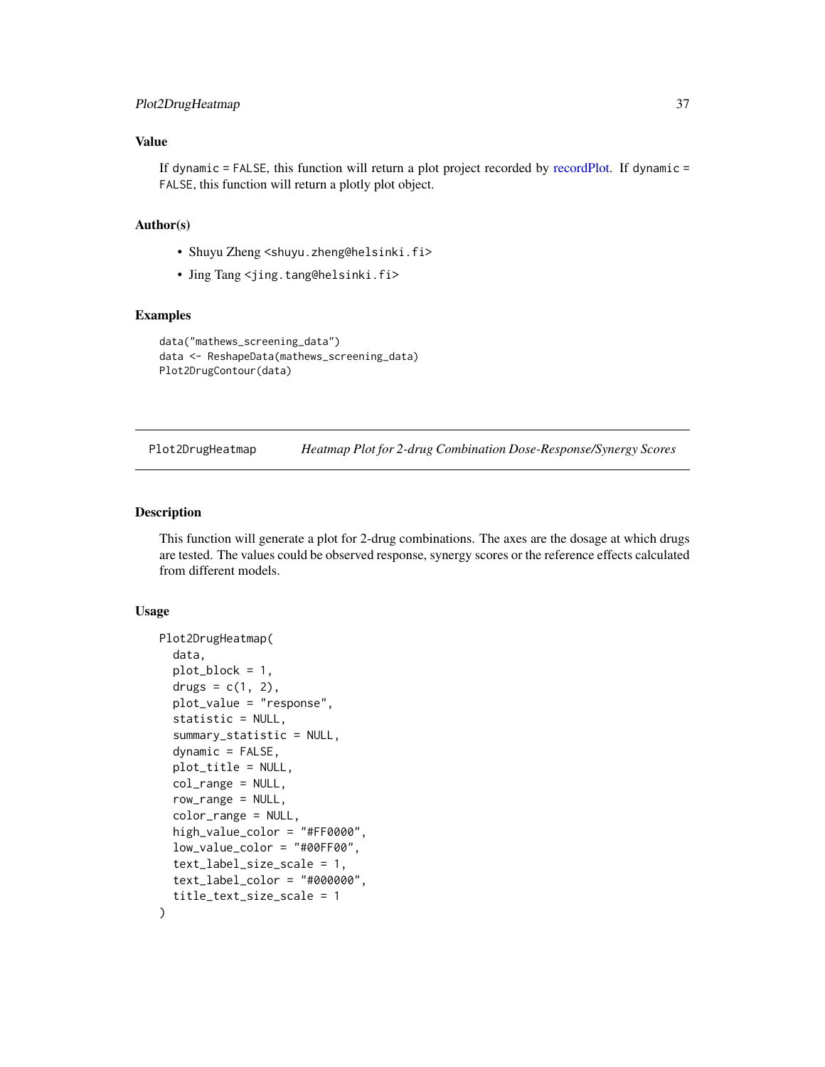### Value

If dynamic = FALSE, this function will return a plot project recorded by recordPlot. If dynamic = FALSE, this function will return a plotly plot object.

### Author(s)

- Shuyu Zheng <shuyu.zheng@helsinki.fi>
- Jing Tang <jing.tang@helsinki.fi>

### Examples

```
data("mathews_screening_data")
data <- ReshapeData(mathews_screening_data)
Plot2DrugContour(data)
```

---

## Plot2DrugHeatmap    *Heatmap Plot for 2-drug Combination Dose-Response/Synergy Scores*

---

### Description

This function will generate a plot for 2-drug combinations. The axes are the dosage at which drugs are tested. The values could be observed response, synergy scores or the reference effects calculated from different models.

### Usage

```
Plot2DrugHeatmap(
  data,
  plot_block = 1,
  drugs = c(1, 2),
  plot_value = "response",
  statistic = NULL,
  summary_statistic = NULL,
  dynamic = FALSE,
  plot_title = NULL,
  col_range = NULL,
  row_range = NULL,
  color_range = NULL,
  high_value_color = "#FF0000",
  low_value_color = "#00FF00",
  text_label_size_scale = 1,
  text_label_color = "#000000",
  title_text_size_scale = 1
)
```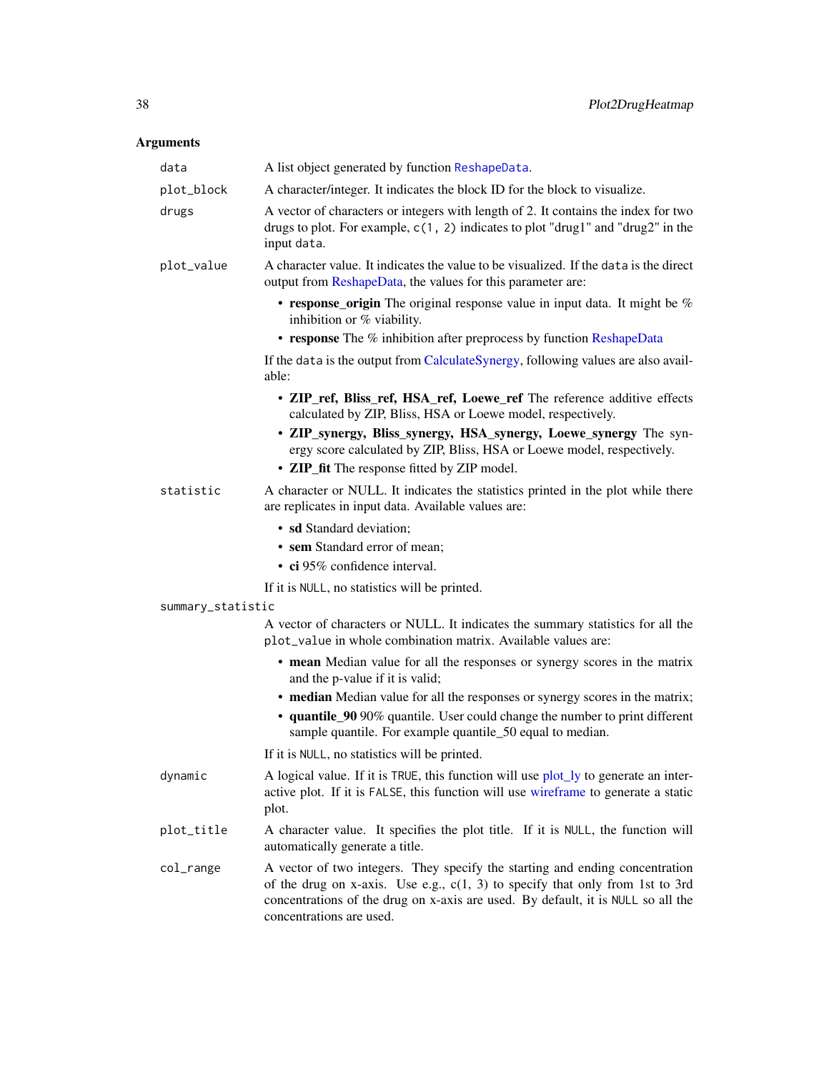## Arguments

- `data` — A list object generated by function ReshapeData.
- `plot_block` — A character/integer. It indicates the block ID for the block to visualize.
- `drugs` — A vector of characters or integers with length of 2. It contains the index for two drugs to plot. For example, `c(1, 2)` indicates to plot "drug1" and "drug2" in the input `data`.
- `plot_value` — A character value. It indicates the value to be visualized. If the `data` is the direct output from ReshapeData, the values for this parameter are:
  - **response_origin** The original response value in input data. It might be % inhibition or % viability.
  - **response** The % inhibition after preprocess by function ReshapeData

  If the `data` is the output from CalculateSynergy, following values are also available:
  - **ZIP_ref, Bliss_ref, HSA_ref, Loewe_ref** The reference additive effects calculated by ZIP, Bliss, HSA or Loewe model, respectively.
  - **ZIP_synergy, Bliss_synergy, HSA_synergy, Loewe_synergy** The synergy score calculated by ZIP, Bliss, HSA or Loewe model, respectively.
  - **ZIP_fit** The response fitted by ZIP model.
- `statistic` — A character or NULL. It indicates the statistics printed in the plot while there are replicates in input data. Available values are:
  - **sd** Standard deviation;
  - **sem** Standard error of mean;
  - **ci** 95% confidence interval.

  If it is `NULL`, no statistics will be printed.
- `summary_statistic` — A vector of characters or NULL. It indicates the summary statistics for all the `plot_value` in whole combination matrix. Available values are:
  - **mean** Median value for all the responses or synergy scores in the matrix and the p-value if it is valid;
  - **median** Median value for all the responses or synergy scores in the matrix;
  - **quantile_90** 90% quantile. User could change the number to print different sample quantile. For example quantile_50 equal to median.

  If it is `NULL`, no statistics will be printed.
- `dynamic` — A logical value. If it is `TRUE`, this function will use plot_ly to generate an interactive plot. If it is `FALSE`, this function will use wireframe to generate a static plot.
- `plot_title` — A character value. It specifies the plot title. If it is `NULL`, the function will automatically generate a title.
- `col_range` — A vector of two integers. They specify the starting and ending concentration of the drug on x-axis. Use e.g., c(1, 3) to specify that only from 1st to 3rd concentrations of the drug on x-axis are used. By default, it is `NULL` so all the concentrations are used.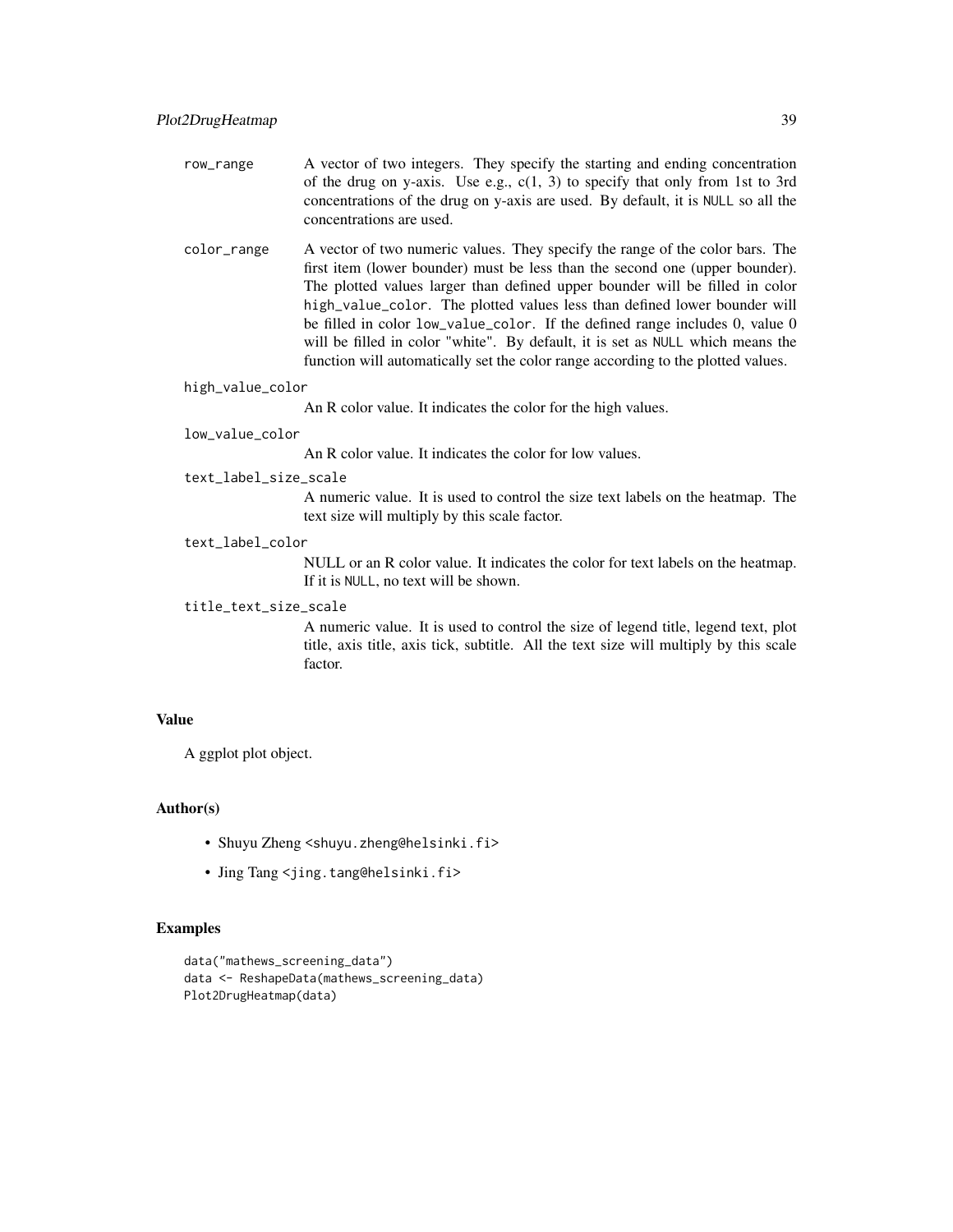row_range
: A vector of two integers. They specify the starting and ending concentration of the drug on y-axis. Use e.g., c(1, 3) to specify that only from 1st to 3rd concentrations of the drug on y-axis are used. By default, it is NULL so all the concentrations are used.

color_range
: A vector of two numeric values. They specify the range of the color bars. The first item (lower bounder) must be less than the second one (upper bounder). The plotted values larger than defined upper bounder will be filled in color high_value_color. The plotted values less than defined lower bounder will be filled in color low_value_color. If the defined range includes 0, value 0 will be filled in color "white". By default, it is set as NULL which means the function will automatically set the color range according to the plotted values.

high_value_color
: An R color value. It indicates the color for the high values.

low_value_color
: An R color value. It indicates the color for low values.

text_label_size_scale
: A numeric value. It is used to control the size text labels on the heatmap. The text size will multiply by this scale factor.

text_label_color
: NULL or an R color value. It indicates the color for text labels on the heatmap. If it is NULL, no text will be shown.

title_text_size_scale
: A numeric value. It is used to control the size of legend title, legend text, plot title, axis title, axis tick, subtitle. All the text size will multiply by this scale factor.

## Value

A ggplot plot object.

## Author(s)

- Shuyu Zheng <shuyu.zheng@helsinki.fi>
- Jing Tang <jing.tang@helsinki.fi>

## Examples

```
data("mathews_screening_data")
data <- ReshapeData(mathews_screening_data)
Plot2DrugHeatmap(data)
```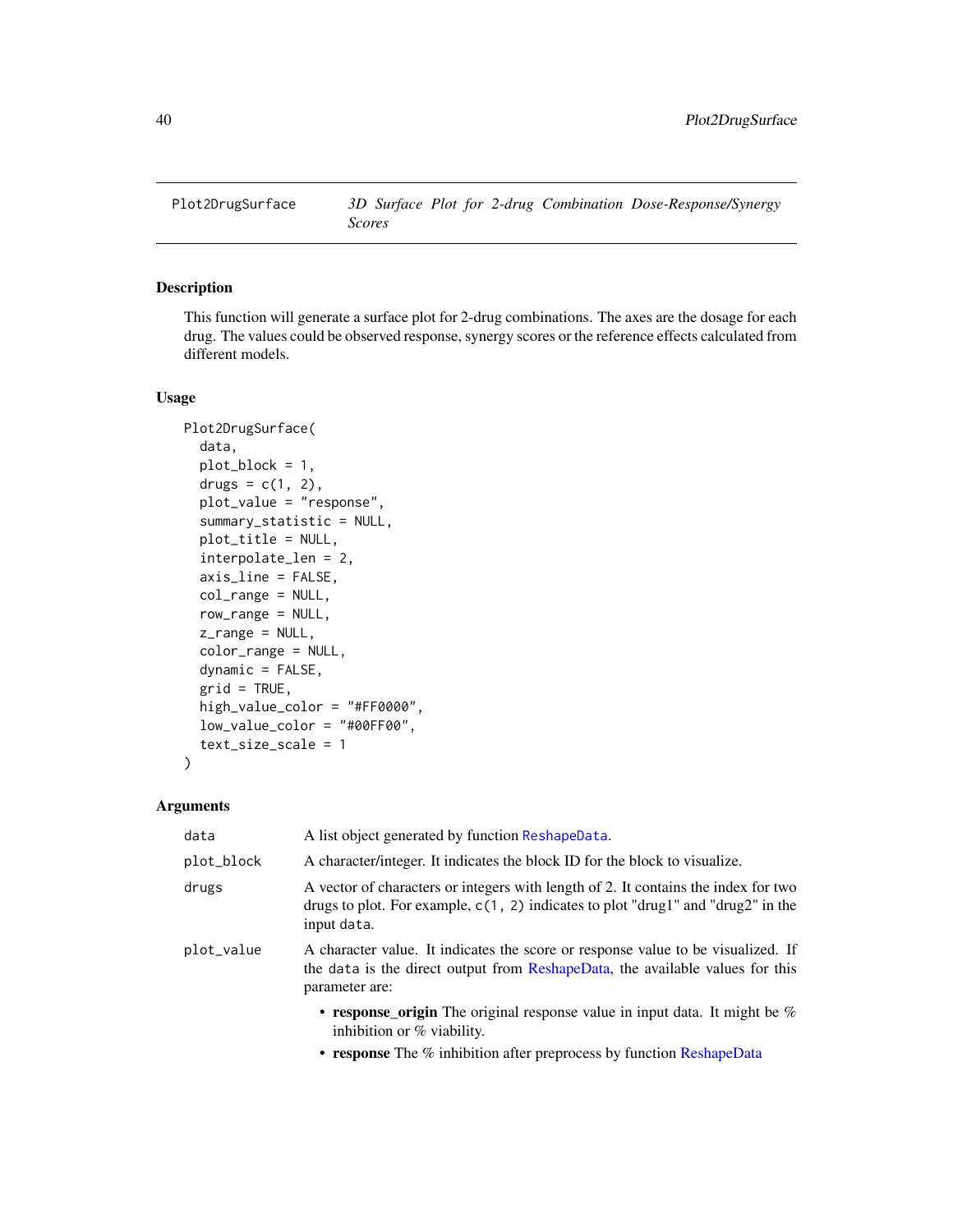## Plot2DrugSurface — *3D Surface Plot for 2-drug Combination Dose-Response/Synergy Scores*

### Description

This function will generate a surface plot for 2-drug combinations. The axes are the dosage for each drug. The values could be observed response, synergy scores or the reference effects calculated from different models.

### Usage

```
Plot2DrugSurface(
  data,
  plot_block = 1,
  drugs = c(1, 2),
  plot_value = "response",
  summary_statistic = NULL,
  plot_title = NULL,
  interpolate_len = 2,
  axis_line = FALSE,
  col_range = NULL,
  row_range = NULL,
  z_range = NULL,
  color_range = NULL,
  dynamic = FALSE,
  grid = TRUE,
  high_value_color = "#FF0000",
  low_value_color = "#00FF00",
  text_size_scale = 1
)
```

### Arguments

| | |
|---|---|
| `data` | A list object generated by function `ReshapeData`. |
| `plot_block` | A character/integer. It indicates the block ID for the block to visualize. |
| `drugs` | A vector of characters or integers with length of 2. It contains the index for two drugs to plot. For example, `c(1, 2)` indicates to plot "drug1" and "drug2" in the input `data`. |
| `plot_value` | A character value. It indicates the score or response value to be visualized. If the `data` is the direct output from ReshapeData, the available values for this parameter are:<br>• **response_origin** The original response value in input data. It might be % inhibition or % viability.<br>• **response** The % inhibition after preprocess by function ReshapeData |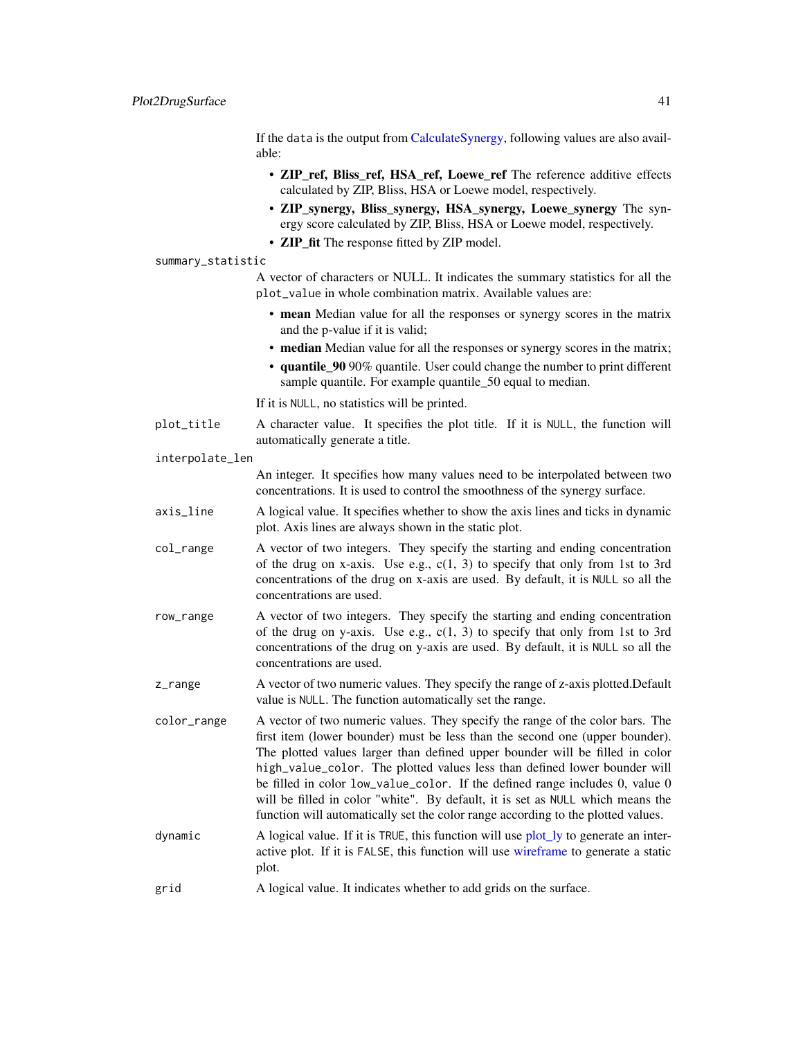If the `data` is the output from CalculateSynergy, following values are also available:

- **ZIP_ref, Bliss_ref, HSA_ref, Loewe_ref** The reference additive effects calculated by ZIP, Bliss, HSA or Loewe model, respectively.
- **ZIP_synergy, Bliss_synergy, HSA_synergy, Loewe_synergy** The synergy score calculated by ZIP, Bliss, HSA or Loewe model, respectively.
- **ZIP_fit** The response fitted by ZIP model.

`summary_statistic`
: A vector of characters or NULL. It indicates the summary statistics for all the `plot_value` in whole combination matrix. Available values are:

  - **mean** Median value for all the responses or synergy scores in the matrix and the p-value if it is valid;
  - **median** Median value for all the responses or synergy scores in the matrix;
  - **quantile_90** 90% quantile. User could change the number to print different sample quantile. For example quantile_50 equal to median.

  If it is `NULL`, no statistics will be printed.

`plot_title`
: A character value. It specifies the plot title. If it is `NULL`, the function will automatically generate a title.

`interpolate_len`
: An integer. It specifies how many values need to be interpolated between two concentrations. It is used to control the smoothness of the synergy surface.

`axis_line`
: A logical value. It specifies whether to show the axis lines and ticks in dynamic plot. Axis lines are always shown in the static plot.

`col_range`
: A vector of two integers. They specify the starting and ending concentration of the drug on x-axis. Use e.g., c(1, 3) to specify that only from 1st to 3rd concentrations of the drug on x-axis are used. By default, it is `NULL` so all the concentrations are used.

`row_range`
: A vector of two integers. They specify the starting and ending concentration of the drug on y-axis. Use e.g., c(1, 3) to specify that only from 1st to 3rd concentrations of the drug on y-axis are used. By default, it is `NULL` so all the concentrations are used.

`z_range`
: A vector of two numeric values. They specify the range of z-axis plotted.Default value is `NULL`. The function automatically set the range.

`color_range`
: A vector of two numeric values. They specify the range of the color bars. The first item (lower bounder) must be less than the second one (upper bounder). The plotted values larger than defined upper bounder will be filled in color `high_value_color`. The plotted values less than defined lower bounder will be filled in color `low_value_color`. If the defined range includes 0, value 0 will be filled in color "white". By default, it is set as `NULL` which means the function will automatically set the color range according to the plotted values.

`dynamic`
: A logical value. If it is `TRUE`, this function will use plot_ly to generate an interactive plot. If it is `FALSE`, this function will use wireframe to generate a static plot.

`grid`
: A logical value. It indicates whether to add grids on the surface.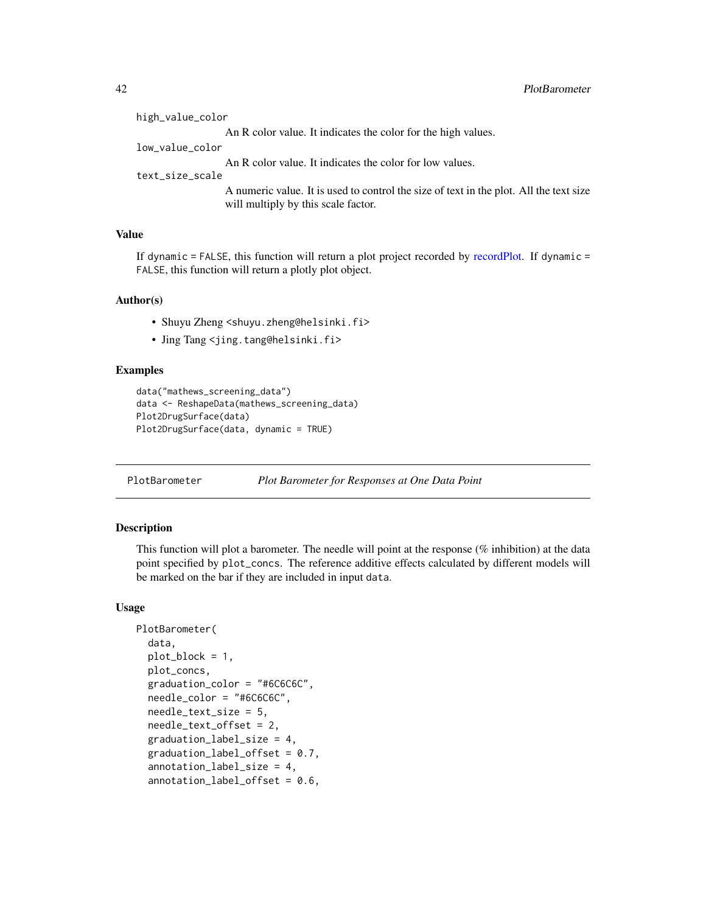`high_value_color`
: An R color value. It indicates the color for the high values.

`low_value_color`
: An R color value. It indicates the color for low values.

`text_size_scale`
: A numeric value. It is used to control the size of text in the plot. All the text size will multiply by this scale factor.

### Value

If `dynamic = FALSE`, this function will return a plot project recorded by recordPlot. If `dynamic = FALSE`, this function will return a plotly plot object.

### Author(s)

- Shuyu Zheng <shuyu.zheng@helsinki.fi>
- Jing Tang <jing.tang@helsinki.fi>

### Examples

```
data("mathews_screening_data")
data <- ReshapeData(mathews_screening_data)
Plot2DrugSurface(data)
Plot2DrugSurface(data, dynamic = TRUE)
```

---

## PlotBarometer — *Plot Barometer for Responses at One Data Point*

### Description

This function will plot a barometer. The needle will point at the response (% inhibition) at the data point specified by `plot_concs`. The reference additive effects calculated by different models will be marked on the bar if they are included in input `data`.

### Usage

```
PlotBarometer(
  data,
  plot_block = 1,
  plot_concs,
  graduation_color = "#6C6C6C",
  needle_color = "#6C6C6C",
  needle_text_size = 5,
  needle_text_offset = 2,
  graduation_label_size = 4,
  graduation_label_offset = 0.7,
  annotation_label_size = 4,
  annotation_label_offset = 0.6,
```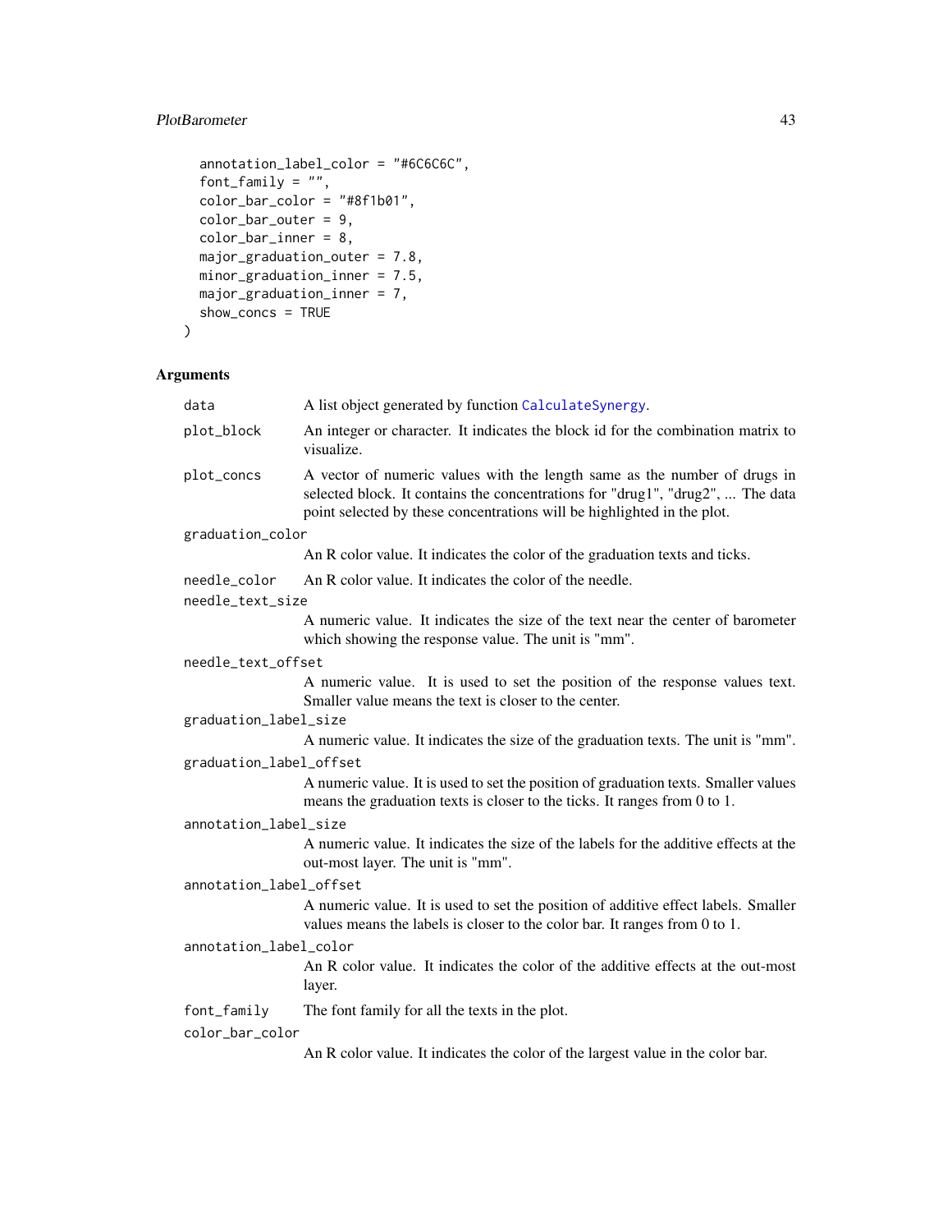```
  annotation_label_color = "#6C6C6C",
  font_family = "",
  color_bar_color = "#8f1b01",
  color_bar_outer = 9,
  color_bar_inner = 8,
  major_graduation_outer = 7.8,
  minor_graduation_inner = 7.5,
  major_graduation_inner = 7,
  show_concs = TRUE
)
```

## Arguments

`data` A list object generated by function `CalculateSynergy`.

`plot_block` An integer or character. It indicates the block id for the combination matrix to visualize.

`plot_concs` A vector of numeric values with the length same as the number of drugs in selected block. It contains the concentrations for "drug1", "drug2", ... The data point selected by these concentrations will be highlighted in the plot.

`graduation_color` An R color value. It indicates the color of the graduation texts and ticks.

`needle_color` An R color value. It indicates the color of the needle.

`needle_text_size` A numeric value. It indicates the size of the text near the center of barometer which showing the response value. The unit is "mm".

`needle_text_offset` A numeric value. It is used to set the position of the response values text. Smaller value means the text is closer to the center.

`graduation_label_size` A numeric value. It indicates the size of the graduation texts. The unit is "mm".

`graduation_label_offset` A numeric value. It is used to set the position of graduation texts. Smaller values means the graduation texts is closer to the ticks. It ranges from 0 to 1.

`annotation_label_size` A numeric value. It indicates the size of the labels for the additive effects at the out-most layer. The unit is "mm".

`annotation_label_offset` A numeric value. It is used to set the position of additive effect labels. Smaller values means the labels is closer to the color bar. It ranges from 0 to 1.

`annotation_label_color` An R color value. It indicates the color of the additive effects at the out-most layer.

`font_family` The font family for all the texts in the plot.

`color_bar_color` An R color value. It indicates the color of the largest value in the color bar.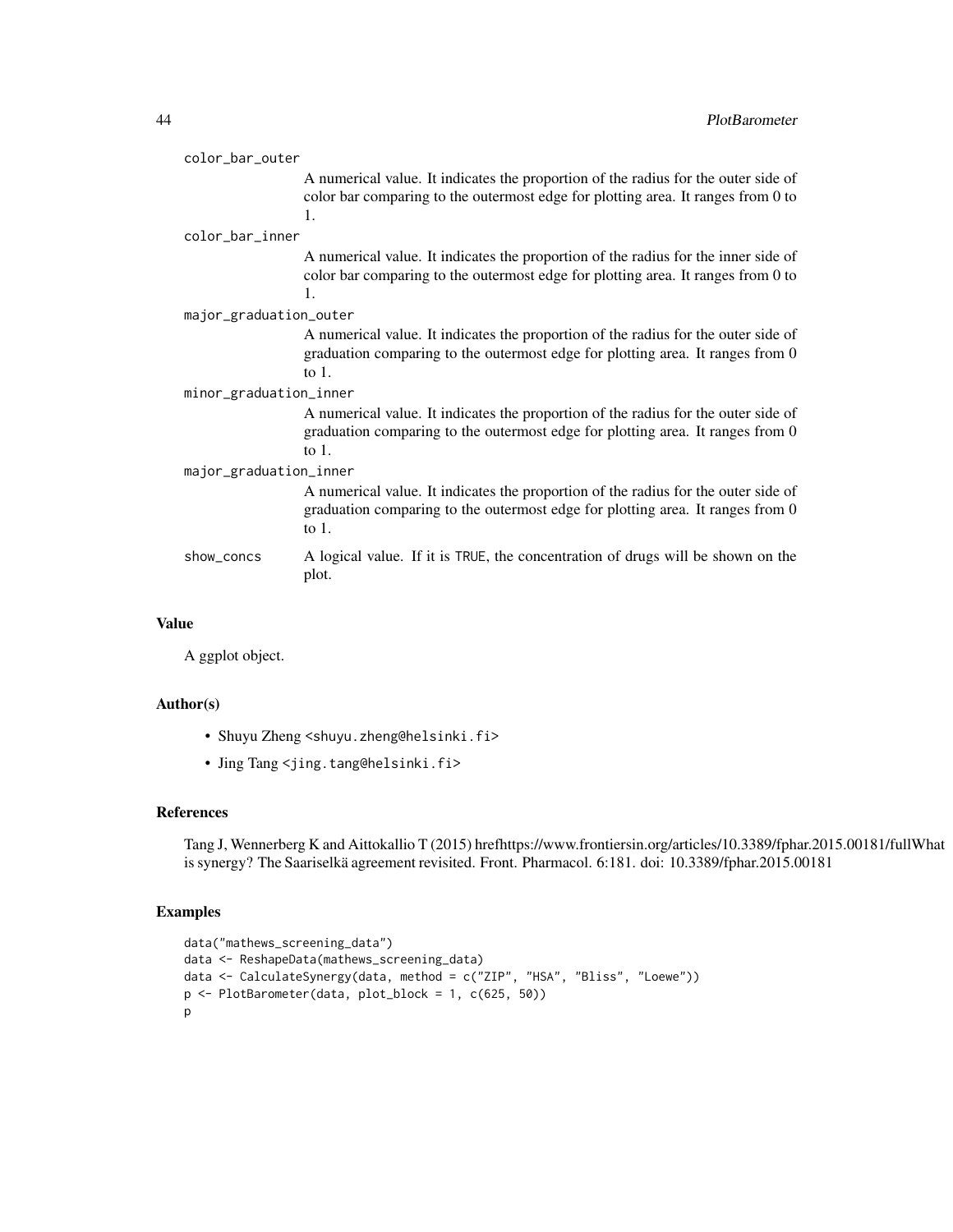color_bar_outer
: A numerical value. It indicates the proportion of the radius for the outer side of color bar comparing to the outermost edge for plotting area. It ranges from 0 to 1.

color_bar_inner
: A numerical value. It indicates the proportion of the radius for the inner side of color bar comparing to the outermost edge for plotting area. It ranges from 0 to 1.

major_graduation_outer
: A numerical value. It indicates the proportion of the radius for the outer side of graduation comparing to the outermost edge for plotting area. It ranges from 0 to 1.

minor_graduation_inner
: A numerical value. It indicates the proportion of the radius for the outer side of graduation comparing to the outermost edge for plotting area. It ranges from 0 to 1.

major_graduation_inner
: A numerical value. It indicates the proportion of the radius for the outer side of graduation comparing to the outermost edge for plotting area. It ranges from 0 to 1.

show_concs
: A logical value. If it is TRUE, the concentration of drugs will be shown on the plot.

### Value

A ggplot object.

### Author(s)

- Shuyu Zheng <shuyu.zheng@helsinki.fi>
- Jing Tang <jing.tang@helsinki.fi>

### References

Tang J, Wennerberg K and Aittokallio T (2015) hrefhttps://www.frontiersin.org/articles/10.3389/fphar.2015.00181/fullWhat is synergy? The Saariselkä agreement revisited. Front. Pharmacol. 6:181. doi: 10.3389/fphar.2015.00181

### Examples

```
data("mathews_screening_data")
data <- ReshapeData(mathews_screening_data)
data <- CalculateSynergy(data, method = c("ZIP", "HSA", "Bliss", "Loewe"))
p <- PlotBarometer(data, plot_block = 1, c(625, 50))
p
```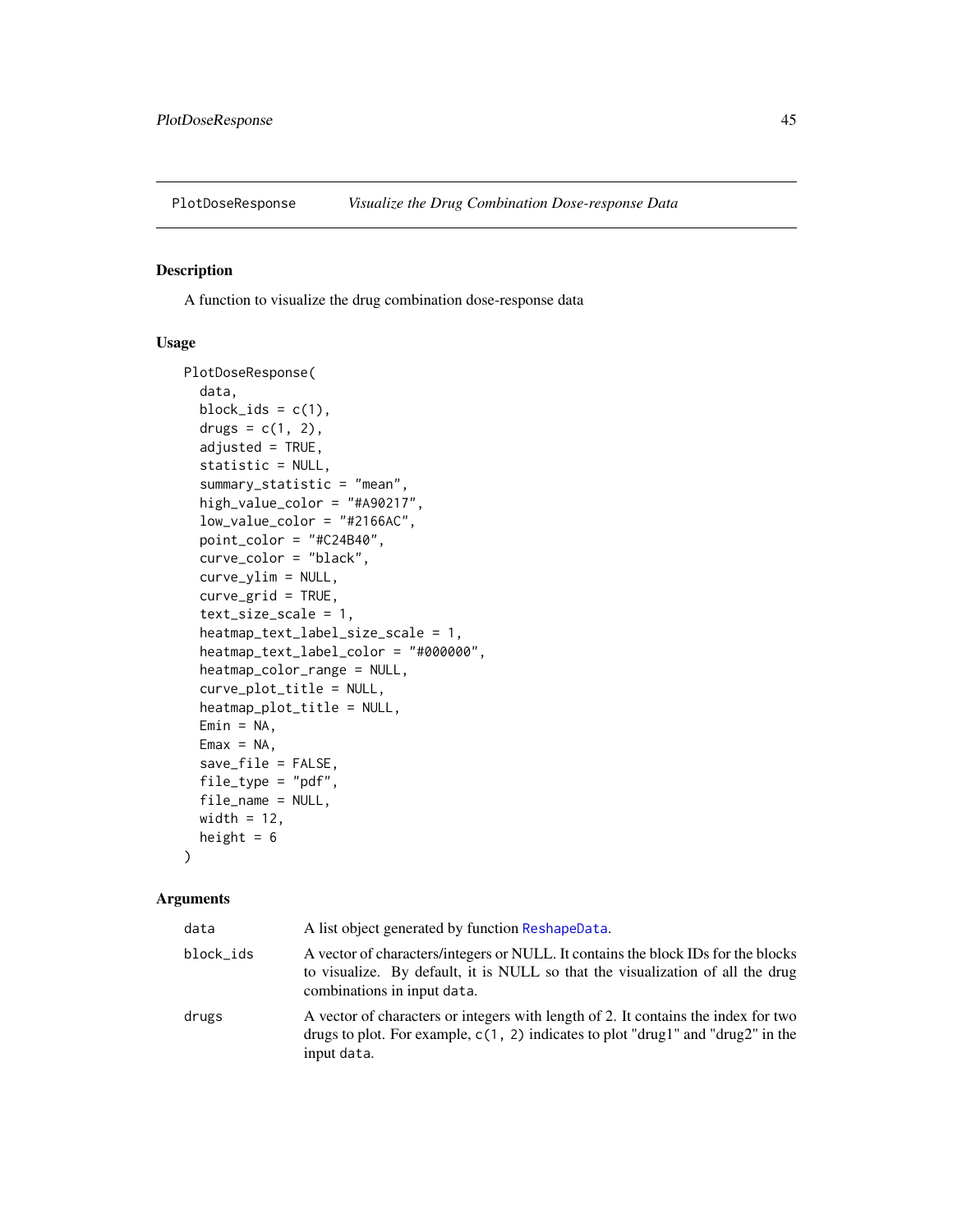## PlotDoseResponse — *Visualize the Drug Combination Dose-response Data*

### Description

A function to visualize the drug combination dose-response data

### Usage

```
PlotDoseResponse(
  data,
  block_ids = c(1),
  drugs = c(1, 2),
  adjusted = TRUE,
  statistic = NULL,
  summary_statistic = "mean",
  high_value_color = "#A90217",
  low_value_color = "#2166AC",
  point_color = "#C24B40",
  curve_color = "black",
  curve_ylim = NULL,
  curve_grid = TRUE,
  text_size_scale = 1,
  heatmap_text_label_size_scale = 1,
  heatmap_text_label_color = "#000000",
  heatmap_color_range = NULL,
  curve_plot_title = NULL,
  heatmap_plot_title = NULL,
  Emin = NA,
  Emax = NA,
  save_file = FALSE,
  file_type = "pdf",
  file_name = NULL,
  width = 12,
  height = 6
)
```

### Arguments

| | |
|---|---|
| `data` | A list object generated by function `ReshapeData`. |
| `block_ids` | A vector of characters/integers or NULL. It contains the block IDs for the blocks to visualize. By default, it is NULL so that the visualization of all the drug combinations in input `data`. |
| `drugs` | A vector of characters or integers with length of 2. It contains the index for two drugs to plot. For example, `c(1, 2)` indicates to plot "drug1" and "drug2" in the input `data`. |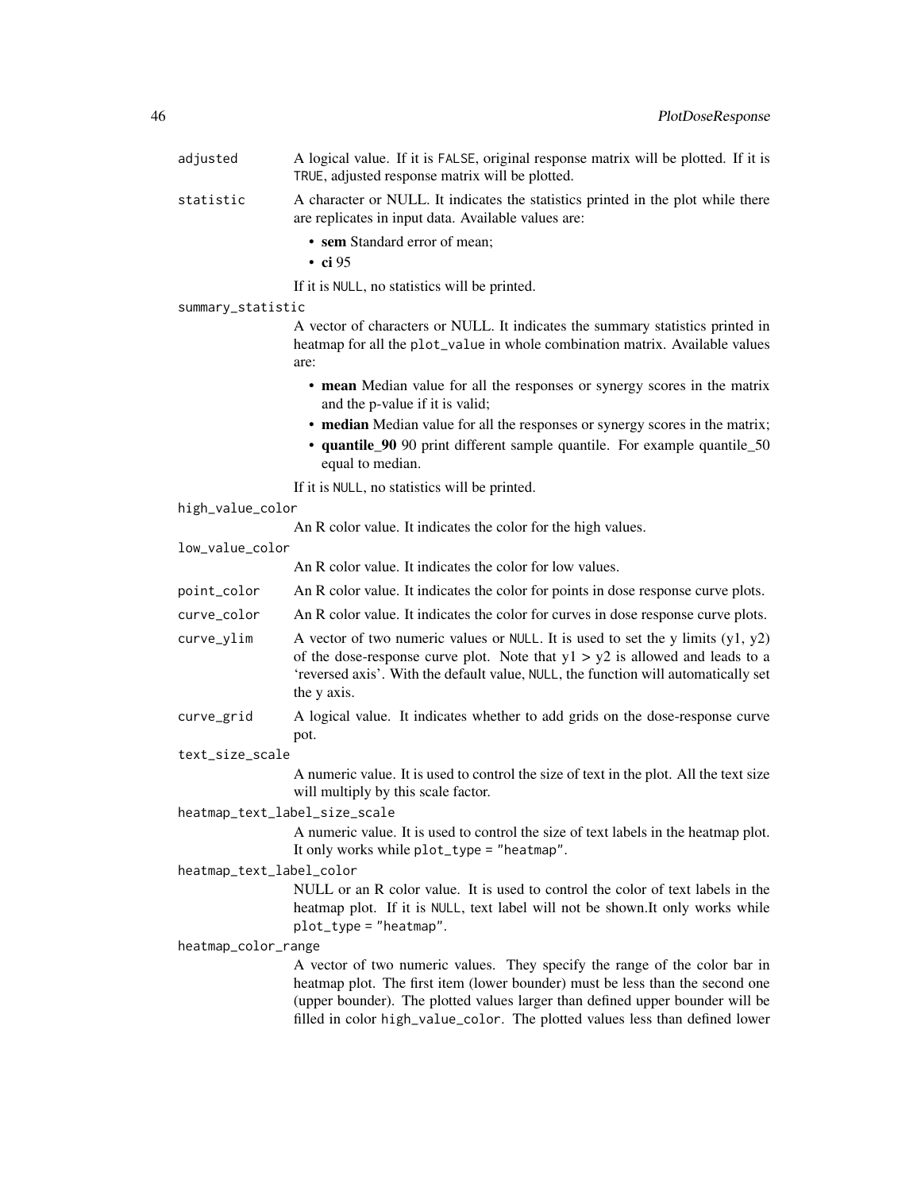`adjusted` A logical value. If it is FALSE, original response matrix will be plotted. If it is TRUE, adjusted response matrix will be plotted.

`statistic` A character or NULL. It indicates the statistics printed in the plot while there are replicates in input data. Available values are:

- **sem** Standard error of mean;
- **ci** 95

If it is NULL, no statistics will be printed.

`summary_statistic`
A vector of characters or NULL. It indicates the summary statistics printed in heatmap for all the `plot_value` in whole combination matrix. Available values are:

- **mean** Median value for all the responses or synergy scores in the matrix and the p-value if it is valid;
- **median** Median value for all the responses or synergy scores in the matrix;
- **quantile_90** 90 print different sample quantile. For example quantile_50 equal to median.

If it is NULL, no statistics will be printed.

`high_value_color`
An R color value. It indicates the color for the high values.

`low_value_color`
An R color value. It indicates the color for low values.

`point_color` An R color value. It indicates the color for points in dose response curve plots.

`curve_color` An R color value. It indicates the color for curves in dose response curve plots.

`curve_ylim` A vector of two numeric values or NULL. It is used to set the y limits (y1, y2) of the dose-response curve plot. Note that y1 > y2 is allowed and leads to a 'reversed axis'. With the default value, NULL, the function will automatically set the y axis.

`curve_grid` A logical value. It indicates whether to add grids on the dose-response curve pot.

`text_size_scale`
A numeric value. It is used to control the size of text in the plot. All the text size will multiply by this scale factor.

`heatmap_text_label_size_scale`
A numeric value. It is used to control the size of text labels in the heatmap plot. It only works while `plot_type = "heatmap"`.

`heatmap_text_label_color`
NULL or an R color value. It is used to control the color of text labels in the heatmap plot. If it is NULL, text label will not be shown.It only works while `plot_type = "heatmap"`.

`heatmap_color_range`
A vector of two numeric values. They specify the range of the color bar in heatmap plot. The first item (lower bounder) must be less than the second one (upper bounder). The plotted values larger than defined upper bounder will be filled in color `high_value_color`. The plotted values less than defined lower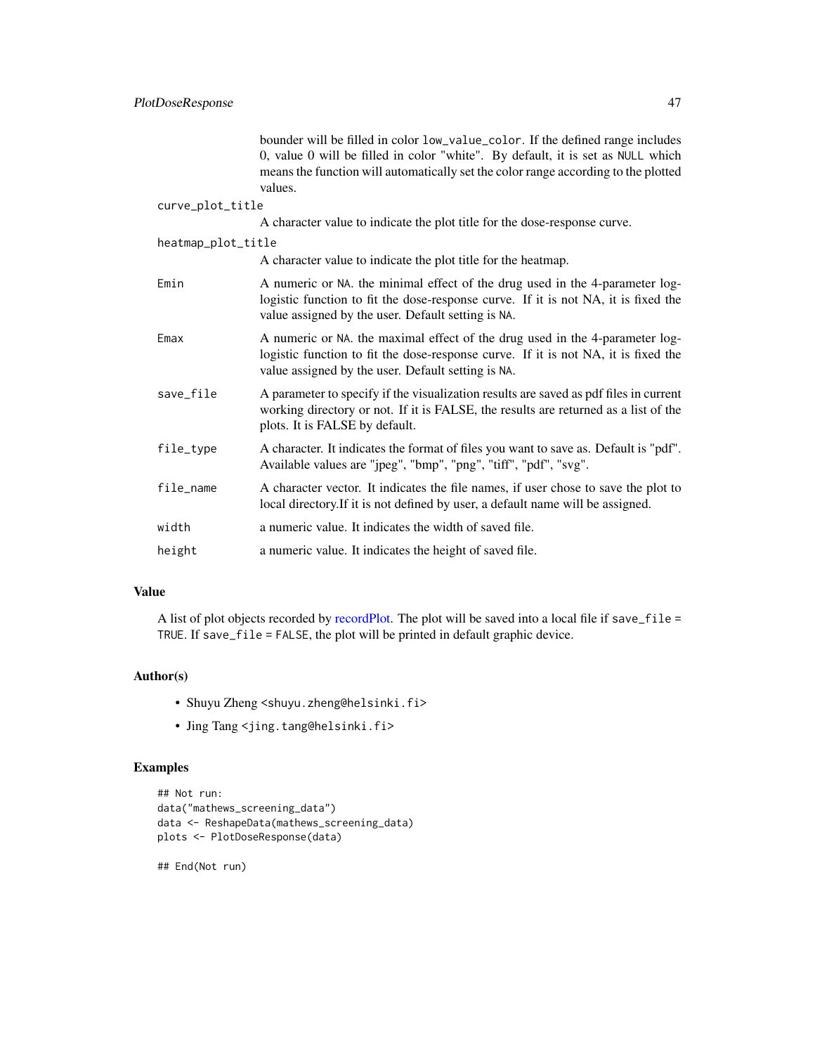bounder will be filled in color `low_value_color`. If the defined range includes 0, value 0 will be filled in color "white". By default, it is set as `NULL` which means the function will automatically set the color range according to the plotted values.

`curve_plot_title`
: A character value to indicate the plot title for the dose-response curve.

`heatmap_plot_title`
: A character value to indicate the plot title for the heatmap.

`Emin`
: A numeric or `NA`. the minimal effect of the drug used in the 4-parameter log-logistic function to fit the dose-response curve. If it is not NA, it is fixed the value assigned by the user. Default setting is `NA`.

`Emax`
: A numeric or `NA`. the maximal effect of the drug used in the 4-parameter log-logistic function to fit the dose-response curve. If it is not NA, it is fixed the value assigned by the user. Default setting is `NA`.

`save_file`
: A parameter to specify if the visualization results are saved as pdf files in current working directory or not. If it is FALSE, the results are returned as a list of the plots. It is FALSE by default.

`file_type`
: A character. It indicates the format of files you want to save as. Default is "pdf". Available values are "jpeg", "bmp", "png", "tiff", "pdf", "svg".

`file_name`
: A character vector. It indicates the file names, if user chose to save the plot to local directory.If it is not defined by user, a default name will be assigned.

`width`
: a numeric value. It indicates the width of saved file.

`height`
: a numeric value. It indicates the height of saved file.

### Value

A list of plot objects recorded by recordPlot. The plot will be saved into a local file if `save_file = TRUE`. If `save_file = FALSE`, the plot will be printed in default graphic device.

### Author(s)

- Shuyu Zheng <shuyu.zheng@helsinki.fi>
- Jing Tang <jing.tang@helsinki.fi>

### Examples

```
## Not run:
data("mathews_screening_data")
data <- ReshapeData(mathews_screening_data)
plots <- PlotDoseResponse(data)

## End(Not run)
```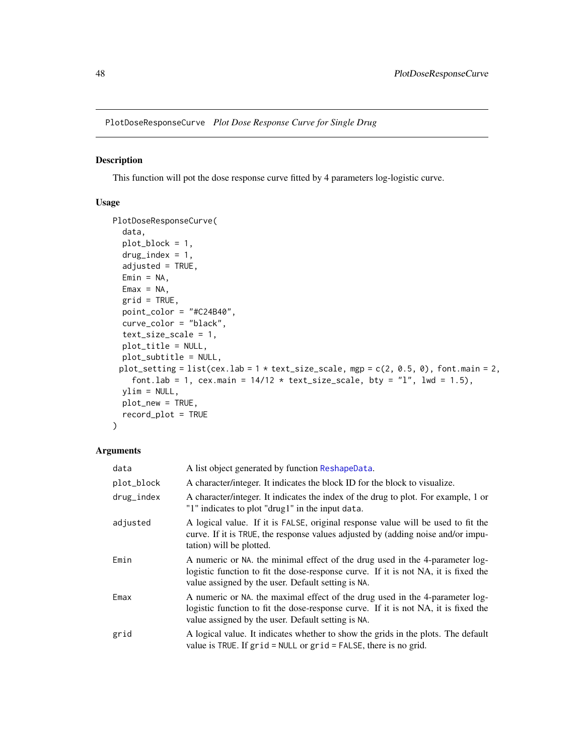## PlotDoseResponseCurve *Plot Dose Response Curve for Single Drug*

### Description

This function will pot the dose response curve fitted by 4 parameters log-logistic curve.

### Usage

```
PlotDoseResponseCurve(
  data,
  plot_block = 1,
  drug_index = 1,
  adjusted = TRUE,
  Emin = NA,
  Emax = NA,
  grid = TRUE,
  point_color = "#C24B40",
  curve_color = "black",
  text_size_scale = 1,
  plot_title = NULL,
  plot_subtitle = NULL,
 plot_setting = list(cex.lab = 1 * text_size_scale, mgp = c(2, 0.5, 0), font.main = 2,
    font.lab = 1, cex.main = 14/12 * text_size_scale, bty = "l", lwd = 1.5),
  ylim = NULL,
  plot_new = TRUE,
  record_plot = TRUE
)
```

### Arguments

| | |
|---|---|
| `data` | A list object generated by function `ReshapeData`. |
| `plot_block` | A character/integer. It indicates the block ID for the block to visualize. |
| `drug_index` | A character/integer. It indicates the index of the drug to plot. For example, 1 or "1" indicates to plot "drug1" in the input `data`. |
| `adjusted` | A logical value. If it is `FALSE`, original response value will be used to fit the curve. If it is `TRUE`, the response values adjusted by (adding noise and/or imputation) will be plotted. |
| `Emin` | A numeric or `NA`. the minimal effect of the drug used in the 4-parameter log-logistic function to fit the dose-response curve. If it is not NA, it is fixed the value assigned by the user. Default setting is `NA`. |
| `Emax` | A numeric or `NA`. the maximal effect of the drug used in the 4-parameter log-logistic function to fit the dose-response curve. If it is not NA, it is fixed the value assigned by the user. Default setting is `NA`. |
| `grid` | A logical value. It indicates whether to show the grids in the plots. The default value is `TRUE`. If `grid = NULL` or `grid = FALSE`, there is no grid. |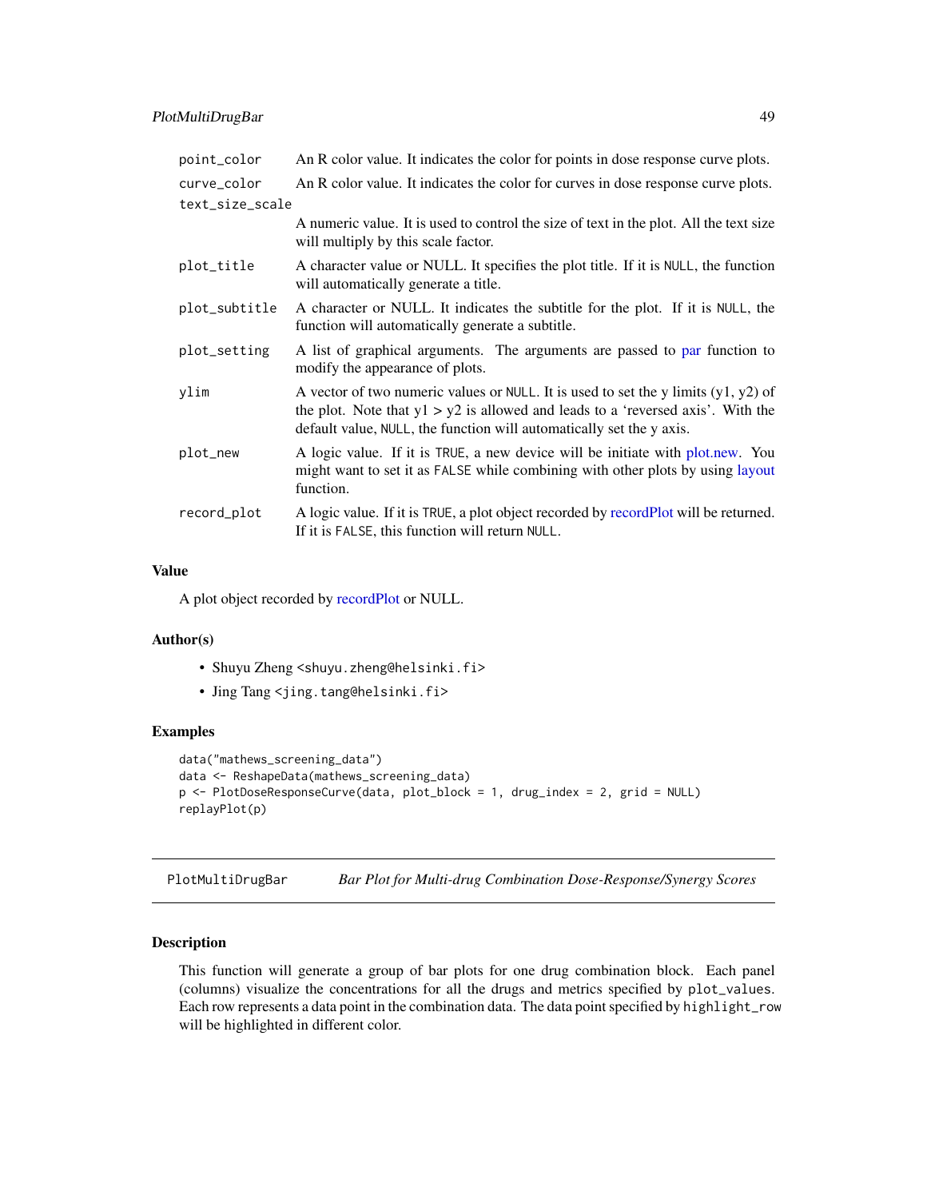| | |
|---|---|
| point_color | An R color value. It indicates the color for points in dose response curve plots. |
| curve_color | An R color value. It indicates the color for curves in dose response curve plots. |
| text_size_scale | A numeric value. It is used to control the size of text in the plot. All the text size will multiply by this scale factor. |
| plot_title | A character value or NULL. It specifies the plot title. If it is NULL, the function will automatically generate a title. |
| plot_subtitle | A character or NULL. It indicates the subtitle for the plot. If it is NULL, the function will automatically generate a subtitle. |
| plot_setting | A list of graphical arguments. The arguments are passed to par function to modify the appearance of plots. |
| ylim | A vector of two numeric values or NULL. It is used to set the y limits (y1, y2) of the plot. Note that y1 > y2 is allowed and leads to a 'reversed axis'. With the default value, NULL, the function will automatically set the y axis. |
| plot_new | A logic value. If it is TRUE, a new device will be initiate with plot.new. You might want to set it as FALSE while combining with other plots by using layout function. |
| record_plot | A logic value. If it is TRUE, a plot object recorded by recordPlot will be returned. If it is FALSE, this function will return NULL. |

### Value

A plot object recorded by recordPlot or NULL.

### Author(s)

- Shuyu Zheng <shuyu.zheng@helsinki.fi>
- Jing Tang <jing.tang@helsinki.fi>

### Examples

```
data("mathews_screening_data")
data <- ReshapeData(mathews_screening_data)
p <- PlotDoseResponseCurve(data, plot_block = 1, drug_index = 2, grid = NULL)
replayPlot(p)
```

---

## PlotMultiDrugBar *Bar Plot for Multi-drug Combination Dose-Response/Synergy Scores*

---

### Description

This function will generate a group of bar plots for one drug combination block. Each panel (columns) visualize the concentrations for all the drugs and metrics specified by plot_values. Each row represents a data point in the combination data. The data point specified by highlight_row will be highlighted in different color.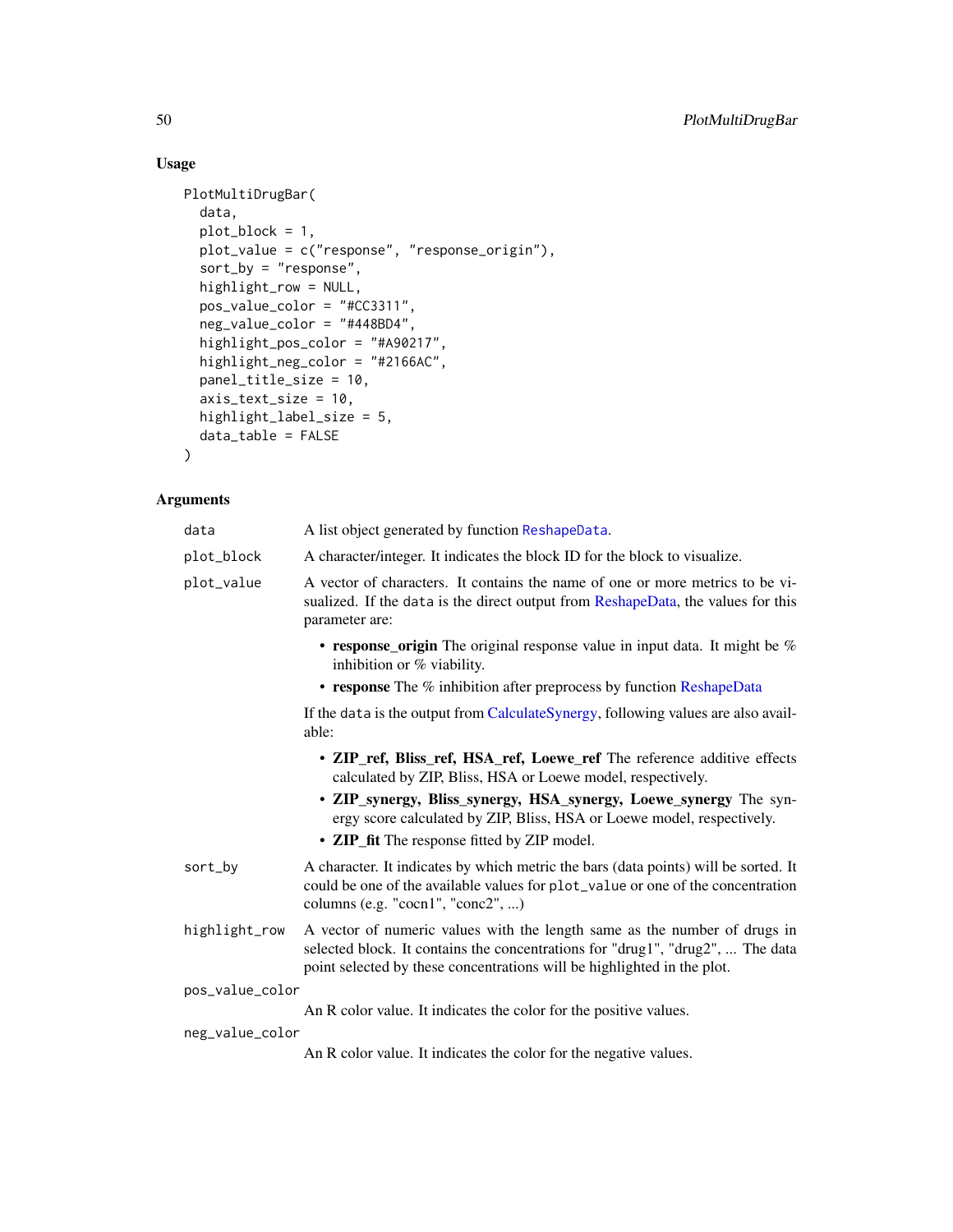## Usage

```
PlotMultiDrugBar(
  data,
  plot_block = 1,
  plot_value = c("response", "response_origin"),
  sort_by = "response",
  highlight_row = NULL,
  pos_value_color = "#CC3311",
  neg_value_color = "#448BD4",
  highlight_pos_color = "#A90217",
  highlight_neg_color = "#2166AC",
  panel_title_size = 10,
  axis_text_size = 10,
  highlight_label_size = 5,
  data_table = FALSE
)
```

## Arguments

`data` A list object generated by function `ReshapeData`.

`plot_block` A character/integer. It indicates the block ID for the block to visualize.

`plot_value` A vector of characters. It contains the name of one or more metrics to be visualized. If the `data` is the direct output from ReshapeData, the values for this parameter are:

- **response_origin** The original response value in input data. It might be % inhibition or % viability.
- **response** The % inhibition after preprocess by function ReshapeData

If the `data` is the output from CalculateSynergy, following values are also available:

- **ZIP_ref, Bliss_ref, HSA_ref, Loewe_ref** The reference additive effects calculated by ZIP, Bliss, HSA or Loewe model, respectively.
- **ZIP_synergy, Bliss_synergy, HSA_synergy, Loewe_synergy** The synergy score calculated by ZIP, Bliss, HSA or Loewe model, respectively.
- **ZIP_fit** The response fitted by ZIP model.

`sort_by` A character. It indicates by which metric the bars (data points) will be sorted. It could be one of the available values for `plot_value` or one of the concentration columns (e.g. "cocn1", "conc2", ...)

`highlight_row` A vector of numeric values with the length same as the number of drugs in selected block. It contains the concentrations for "drug1", "drug2", ... The data point selected by these concentrations will be highlighted in the plot.

`pos_value_color` An R color value. It indicates the color for the positive values.

`neg_value_color` An R color value. It indicates the color for the negative values.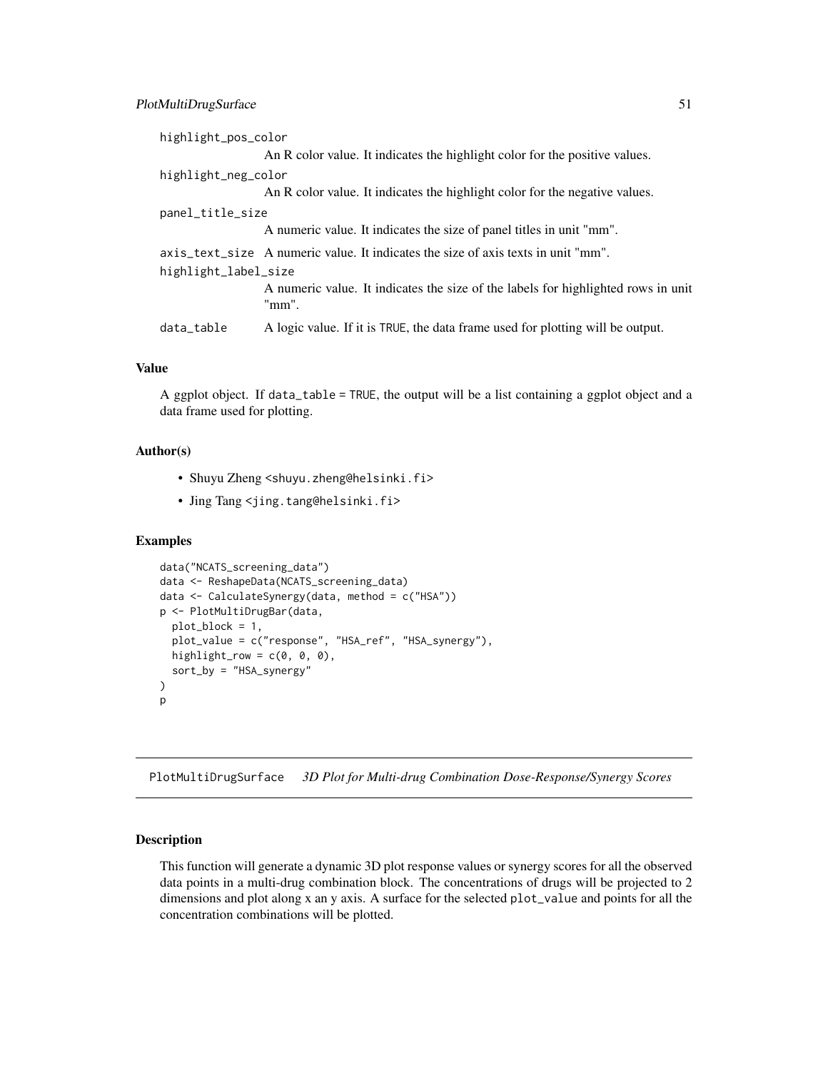`highlight_pos_color`
: An R color value. It indicates the highlight color for the positive values.

`highlight_neg_color`
: An R color value. It indicates the highlight color for the negative values.

`panel_title_size`
: A numeric value. It indicates the size of panel titles in unit "mm".

`axis_text_size`
: A numeric value. It indicates the size of axis texts in unit "mm".

`highlight_label_size`
: A numeric value. It indicates the size of the labels for highlighted rows in unit "mm".

`data_table`
: A logic value. If it is `TRUE`, the data frame used for plotting will be output.

### Value

A ggplot object. If `data_table = TRUE`, the output will be a list containing a ggplot object and a data frame used for plotting.

### Author(s)

- Shuyu Zheng <shuyu.zheng@helsinki.fi>
- Jing Tang <jing.tang@helsinki.fi>

### Examples

```
data("NCATS_screening_data")
data <- ReshapeData(NCATS_screening_data)
data <- CalculateSynergy(data, method = c("HSA"))
p <- PlotMultiDrugBar(data,
  plot_block = 1,
  plot_value = c("response", "HSA_ref", "HSA_synergy"),
  highlight_row = c(0, 0, 0),
  sort_by = "HSA_synergy"
)
p
```

---

## PlotMultiDrugSurface *3D Plot for Multi-drug Combination Dose-Response/Synergy Scores*

### Description

This function will generate a dynamic 3D plot response values or synergy scores for all the observed data points in a multi-drug combination block. The concentrations of drugs will be projected to 2 dimensions and plot along x an y axis. A surface for the selected `plot_value` and points for all the concentration combinations will be plotted.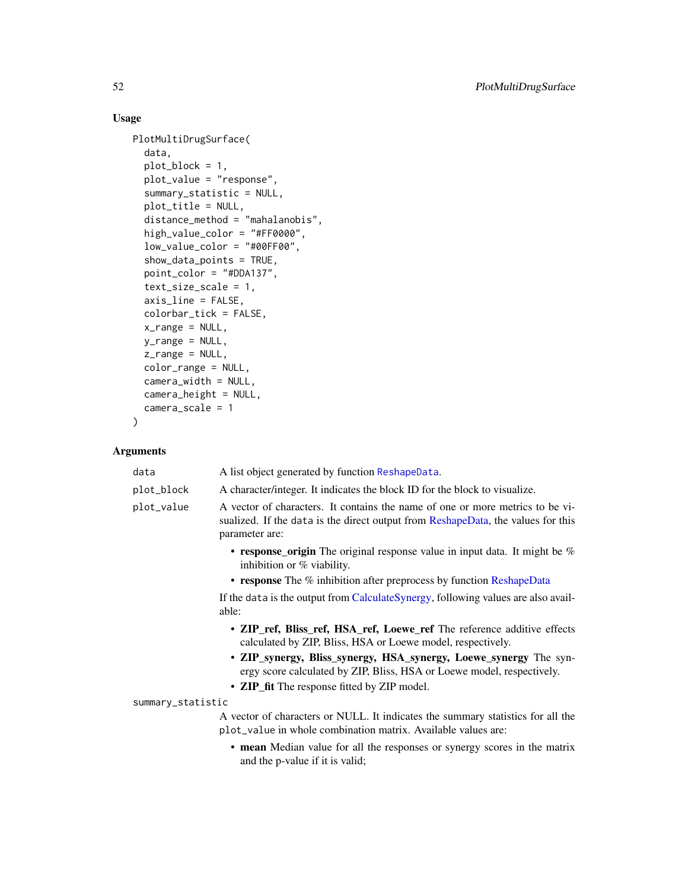### Usage

```
PlotMultiDrugSurface(
  data,
  plot_block = 1,
  plot_value = "response",
  summary_statistic = NULL,
  plot_title = NULL,
  distance_method = "mahalanobis",
  high_value_color = "#FF0000",
  low_value_color = "#00FF00",
  show_data_points = TRUE,
  point_color = "#DDA137",
  text_size_scale = 1,
  axis_line = FALSE,
  colorbar_tick = FALSE,
  x_range = NULL,
  y_range = NULL,
  z_range = NULL,
  color_range = NULL,
  camera_width = NULL,
  camera_height = NULL,
  camera_scale = 1
)
```

### Arguments

`data` A list object generated by function ReshapeData.

`plot_block` A character/integer. It indicates the block ID for the block to visualize.

`plot_value` A vector of characters. It contains the name of one or more metrics to be visualized. If the `data` is the direct output from ReshapeData, the values for this parameter are:

- **response_origin** The original response value in input data. It might be % inhibition or % viability.
- **response** The % inhibition after preprocess by function ReshapeData

If the `data` is the output from CalculateSynergy, following values are also available:

- **ZIP_ref, Bliss_ref, HSA_ref, Loewe_ref** The reference additive effects calculated by ZIP, Bliss, HSA or Loewe model, respectively.
- **ZIP_synergy, Bliss_synergy, HSA_synergy, Loewe_synergy** The synergy score calculated by ZIP, Bliss, HSA or Loewe model, respectively.
- **ZIP_fit** The response fitted by ZIP model.

`summary_statistic` A vector of characters or NULL. It indicates the summary statistics for all the `plot_value` in whole combination matrix. Available values are:

- **mean** Median value for all the responses or synergy scores in the matrix and the p-value if it is valid;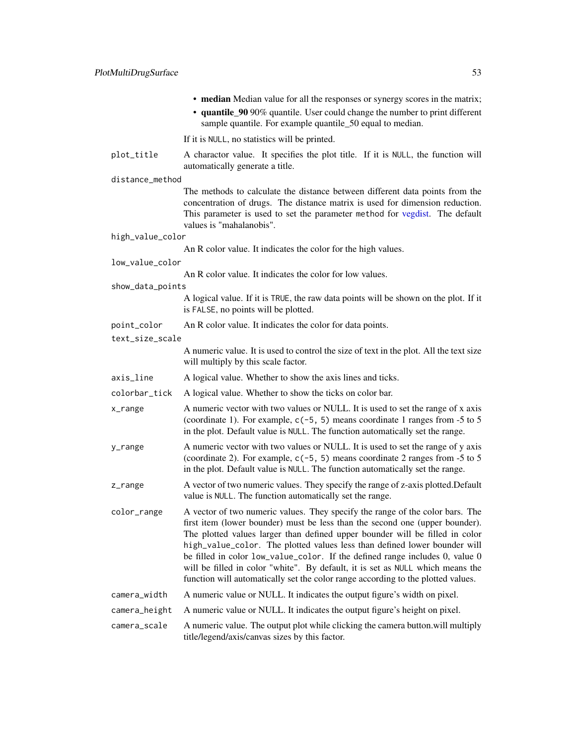- **median** Median value for all the responses or synergy scores in the matrix;
- **quantile_90** 90% quantile. User could change the number to print different sample quantile. For example quantile_50 equal to median.

If it is NULL, no statistics will be printed.

plot_title
: A charactor value. It specifies the plot title. If it is NULL, the function will automatically generate a title.

distance_method
: The methods to calculate the distance between different data points from the concentration of drugs. The distance matrix is used for dimension reduction. This parameter is used to set the parameter method for vegdist. The default values is "mahalanobis".

high_value_color
: An R color value. It indicates the color for the high values.

low_value_color
: An R color value. It indicates the color for low values.

show_data_points
: A logical value. If it is TRUE, the raw data points will be shown on the plot. If it is FALSE, no points will be plotted.

point_color
: An R color value. It indicates the color for data points.

text_size_scale
: A numeric value. It is used to control the size of text in the plot. All the text size will multiply by this scale factor.

axis_line
: A logical value. Whether to show the axis lines and ticks.

colorbar_tick
: A logical value. Whether to show the ticks on color bar.

x_range
: A numeric vector with two values or NULL. It is used to set the range of x axis (coordinate 1). For example, c(-5, 5) means coordinate 1 ranges from -5 to 5 in the plot. Default value is NULL. The function automatically set the range.

y_range
: A numeric vector with two values or NULL. It is used to set the range of y axis (coordinate 2). For example, c(-5, 5) means coordinate 2 ranges from -5 to 5 in the plot. Default value is NULL. The function automatically set the range.

z_range
: A vector of two numeric values. They specify the range of z-axis plotted.Default value is NULL. The function automatically set the range.

color_range
: A vector of two numeric values. They specify the range of the color bars. The first item (lower bounder) must be less than the second one (upper bounder). The plotted values larger than defined upper bounder will be filled in color high_value_color. The plotted values less than defined lower bounder will be filled in color low_value_color. If the defined range includes 0, value 0 will be filled in color "white". By default, it is set as NULL which means the function will automatically set the color range according to the plotted values.

camera_width
: A numeric value or NULL. It indicates the output figure's width on pixel.

camera_height
: A numeric value or NULL. It indicates the output figure's height on pixel.

camera_scale
: A numeric value. The output plot while clicking the camera button.will multiply title/legend/axis/canvas sizes by this factor.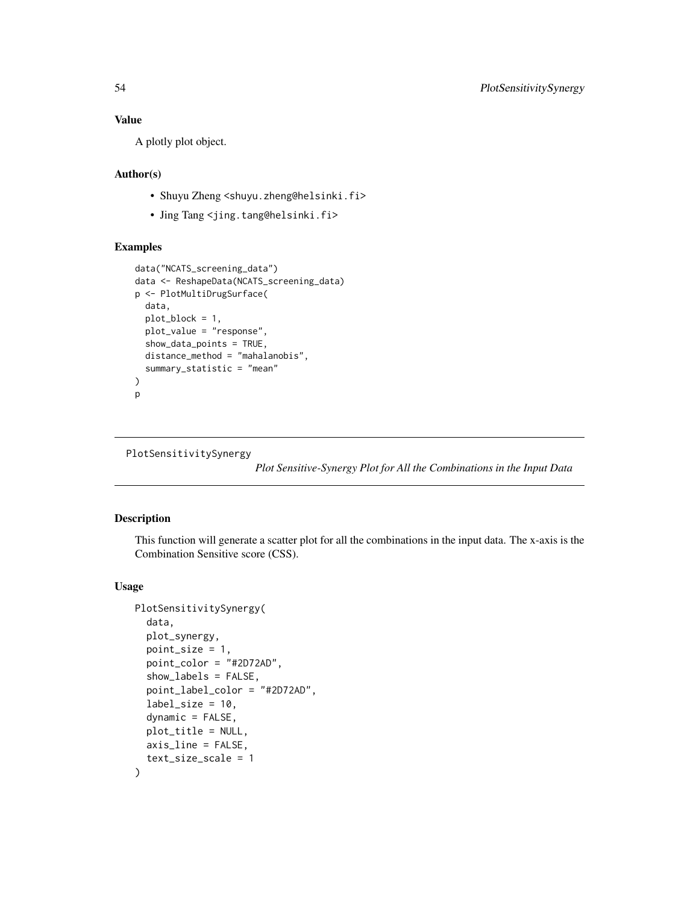## Value

A plotly plot object.

## Author(s)

- Shuyu Zheng <shuyu.zheng@helsinki.fi>
- Jing Tang <jing.tang@helsinki.fi>

## Examples

```
data("NCATS_screening_data")
data <- ReshapeData(NCATS_screening_data)
p <- PlotMultiDrugSurface(
  data,
  plot_block = 1,
  plot_value = "response",
  show_data_points = TRUE,
  distance_method = "mahalanobis",
  summary_statistic = "mean"
)
p
```

---

# PlotSensitivitySynergy

*Plot Sensitive-Synergy Plot for All the Combinations in the Input Data*

---

## Description

This function will generate a scatter plot for all the combinations in the input data. The x-axis is the Combination Sensitive score (CSS).

## Usage

```
PlotSensitivitySynergy(
  data,
  plot_synergy,
  point_size = 1,
  point_color = "#2D72AD",
  show_labels = FALSE,
  point_label_color = "#2D72AD",
  label_size = 10,
  dynamic = FALSE,
  plot_title = NULL,
  axis_line = FALSE,
  text_size_scale = 1
)
```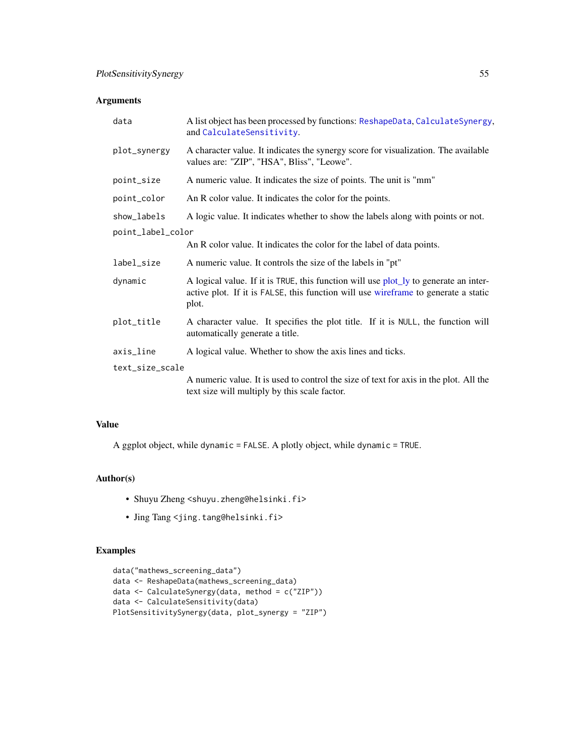## Arguments

- `data` — A list object has been processed by functions: `ReshapeData`, `CalculateSynergy`, and `CalculateSensitivity`.
- `plot_synergy` — A character value. It indicates the synergy score for visualization. The available values are: "ZIP", "HSA", Bliss", "Leowe".
- `point_size` — A numeric value. It indicates the size of points. The unit is "mm"
- `point_color` — An R color value. It indicates the color for the points.
- `show_labels` — A logic value. It indicates whether to show the labels along with points or not.
- `point_label_color` — An R color value. It indicates the color for the label of data points.
- `label_size` — A numeric value. It controls the size of the labels in "pt"
- `dynamic` — A logical value. If it is `TRUE`, this function will use plot_ly to generate an interactive plot. If it is `FALSE`, this function will use wireframe to generate a static plot.
- `plot_title` — A character value. It specifies the plot title. If it is `NULL`, the function will automatically generate a title.
- `axis_line` — A logical value. Whether to show the axis lines and ticks.
- `text_size_scale` — A numeric value. It is used to control the size of text for axis in the plot. All the text size will multiply by this scale factor.

## Value

A ggplot object, while `dynamic = FALSE`. A plotly object, while `dynamic = TRUE`.

## Author(s)

- Shuyu Zheng <shuyu.zheng@helsinki.fi>
- Jing Tang <jing.tang@helsinki.fi>

## Examples

```
data("mathews_screening_data")
data <- ReshapeData(mathews_screening_data)
data <- CalculateSynergy(data, method = c("ZIP"))
data <- CalculateSensitivity(data)
PlotSensitivitySynergy(data, plot_synergy = "ZIP")
```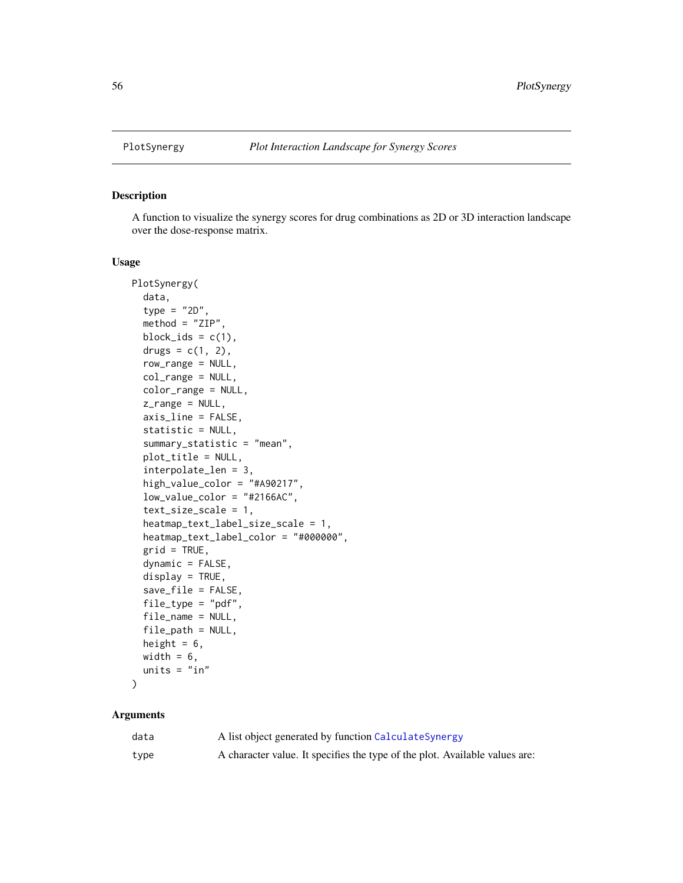## PlotSynergy    *Plot Interaction Landscape for Synergy Scores*

### Description

A function to visualize the synergy scores for drug combinations as 2D or 3D interaction landscape over the dose-response matrix.

### Usage

```
PlotSynergy(
  data,
  type = "2D",
  method = "ZIP",
  block_ids = c(1),
  drugs = c(1, 2),
  row_range = NULL,
  col_range = NULL,
  color_range = NULL,
  z_range = NULL,
  axis_line = FALSE,
  statistic = NULL,
  summary_statistic = "mean",
  plot_title = NULL,
  interpolate_len = 3,
  high_value_color = "#A90217",
  low_value_color = "#2166AC",
  text_size_scale = 1,
  heatmap_text_label_size_scale = 1,
  heatmap_text_label_color = "#000000",
  grid = TRUE,
  dynamic = FALSE,
  display = TRUE,
  save_file = FALSE,
  file_type = "pdf",
  file_name = NULL,
  file_path = NULL,
  height = 6,
  width = 6,
  units = "in"
)
```

### Arguments

| | |
|---|---|
| `data` | A list object generated by function `CalculateSynergy` |
| `type` | A character value. It specifies the type of the plot. Available values are: |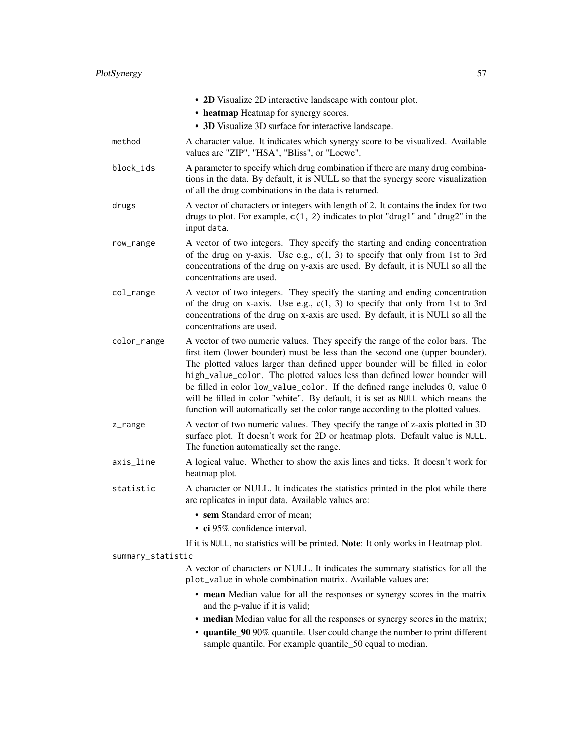- **2D** Visualize 2D interactive landscape with contour plot.
- **heatmap** Heatmap for synergy scores.
- **3D** Visualize 3D surface for interactive landscape.

`method` A character value. It indicates which synergy score to be visualized. Available values are "ZIP", "HSA", "Bliss", or "Loewe".

`block_ids` A parameter to specify which drug combination if there are many drug combinations in the data. By default, it is NULL so that the synergy score visualization of all the drug combinations in the data is returned.

`drugs` A vector of characters or integers with length of 2. It contains the index for two drugs to plot. For example, `c(1, 2)` indicates to plot "drug1" and "drug2" in the input `data`.

`row_range` A vector of two integers. They specify the starting and ending concentration of the drug on y-axis. Use e.g., c(1, 3) to specify that only from 1st to 3rd concentrations of the drug on y-axis are used. By default, it is NULl so all the concentrations are used.

`col_range` A vector of two integers. They specify the starting and ending concentration of the drug on x-axis. Use e.g., c(1, 3) to specify that only from 1st to 3rd concentrations of the drug on x-axis are used. By default, it is NULl so all the concentrations are used.

`color_range` A vector of two numeric values. They specify the range of the color bars. The first item (lower bounder) must be less than the second one (upper bounder). The plotted values larger than defined upper bounder will be filled in color `high_value_color`. The plotted values less than defined lower bounder will be filled in color `low_value_color`. If the defined range includes 0, value 0 will be filled in color "white". By default, it is set as `NULL` which means the function will automatically set the color range according to the plotted values.

`z_range` A vector of two numeric values. They specify the range of z-axis plotted in 3D surface plot. It doesn't work for 2D or heatmap plots. Default value is `NULL`. The function automatically set the range.

`axis_line` A logical value. Whether to show the axis lines and ticks. It doesn't work for heatmap plot.

`statistic` A character or NULL. It indicates the statistics printed in the plot while there are replicates in input data. Available values are:

- **sem** Standard error of mean;
- **ci** 95% confidence interval.

If it is `NULL`, no statistics will be printed. **Note**: It only works in Heatmap plot.

`summary_statistic`
A vector of characters or NULL. It indicates the summary statistics for all the `plot_value` in whole combination matrix. Available values are:

- **mean** Median value for all the responses or synergy scores in the matrix and the p-value if it is valid;
- **median** Median value for all the responses or synergy scores in the matrix;
- **quantile_90** 90% quantile. User could change the number to print different sample quantile. For example quantile_50 equal to median.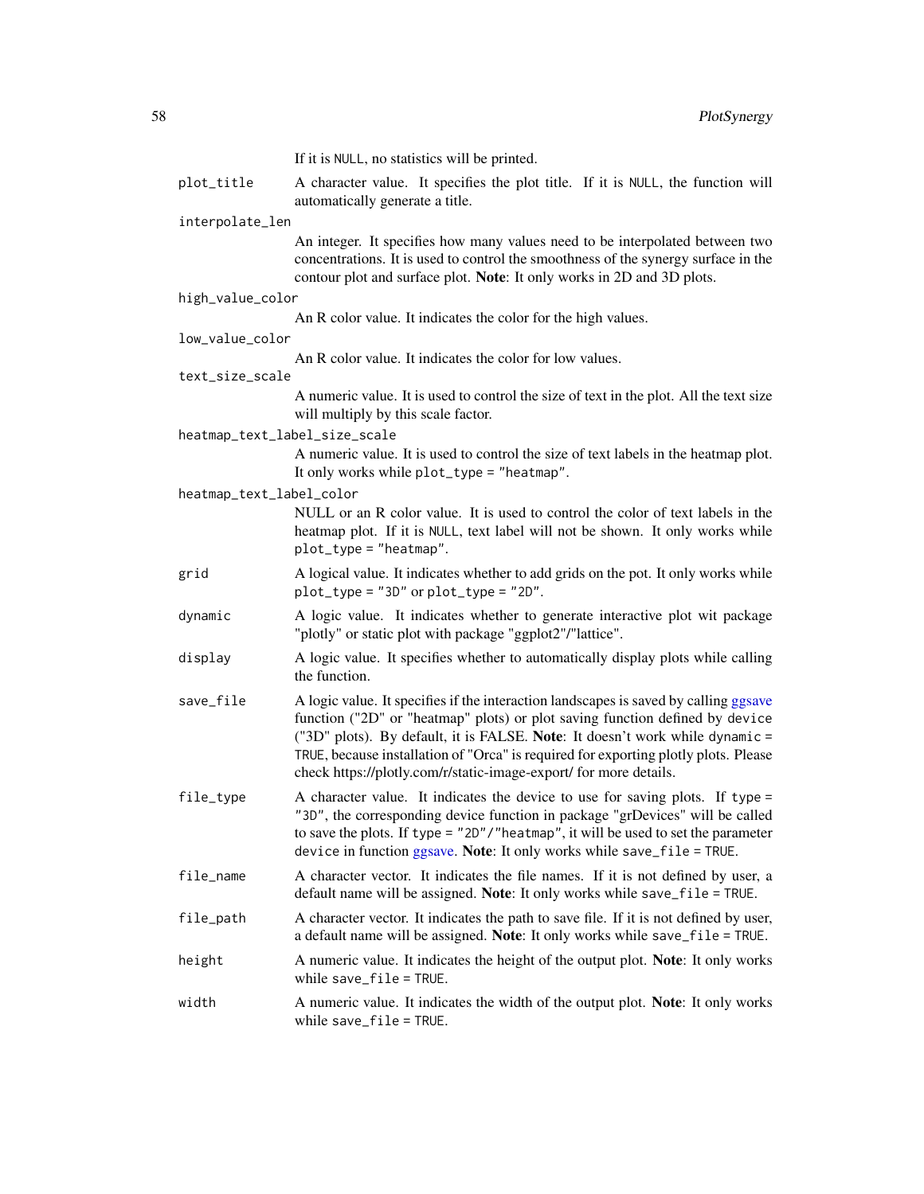If it is `NULL`, no statistics will be printed.

`plot_title`
: A character value. It specifies the plot title. If it is `NULL`, the function will automatically generate a title.

`interpolate_len`
: An integer. It specifies how many values need to be interpolated between two concentrations. It is used to control the smoothness of the synergy surface in the contour plot and surface plot. **Note**: It only works in 2D and 3D plots.

`high_value_color`
: An R color value. It indicates the color for the high values.

`low_value_color`
: An R color value. It indicates the color for low values.

`text_size_scale`
: A numeric value. It is used to control the size of text in the plot. All the text size will multiply by this scale factor.

`heatmap_text_label_size_scale`
: A numeric value. It is used to control the size of text labels in the heatmap plot. It only works while `plot_type = "heatmap"`.

`heatmap_text_label_color`
: NULL or an R color value. It is used to control the color of text labels in the heatmap plot. If it is `NULL`, text label will not be shown. It only works while `plot_type = "heatmap"`.

`grid`
: A logical value. It indicates whether to add grids on the pot. It only works while `plot_type = "3D"` or `plot_type = "2D"`.

`dynamic`
: A logic value. It indicates whether to generate interactive plot wit package "plotly" or static plot with package "ggplot2"/"lattice".

`display`
: A logic value. It specifies whether to automatically display plots while calling the function.

`save_file`
: A logic value. It specifies if the interaction landscapes is saved by calling ggsave function ("2D" or "heatmap" plots) or plot saving function defined by `device` ("3D" plots). By default, it is FALSE. **Note**: It doesn't work while `dynamic = TRUE`, because installation of "Orca" is required for exporting plotly plots. Please check https://plotly.com/r/static-image-export/ for more details.

`file_type`
: A character value. It indicates the device to use for saving plots. If `type = "3D"`, the corresponding device function in package "grDevices" will be called to save the plots. If `type = "2D"/"heatmap"`, it will be used to set the parameter `device` in function ggsave. **Note**: It only works while `save_file = TRUE`.

`file_name`
: A character vector. It indicates the file names. If it is not defined by user, a default name will be assigned. **Note**: It only works while `save_file = TRUE`.

`file_path`
: A character vector. It indicates the path to save file. If it is not defined by user, a default name will be assigned. **Note**: It only works while `save_file = TRUE`.

`height`
: A numeric value. It indicates the height of the output plot. **Note**: It only works while `save_file = TRUE`.

`width`
: A numeric value. It indicates the width of the output plot. **Note**: It only works while `save_file = TRUE`.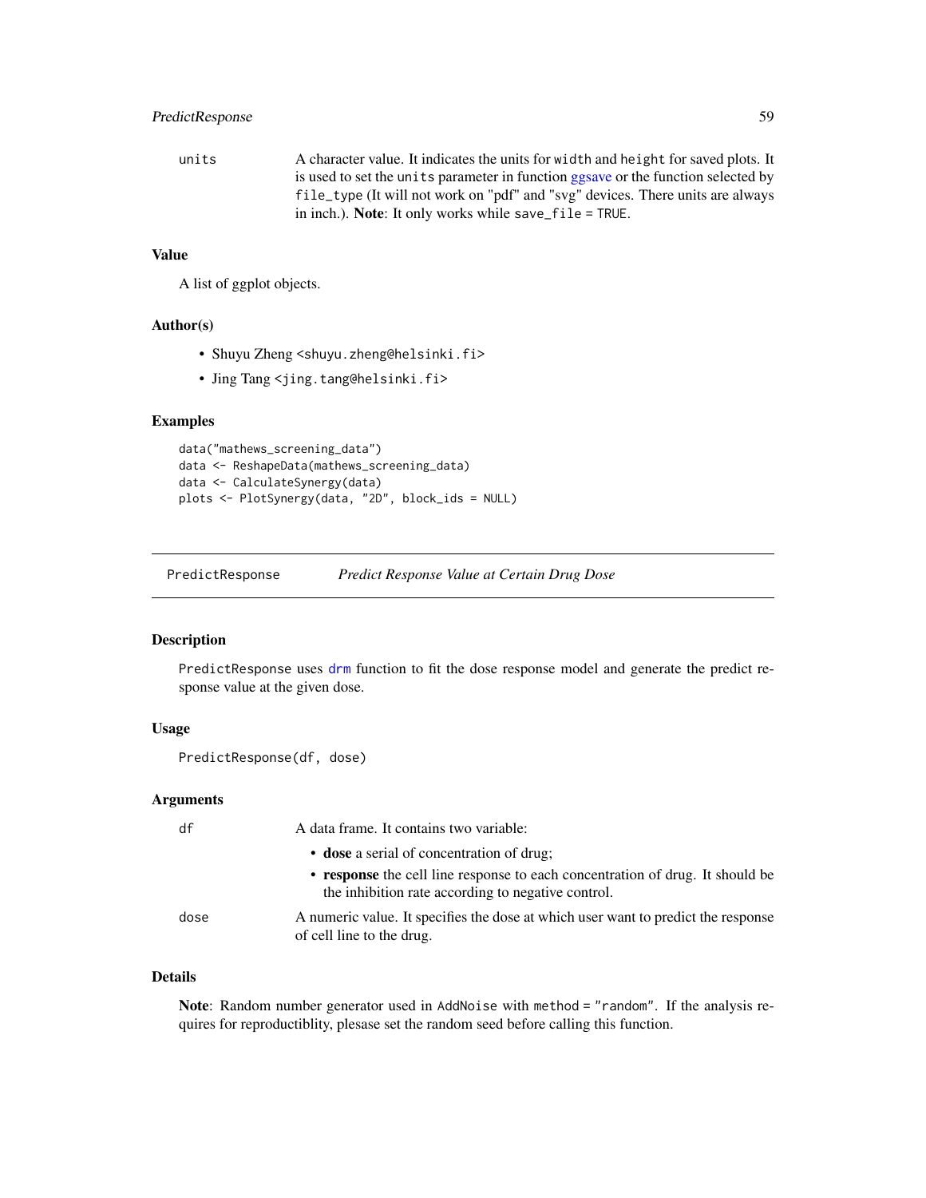units A character value. It indicates the units for `width` and `height` for saved plots. It is used to set the `units` parameter in function ggsave or the function selected by `file_type` (It will not work on "pdf" and "svg" devices. There units are always in inch.). **Note**: It only works while `save_file = TRUE`.

### Value

A list of ggplot objects.

### Author(s)

- Shuyu Zheng <shuyu.zheng@helsinki.fi>
- Jing Tang <jing.tang@helsinki.fi>

### Examples

```
data("mathews_screening_data")
data <- ReshapeData(mathews_screening_data)
data <- CalculateSynergy(data)
plots <- PlotSynergy(data, "2D", block_ids = NULL)
```

---

## PredictResponse *Predict Response Value at Certain Drug Dose*

### Description

`PredictResponse` uses drm function to fit the dose response model and generate the predict response value at the given dose.

### Usage

```
PredictResponse(df, dose)
```

### Arguments

df A data frame. It contains two variable:

- **dose** a serial of concentration of drug;
- **response** the cell line response to each concentration of drug. It should be the inhibition rate according to negative control.

dose A numeric value. It specifies the dose at which user want to predict the response of cell line to the drug.

### Details

**Note**: Random number generator used in `AddNoise` with `method = "random"`. If the analysis requires for reproductiblity, plesase set the random seed before calling this function.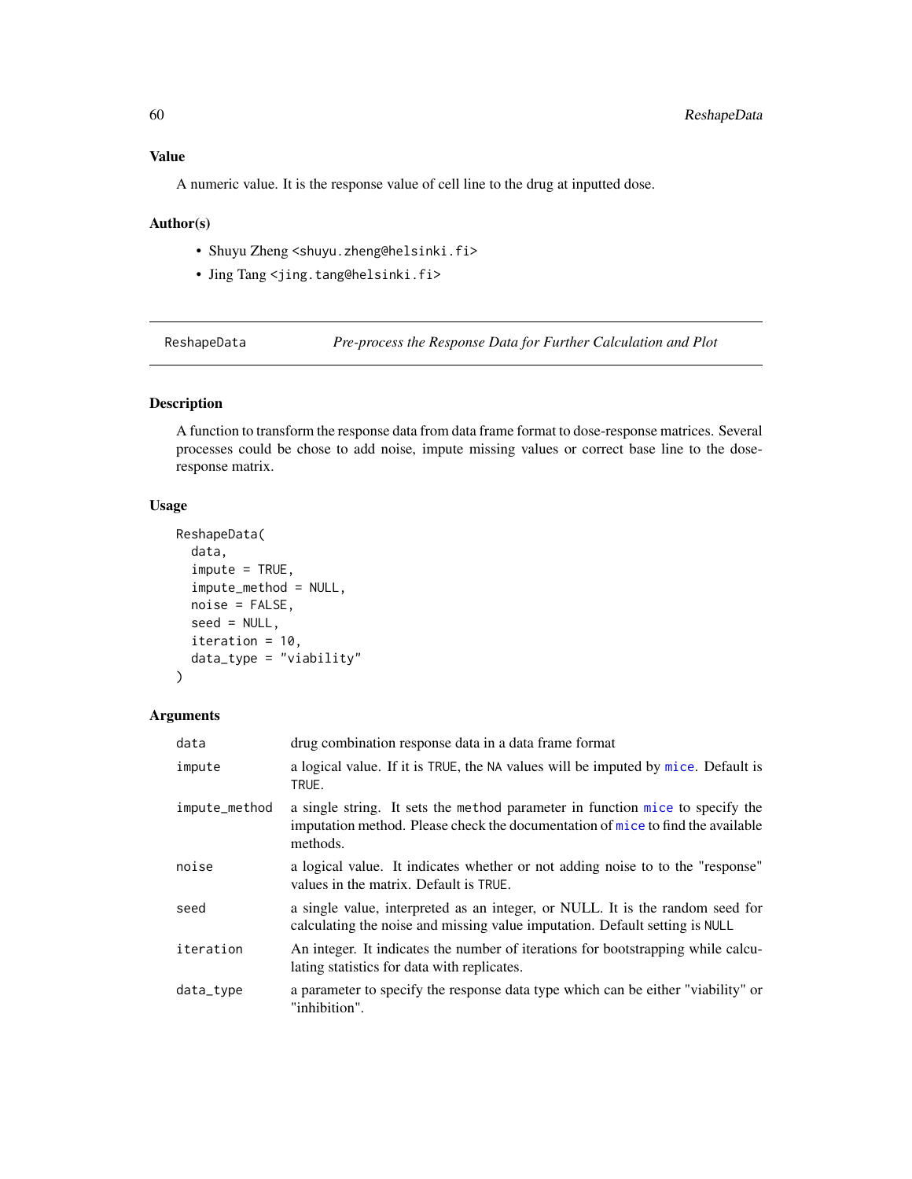### Value

A numeric value. It is the response value of cell line to the drug at inputted dose.

### Author(s)

- Shuyu Zheng <shuyu.zheng@helsinki.fi>
- Jing Tang <jing.tang@helsinki.fi>

---

## ReshapeData — *Pre-process the Response Data for Further Calculation and Plot*

---

### Description

A function to transform the response data from data frame format to dose-response matrices. Several processes could be chose to add noise, impute missing values or correct base line to the dose-response matrix.

### Usage

```
ReshapeData(
  data,
  impute = TRUE,
  impute_method = NULL,
  noise = FALSE,
  seed = NULL,
  iteration = 10,
  data_type = "viability"
)
```

### Arguments

| | |
|---|---|
| `data` | drug combination response data in a data frame format |
| `impute` | a logical value. If it is `TRUE`, the `NA` values will be imputed by `mice`. Default is `TRUE`. |
| `impute_method` | a single string. It sets the `method` parameter in function `mice` to specify the imputation method. Please check the documentation of `mice` to find the available methods. |
| `noise` | a logical value. It indicates whether or not adding noise to to the "response" values in the matrix. Default is `TRUE`. |
| `seed` | a single value, interpreted as an integer, or NULL. It is the random seed for calculating the noise and missing value imputation. Default setting is `NULL` |
| `iteration` | An integer. It indicates the number of iterations for bootstrapping while calculating statistics for data with replicates. |
| `data_type` | a parameter to specify the response data type which can be either "viability" or "inhibition". |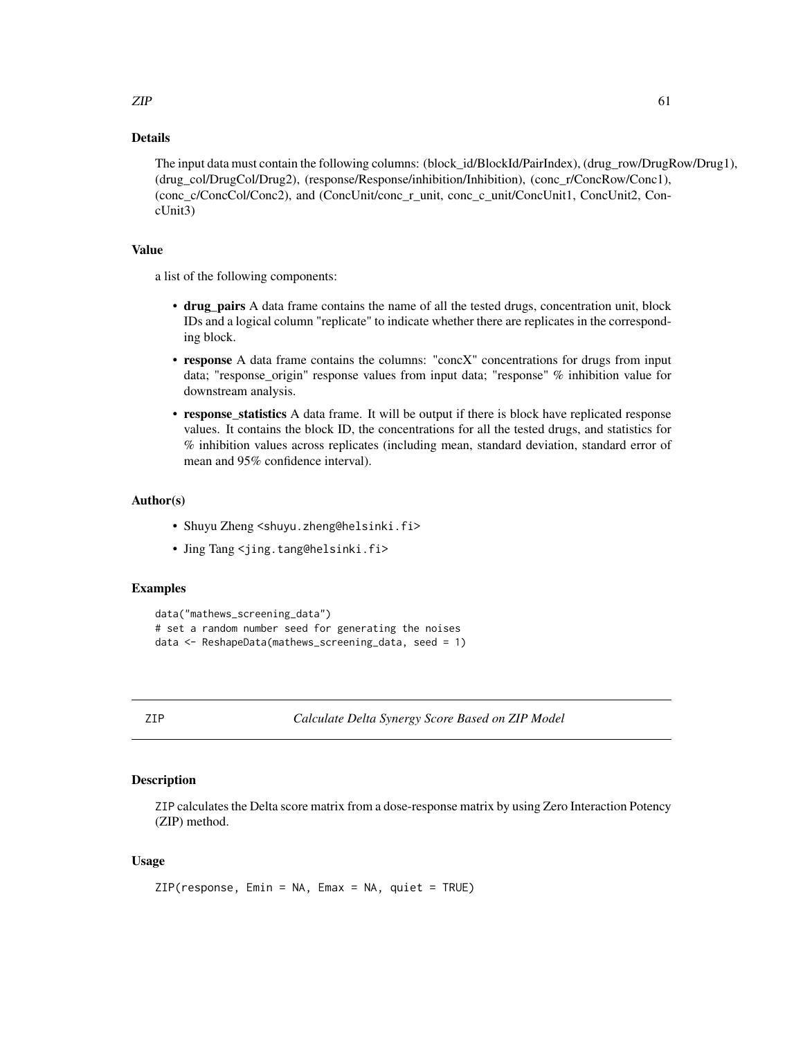### Details

The input data must contain the following columns: (block_id/BlockId/PairIndex), (drug_row/DrugRow/Drug1), (drug_col/DrugCol/Drug2), (response/Response/inhibition/Inhibition), (conc_r/ConcRow/Conc1), (conc_c/ConcCol/Conc2), and (ConcUnit/conc_r_unit, conc_c_unit/ConcUnit1, ConcUnit2, ConcUnit3)

### Value

a list of the following components:

- **drug_pairs** A data frame contains the name of all the tested drugs, concentration unit, block IDs and a logical column "replicate" to indicate whether there are replicates in the corresponding block.
- **response** A data frame contains the columns: "concX" concentrations for drugs from input data; "response_origin" response values from input data; "response" % inhibition value for downstream analysis.
- **response_statistics** A data frame. It will be output if there is block have replicated response values. It contains the block ID, the concentrations for all the tested drugs, and statistics for % inhibition values across replicates (including mean, standard deviation, standard error of mean and 95% confidence interval).

### Author(s)

- Shuyu Zheng <shuyu.zheng@helsinki.fi>
- Jing Tang <jing.tang@helsinki.fi>

### Examples

```
data("mathews_screening_data")
# set a random number seed for generating the noises
data <- ReshapeData(mathews_screening_data, seed = 1)
```

---

## ZIP *Calculate Delta Synergy Score Based on ZIP Model*

### Description

ZIP calculates the Delta score matrix from a dose-response matrix by using Zero Interaction Potency (ZIP) method.

### Usage

```
ZIP(response, Emin = NA, Emax = NA, quiet = TRUE)
```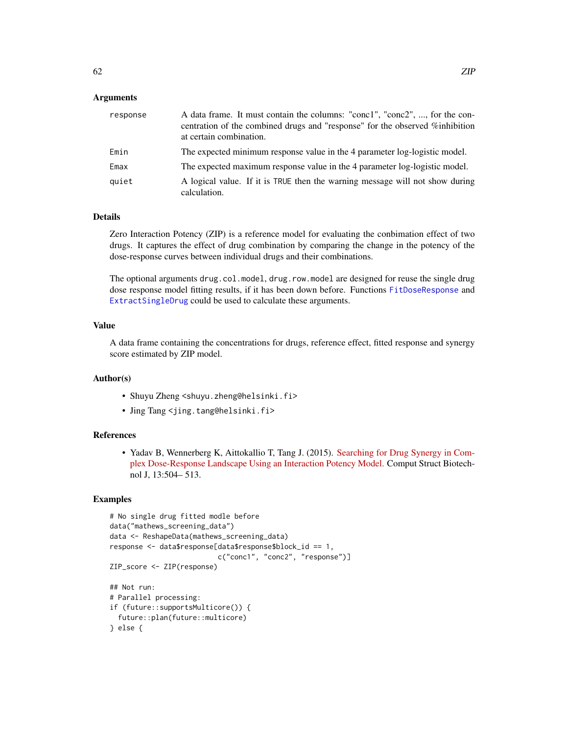### Arguments

| | |
|---|---|
| `response` | A data frame. It must contain the columns: "conc1", "conc2", ..., for the concentration of the combined drugs and "response" for the observed %inhibition at certain combination. |
| `Emin` | The expected minimum response value in the 4 parameter log-logistic model. |
| `Emax` | The expected maximum response value in the 4 parameter log-logistic model. |
| `quiet` | A logical value. If it is `TRUE` then the warning message will not show during calculation. |

### Details

Zero Interaction Potency (ZIP) is a reference model for evaluating the conbimation effect of two drugs. It captures the effect of drug combination by comparing the change in the potency of the dose-response curves between individual drugs and their combinations.

The optional arguments `drug.col.model`, `drug.row.model` are designed for reuse the single drug dose response model fitting results, if it has been down before. Functions `FitDoseResponse` and `ExtractSingleDrug` could be used to calculate these arguments.

### Value

A data frame containing the concentrations for drugs, reference effect, fitted response and synergy score estimated by ZIP model.

### Author(s)

- Shuyu Zheng <shuyu.zheng@helsinki.fi>
- Jing Tang <jing.tang@helsinki.fi>

### References

- Yadav B, Wennerberg K, Aittokallio T, Tang J. (2015). Searching for Drug Synergy in Complex Dose-Response Landscape Using an Interaction Potency Model. Comput Struct Biotechnol J, 13:504– 513.

### Examples

```
# No single drug fitted modle before
data("mathews_screening_data")
data <- ReshapeData(mathews_screening_data)
response <- data$response[data$response$block_id == 1,
                          c("conc1", "conc2", "response")]
ZIP_score <- ZIP(response)

## Not run:
# Parallel processing:
if (future::supportsMulticore()) {
  future::plan(future::multicore)
} else {
```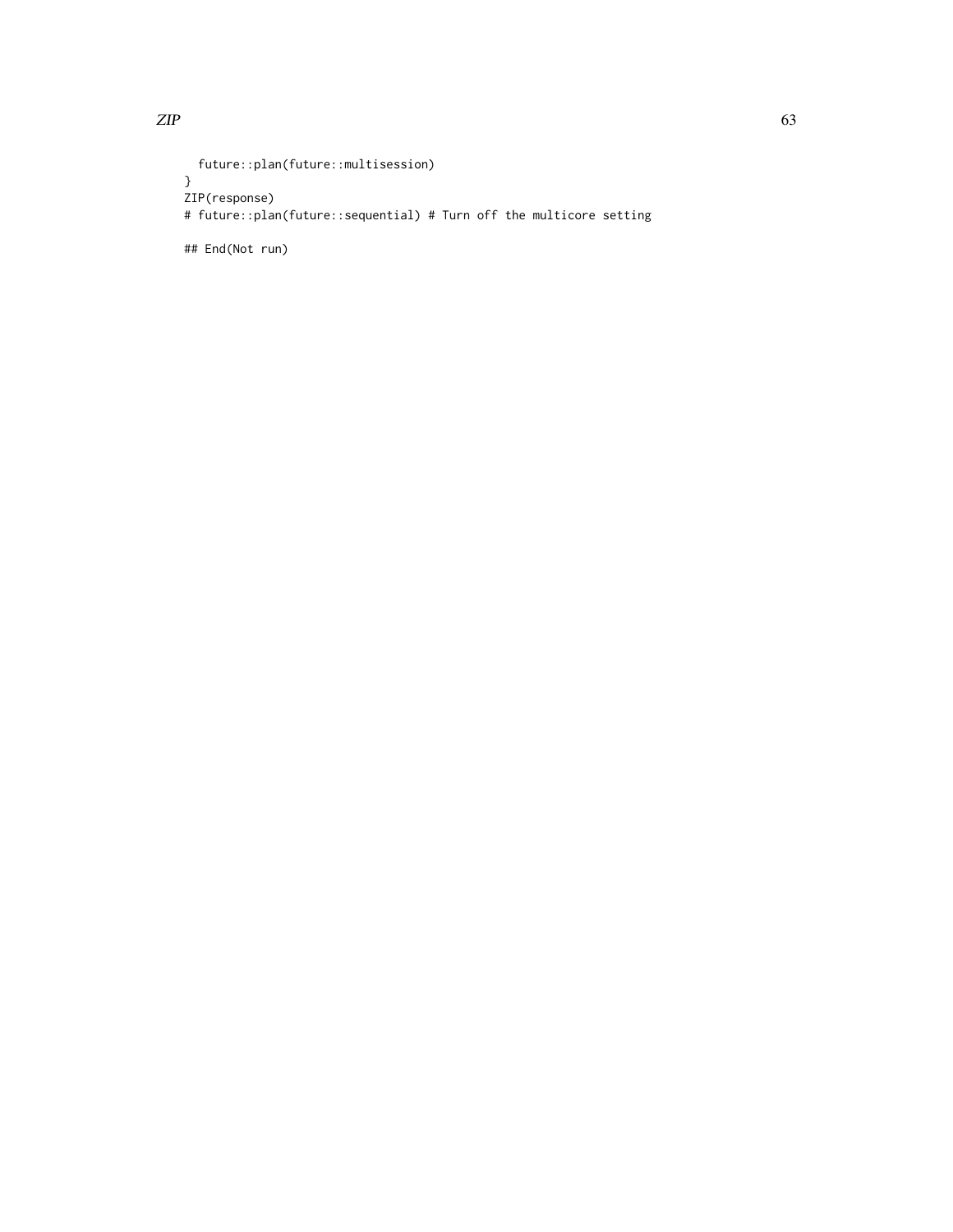```
  future::plan(future::multisession)
}
ZIP(response)
# future::plan(future::sequential) # Turn off the multicore setting

## End(Not run)
```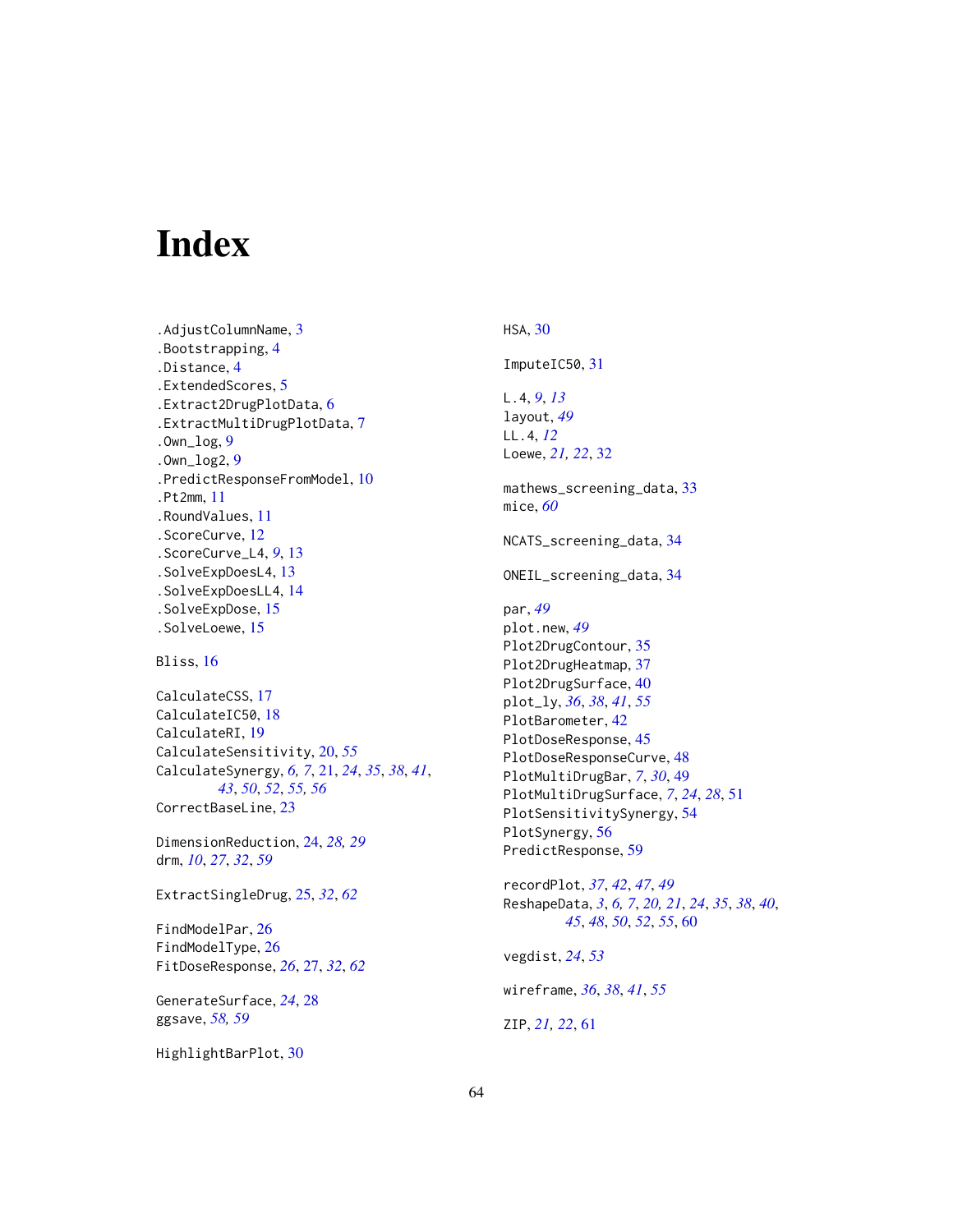# Index

.AdjustColumnName, 3
.Bootstrapping, 4
.Distance, 4
.ExtendedScores, 5
.Extract2DrugPlotData, 6
.ExtractMultiDrugPlotData, 7
.Own_log, 9
.Own_log2, 9
.PredictResponseFromModel, 10
.Pt2mm, 11
.RoundValues, 11
.ScoreCurve, 12
.ScoreCurve_L4, *9*, 13
.SolveExpDoesL4, 13
.SolveExpDoesLL4, 14
.SolveExpDose, 15
.SolveLoewe, 15

Bliss, 16

CalculateCSS, 17
CalculateIC50, 18
CalculateRI, 19
CalculateSensitivity, 20, *55*
CalculateSynergy, *6, 7*, 21, *24*, *35*, *38*, *41*, *43*, *50*, *52*, *55, 56*
CorrectBaseLine, 23

DimensionReduction, 24, *28, 29*
drm, *10*, *27*, *32*, *59*

ExtractSingleDrug, 25, *32*, *62*

FindModelPar, 26
FindModelType, 26
FitDoseResponse, *26*, 27, *32*, *62*

GenerateSurface, *24*, 28
ggsave, *58, 59*

HighlightBarPlot, 30

HSA, 30

ImputeIC50, 31

L.4, *9*, *13*
layout, *49*
LL.4, *12*
Loewe, *21, 22*, 32

mathews_screening_data, 33
mice, *60*

NCATS_screening_data, 34

ONEIL_screening_data, 34

par, *49*
plot.new, *49*
Plot2DrugContour, 35
Plot2DrugHeatmap, 37
Plot2DrugSurface, 40
plot_ly, *36*, *38*, *41*, *55*
PlotBarometer, 42
PlotDoseResponse, 45
PlotDoseResponseCurve, 48
PlotMultiDrugBar, *7*, *30*, 49
PlotMultiDrugSurface, *7*, *24*, *28*, 51
PlotSensitivitySynergy, 54
PlotSynergy, 56
PredictResponse, 59

recordPlot, *37*, *42*, *47*, *49*
ReshapeData, *3*, *6, 7*, *20, 21*, *24*, *35*, *38*, *40*, *45*, *48*, *50*, *52*, *55*, 60

vegdist, *24*, *53*

wireframe, *36*, *38*, *41*, *55*

ZIP, *21, 22*, 61